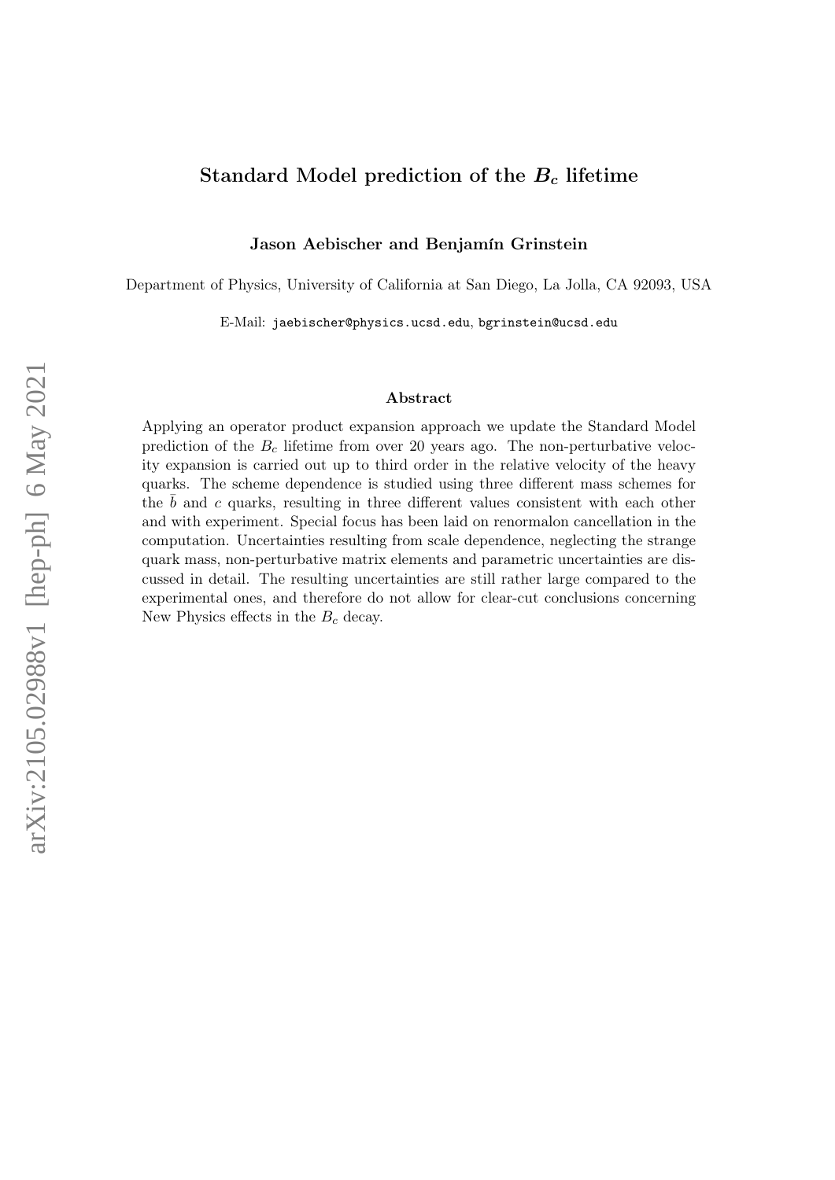# Standard Model prediction of the $B_c$ lifetime

**Jason Aebischer and Benjamín Grinstein**

Department of Physics, University of California at San Diego, La Jolla, CA 92093, USA

E-Mail: jaebischer@physics.ucsd.edu, bgrinstein@ucsd.edu

### Abstract

Applying an operator product expansion approach we update the Standard Model prediction of the $B_c$ lifetime from over 20 years ago. The non-perturbative velocity expansion is carried out up to third order in the relative velocity of the heavy quarks. The scheme dependence is studied using three different mass schemes for the $\bar{b}$ and $c$ quarks, resulting in three different values consistent with each other and with experiment. Special focus has been laid on renormalon cancellation in the computation. Uncertainties resulting from scale dependence, neglecting the strange quark mass, non-perturbative matrix elements and parametric uncertainties are discussed in detail. The resulting uncertainties are still rather large compared to the experimental ones, and therefore do not allow for clear-cut conclusions concerning New Physics effects in the $B_c$ decay.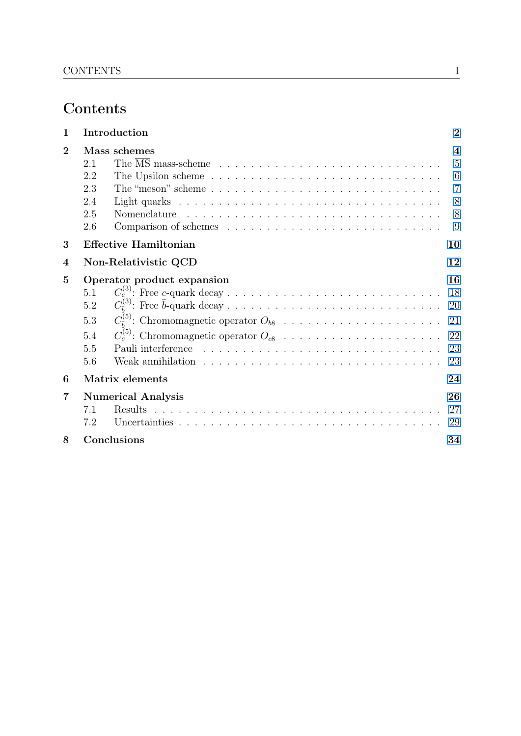# Contents

| | | |
|---|---|---|
| **1** | **Introduction** | **2** |
| **2** | **Mass schemes** | **4** |
| 2.1 | The $\overline{\text{MS}}$ mass-scheme | 5 |
| 2.2 | The Upsilon scheme | 6 |
| 2.3 | The "meson" scheme | 7 |
| 2.4 | Light quarks | 8 |
| 2.5 | Nomenclature | 8 |
| 2.6 | Comparison of schemes | 9 |
| **3** | **Effective Hamiltonian** | **10** |
| **4** | **Non-Relativistic QCD** | **12** |
| **5** | **Operator product expansion** | **16** |
| 5.1 | $C_c^{(3)}$: Free $c$-quark decay | 18 |
| 5.2 | $C_{\bar{b}}^{(3)}$: Free $\bar{b}$-quark decay | 20 |
| 5.3 | $C_{\bar{b}}^{(5)}$: Chromomagnetic operator $O_{b8}$ | 21 |
| 5.4 | $C_c^{(5)}$: Chromomagnetic operator $O_{c8}$ | 22 |
| 5.5 | Pauli interference | 23 |
| 5.6 | Weak annihilation | 23 |
| **6** | **Matrix elements** | **24** |
| **7** | **Numerical Analysis** | **26** |
| 7.1 | Results | 27 |
| 7.2 | Uncertainties | 29 |
| **8** | **Conclusions** | **34** |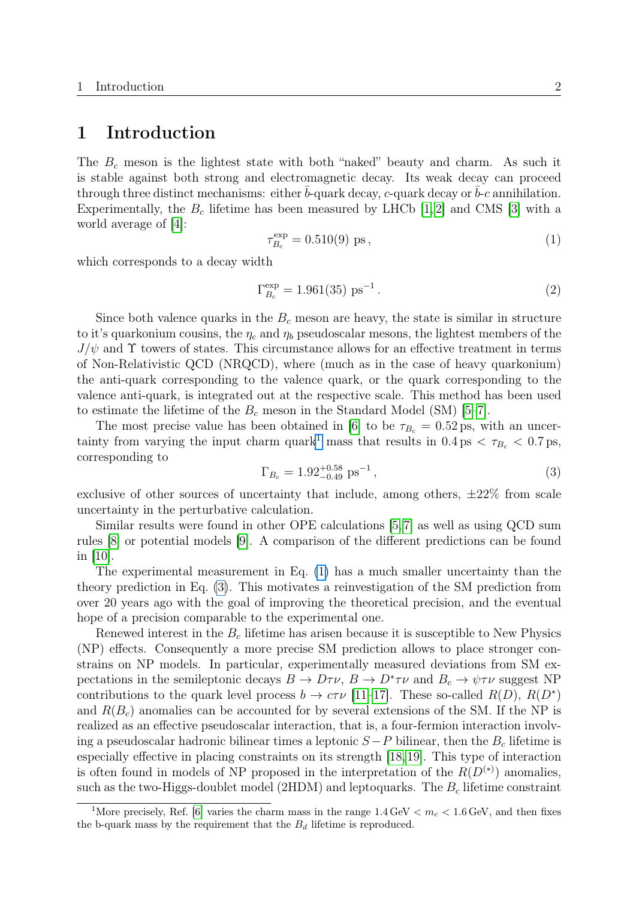# 1 Introduction

The $B_c$ meson is the lightest state with both "naked" beauty and charm. As such it is stable against both strong and electromagnetic decay. Its weak decay can proceed through three distinct mechanisms: either $\bar{b}$-quark decay, $c$-quark decay or $\bar{b}$-$c$ annihilation. Experimentally, the $B_c$ lifetime has been measured by LHCb [1, 2] and CMS [3] with a world average of [4]:

$$\tau_{B_c}^{\text{exp}} = 0.510(9) \text{ ps}\,, \tag{1}$$

which corresponds to a decay width

$$\Gamma_{B_c}^{\text{exp}} = 1.961(35) \text{ ps}^{-1}\,. \tag{2}$$

Since both valence quarks in the $B_c$ meson are heavy, the state is similar in structure to it's quarkonium cousins, the $\eta_c$ and $\eta_b$ pseudoscalar mesons, the lightest members of the $J/\psi$ and $\Upsilon$ towers of states. This circumstance allows for an effective treatment in terms of Non-Relativistic QCD (NRQCD), where (much as in the case of heavy quarkonium) the anti-quark corresponding to the valence quark, or the quark corresponding to the valence anti-quark, is integrated out at the respective scale. This method has been used to estimate the lifetime of the $B_c$ meson in the Standard Model (SM) [5–7].

The most precise value has been obtained in [6] to be $\tau_{B_c} = 0.52\,\text{ps}$, with an uncertainty from varying the input charm quark[1] mass that results in $0.4\,\text{ps} < \tau_{B_c} < 0.7\,\text{ps}$, corresponding to

$$\Gamma_{B_c} = 1.92^{+0.58}_{-0.49} \text{ ps}^{-1}\,, \tag{3}$$

exclusive of other sources of uncertainty that include, among others, $\pm 22\%$ from scale uncertainty in the perturbative calculation.

Similar results were found in other OPE calculations [5, 7] as well as using QCD sum rules [8] or potential models [9]. A comparison of the different predictions can be found in [10].

The experimental measurement in Eq. (1) has a much smaller uncertainty than the theory prediction in Eq. (3). This motivates a reinvestigation of the SM prediction from over 20 years ago with the goal of improving the theoretical precision, and the eventual hope of a precision comparable to the experimental one.

Renewed interest in the $B_c$ lifetime has arisen because it is susceptible to New Physics (NP) effects. Consequently a more precise SM prediction allows to place stronger constrains on NP models. In particular, experimentally measured deviations from SM expectations in the semileptonic decays $B \to D\tau\nu$, $B \to D^*\tau\nu$ and $B_c \to \psi\tau\nu$ suggest NP contributions to the quark level process $b \to c\tau\nu$ [11–17]. These so-called $R(D)$, $R(D^*)$ and $R(B_c)$ anomalies can be accounted for by several extensions of the SM. If the NP is realized as an effective pseudoscalar interaction, that is, a four-fermion interaction involving a pseudoscalar hadronic bilinear times a leptonic $S - P$ bilinear, then the $B_c$ lifetime is especially effective in placing constraints on its strength [18, 19]. This type of interaction is often found in models of NP proposed in the interpretation of the $R(D^{(*)})$ anomalies, such as the two-Higgs-doublet model (2HDM) and leptoquarks. The $B_c$ lifetime constraint

[1] More precisely, Ref. [6] varies the charm mass in the range $1.4\,\text{GeV} < m_c < 1.6\,\text{GeV}$, and then fixes the b-quark mass by the requirement that the $B_d$ lifetime is reproduced.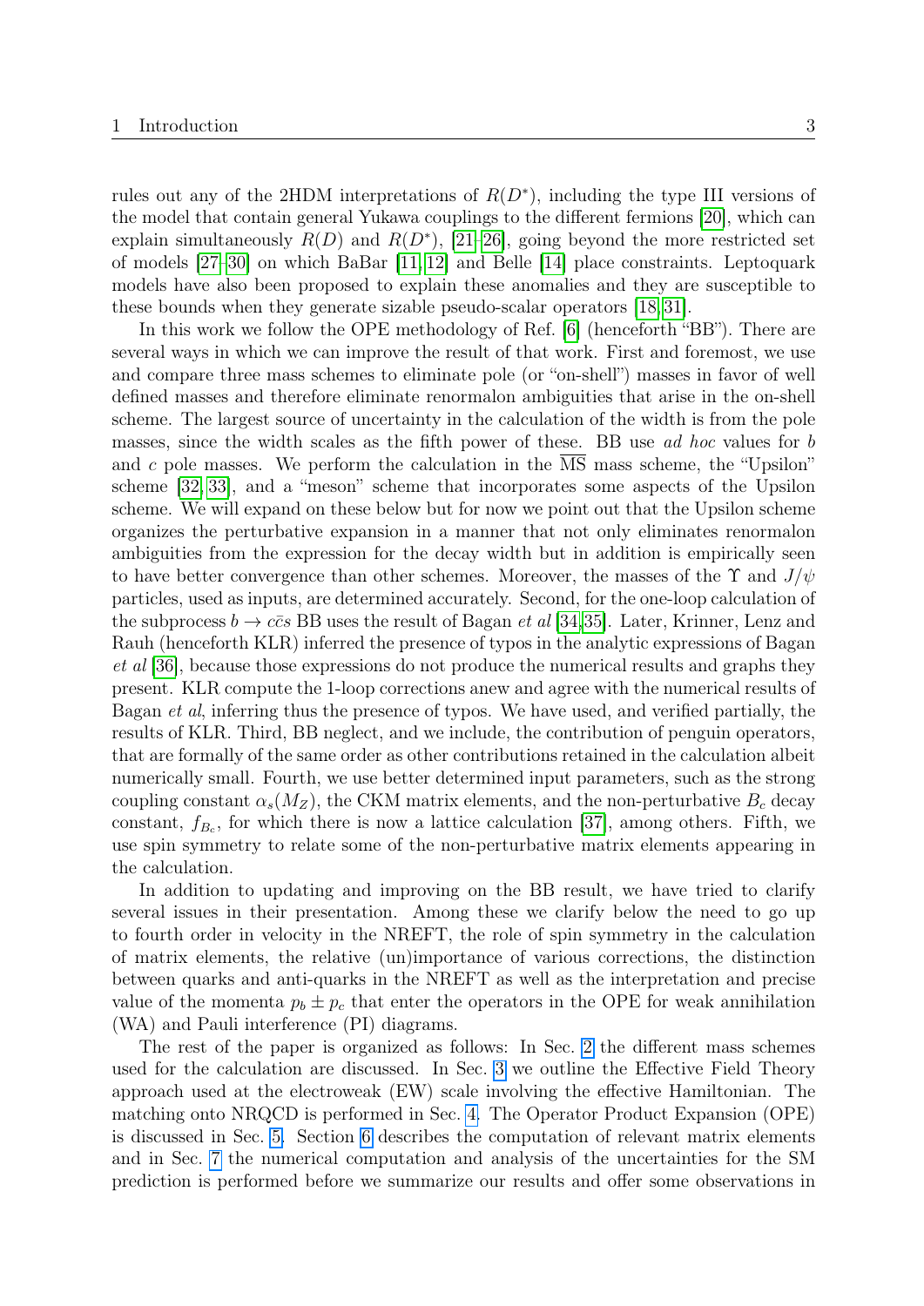rules out any of the 2HDM interpretations of $R(D^*)$, including the type III versions of the model that contain general Yukawa couplings to the different fermions [20], which can explain simultaneously $R(D)$ and $R(D^*)$, [21–26], going beyond the more restricted set of models [27–30] on which BaBar [11, 12] and Belle [14] place constraints. Leptoquark models have also been proposed to explain these anomalies and they are susceptible to these bounds when they generate sizable pseudo-scalar operators [18, 31].

In this work we follow the OPE methodology of Ref. [6] (henceforth "BB"). There are several ways in which we can improve the result of that work. First and foremost, we use and compare three mass schemes to eliminate pole (or "on-shell") masses in favor of well defined masses and therefore eliminate renormalon ambiguities that arise in the on-shell scheme. The largest source of uncertainty in the calculation of the width is from the pole masses, since the width scales as the fifth power of these. BB use *ad hoc* values for $b$ and $c$ pole masses. We perform the calculation in the $\overline{\text{MS}}$ mass scheme, the "Upsilon" scheme [32, 33], and a "meson" scheme that incorporates some aspects of the Upsilon scheme. We will expand on these below but for now we point out that the Upsilon scheme organizes the perturbative expansion in a manner that not only eliminates renormalon ambiguities from the expression for the decay width but in addition is empirically seen to have better convergence than other schemes. Moreover, the masses of the $\Upsilon$ and $J/\psi$ particles, used as inputs, are determined accurately. Second, for the one-loop calculation of the subprocess $b \to c\bar{c}s$ BB uses the result of Bagan *et al* [34, 35]. Later, Krinner, Lenz and Rauh (henceforth KLR) inferred the presence of typos in the analytic expressions of Bagan *et al* [36], because those expressions do not produce the numerical results and graphs they present. KLR compute the 1-loop corrections anew and agree with the numerical results of Bagan *et al*, inferring thus the presence of typos. We have used, and verified partially, the results of KLR. Third, BB neglect, and we include, the contribution of penguin operators, that are formally of the same order as other contributions retained in the calculation albeit numerically small. Fourth, we use better determined input parameters, such as the strong coupling constant $\alpha_s(M_Z)$, the CKM matrix elements, and the non-perturbative $B_c$ decay constant, $f_{B_c}$, for which there is now a lattice calculation [37], among others. Fifth, we use spin symmetry to relate some of the non-perturbative matrix elements appearing in the calculation.

In addition to updating and improving on the BB result, we have tried to clarify several issues in their presentation. Among these we clarify below the need to go up to fourth order in velocity in the NREFT, the role of spin symmetry in the calculation of matrix elements, the relative (un)importance of various corrections, the distinction between quarks and anti-quarks in the NREFT as well as the interpretation and precise value of the momenta $p_b \pm p_c$ that enter the operators in the OPE for weak annihilation (WA) and Pauli interference (PI) diagrams.

The rest of the paper is organized as follows: In Sec. 2 the different mass schemes used for the calculation are discussed. In Sec. 3 we outline the Effective Field Theory approach used at the electroweak (EW) scale involving the effective Hamiltonian. The matching onto NRQCD is performed in Sec. 4. The Operator Product Expansion (OPE) is discussed in Sec. 5. Section 6 describes the computation of relevant matrix elements and in Sec. 7 the numerical computation and analysis of the uncertainties for the SM prediction is performed before we summarize our results and offer some observations in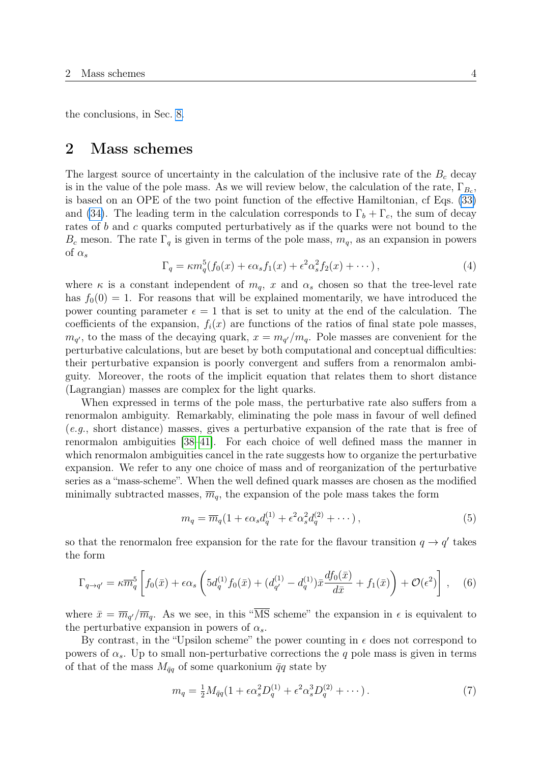the conclusions, in Sec. 8.

## 2 Mass schemes

The largest source of uncertainty in the calculation of the inclusive rate of the $B_c$ decay is in the value of the pole mass. As we will review below, the calculation of the rate, $\Gamma_{B_c}$, is based on an OPE of the two point function of the effective Hamiltonian, cf Eqs. (33) and (34). The leading term in the calculation corresponds to $\Gamma_b + \Gamma_c$, the sum of decay rates of $b$ and $c$ quarks computed perturbatively as if the quarks were not bound to the $B_c$ meson. The rate $\Gamma_q$ is given in terms of the pole mass, $m_q$, as an expansion in powers of $\alpha_s$

$$\Gamma_q = \kappa m_q^5 (f_0(x) + \epsilon\alpha_s f_1(x) + \epsilon^2\alpha_s^2 f_2(x) + \cdots)\,, \tag{4}$$

where $\kappa$ is a constant independent of $m_q$, $x$ and $\alpha_s$ chosen so that the tree-level rate has $f_0(0) = 1$. For reasons that will be explained momentarily, we have introduced the power counting parameter $\epsilon = 1$ that is set to unity at the end of the calculation. The coefficients of the expansion, $f_i(x)$ are functions of the ratios of final state pole masses, $m_{q'}$, to the mass of the decaying quark, $x = m_{q'}/m_q$. Pole masses are convenient for the perturbative calculations, but are beset by both computational and conceptual difficulties: their perturbative expansion is poorly convergent and suffers from a renormalon ambiguity. Moreover, the roots of the implicit equation that relates them to short distance (Lagrangian) masses are complex for the light quarks.

When expressed in terms of the pole mass, the perturbative rate also suffers from a renormalon ambiguity. Remarkably, eliminating the pole mass in favour of well defined (*e.g.*, short distance) masses, gives a perturbative expansion of the rate that is free of renormalon ambiguities [38–41]. For each choice of well defined mass the manner in which renormalon ambiguities cancel in the rate suggests how to organize the perturbative expansion. We refer to any one choice of mass and of reorganization of the perturbative series as a "mass-scheme". When the well defined quark masses are chosen as the modified minimally subtracted masses, $\overline{m}_q$, the expansion of the pole mass takes the form

$$m_q = \overline{m}_q (1 + \epsilon\alpha_s d_q^{(1)} + \epsilon^2\alpha_s^2 d_q^{(2)} + \cdots)\,, \tag{5}$$

so that the renormalon free expansion for the rate for the flavour transition $q \to q'$ takes the form

$$\Gamma_{q\to q'} = \kappa \overline{m}_q^5 \left[ f_0(\bar{x}) + \epsilon\alpha_s \left( 5 d_q^{(1)} f_0(\bar{x}) + (d_{q'}^{(1)} - d_q^{(1)}) \bar{x} \frac{df_0(\bar{x})}{d\bar{x}} + f_1(\bar{x}) \right) + \mathcal{O}(\epsilon^2) \right]\,, \tag{6}$$

where $\bar{x} = \overline{m}_{q'}/\overline{m}_q$. As we see, in this "$\overline{\text{MS}}$ scheme" the expansion in $\epsilon$ is equivalent to the perturbative expansion in powers of $\alpha_s$.

By contrast, in the "Upsilon scheme" the power counting in $\epsilon$ does not correspond to powers of $\alpha_s$. Up to small non-perturbative corrections the $q$ pole mass is given in terms of that of the mass $M_{\bar{q}q}$ of some quarkonium $\bar{q}q$ state by

$$m_q = \tfrac{1}{2} M_{\bar{q}q} (1 + \epsilon\alpha_s^2 D_q^{(1)} + \epsilon^2\alpha_s^3 D_q^{(2)} + \cdots)\,. \tag{7}$$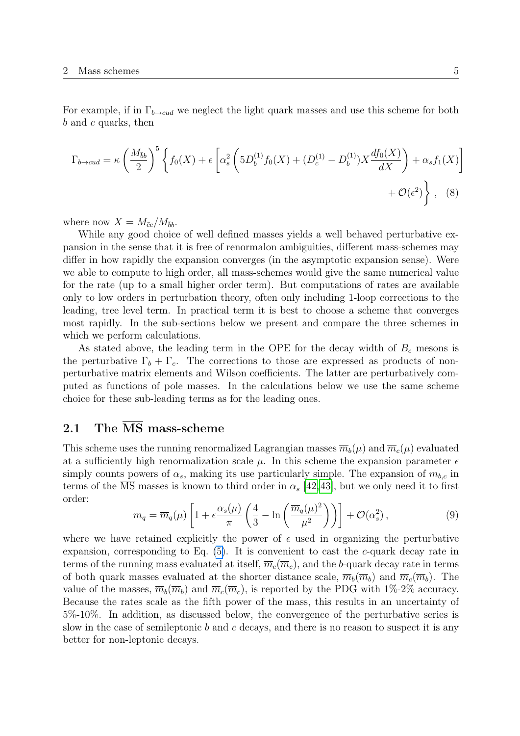For example, if in $\Gamma_{b\to cud}$ we neglect the light quark masses and use this scheme for both $b$ and $c$ quarks, then

$$\Gamma_{b\to cud} = \kappa \left(\frac{M_{\bar{b}b}}{2}\right)^5 \left\{ f_0(X) + \epsilon \left[ \alpha_s^2 \left( 5D_b^{(1)} f_0(X) + (D_c^{(1)} - D_b^{(1)}) X \frac{df_0(X)}{dX} \right) + \alpha_s f_1(X) \right] + \mathcal{O}(\epsilon^2) \right\} , \quad (8)$$

where now $X = M_{\bar{c}c}/M_{\bar{b}b}$.

While any good choice of well defined masses yields a well behaved perturbative expansion in the sense that it is free of renormalon ambiguities, different mass-schemes may differ in how rapidly the expansion converges (in the asymptotic expansion sense). Were we able to compute to high order, all mass-schemes would give the same numerical value for the rate (up to a small higher order term). But computations of rates are available only to low orders in perturbation theory, often only including 1-loop corrections to the leading, tree level term. In practical term it is best to choose a scheme that converges most rapidly. In the sub-sections below we present and compare the three schemes in which we perform calculations.

As stated above, the leading term in the OPE for the decay width of $B_c$ mesons is the perturbative $\Gamma_b + \Gamma_c$. The corrections to those are expressed as products of non-perturbative matrix elements and Wilson coefficients. The latter are perturbatively computed as functions of pole masses. In the calculations below we use the same scheme choice for these sub-leading terms as for the leading ones.

## 2.1 The $\overline{\text{MS}}$ mass-scheme

This scheme uses the running renormalized Lagrangian masses $\overline{m}_b(\mu)$ and $\overline{m}_c(\mu)$ evaluated at a sufficiently high renormalization scale $\mu$. In this scheme the expansion parameter $\epsilon$ simply counts powers of $\alpha_s$, making its use particularly simple. The expansion of $m_{b,c}$ in terms of the $\overline{\text{MS}}$ masses is known to third order in $\alpha_s$ [42,43], but we only need it to first order:

$$m_q = \overline{m}_q(\mu) \left[ 1 + \epsilon \frac{\alpha_s(\mu)}{\pi} \left( \frac{4}{3} - \ln\left( \frac{\overline{m}_q(\mu)^2}{\mu^2} \right) \right) \right] + \mathcal{O}(\alpha_s^2) , \quad (9)$$

where we have retained explicitly the power of $\epsilon$ used in organizing the perturbative expansion, corresponding to Eq. (5). It is convenient to cast the $c$-quark decay rate in terms of the running mass evaluated at itself, $\overline{m}_c(\overline{m}_c)$, and the $b$-quark decay rate in terms of both quark masses evaluated at the shorter distance scale, $\overline{m}_b(\overline{m}_b)$ and $\overline{m}_c(\overline{m}_b)$. The value of the masses, $\overline{m}_b(\overline{m}_b)$ and $\overline{m}_c(\overline{m}_c)$, is reported by the PDG with 1%-2% accuracy. Because the rates scale as the fifth power of the mass, this results in an uncertainty of 5%-10%. In addition, as discussed below, the convergence of the perturbative series is slow in the case of semileptonic $b$ and $c$ decays, and there is no reason to suspect it is any better for non-leptonic decays.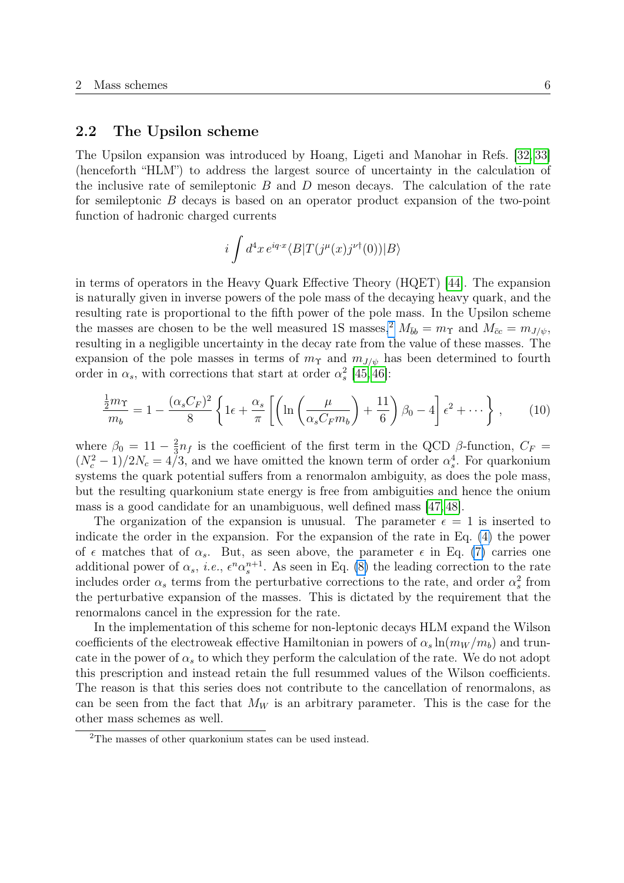### 2.2 The Upsilon scheme

The Upsilon expansion was introduced by Hoang, Ligeti and Manohar in Refs. [32, 33] (henceforth "HLM") to address the largest source of uncertainty in the calculation of the inclusive rate of semileptonic $B$ and $D$ meson decays. The calculation of the rate for semileptonic $B$ decays is based on an operator product expansion of the two-point function of hadronic charged currents

$$i \int d^4x \, e^{iq\cdot x} \langle B|T(j^\mu(x) j^{\nu\dagger}(0))|B\rangle$$

in terms of operators in the Heavy Quark Effective Theory (HQET) [44]. The expansion is naturally given in inverse powers of the pole mass of the decaying heavy quark, and the resulting rate is proportional to the fifth power of the pole mass. In the Upsilon scheme the masses are chosen to be the well measured 1S masses,[2] $M_{\bar{b}b} = m_\Upsilon$ and $M_{\bar{c}c} = m_{J/\psi}$, resulting in a negligible uncertainty in the decay rate from the value of these masses. The expansion of the pole masses in terms of $m_\Upsilon$ and $m_{J/\psi}$ has been determined to fourth order in $\alpha_s$, with corrections that start at order $\alpha_s^2$ [45, 46]:

$$\frac{\frac{1}{2}m_\Upsilon}{m_b} = 1 - \frac{(\alpha_s C_F)^2}{8}\left\{1\epsilon + \frac{\alpha_s}{\pi}\left[\left(\ln\left(\frac{\mu}{\alpha_s C_F m_b}\right) + \frac{11}{6}\right)\beta_0 - 4\right]\epsilon^2 + \cdots\right\}, \qquad (10)$$

where $\beta_0 = 11 - \frac{2}{3}n_f$ is the coefficient of the first term in the QCD $\beta$-function, $C_F = (N_c^2-1)/2N_c = 4/3$, and we have omitted the known term of order $\alpha_s^4$. For quarkonium systems the quark potential suffers from a renormalon ambiguity, as does the pole mass, but the resulting quarkonium state energy is free from ambiguities and hence the onium mass is a good candidate for an unambiguous, well defined mass [47, 48].

The organization of the expansion is unusual. The parameter $\epsilon = 1$ is inserted to indicate the order in the expansion. For the expansion of the rate in Eq. (4) the power of $\epsilon$ matches that of $\alpha_s$. But, as seen above, the parameter $\epsilon$ in Eq. (7) carries one additional power of $\alpha_s$, *i.e.*, $\epsilon^n\alpha_s^{n+1}$. As seen in Eq. (8) the leading correction to the rate includes order $\alpha_s$ terms from the perturbative corrections to the rate, and order $\alpha_s^2$ from the perturbative expansion of the masses. This is dictated by the requirement that the renormalons cancel in the expression for the rate.

In the implementation of this scheme for non-leptonic decays HLM expand the Wilson coefficients of the electroweak effective Hamiltonian in powers of $\alpha_s \ln(m_W/m_b)$ and truncate in the power of $\alpha_s$ to which they perform the calculation of the rate. We do not adopt this prescription and instead retain the full resummed values of the Wilson coefficients. The reason is that this series does not contribute to the cancellation of renormalons, as can be seen from the fact that $M_W$ is an arbitrary parameter. This is the case for the other mass schemes as well.

[2] The masses of other quarkonium states can be used instead.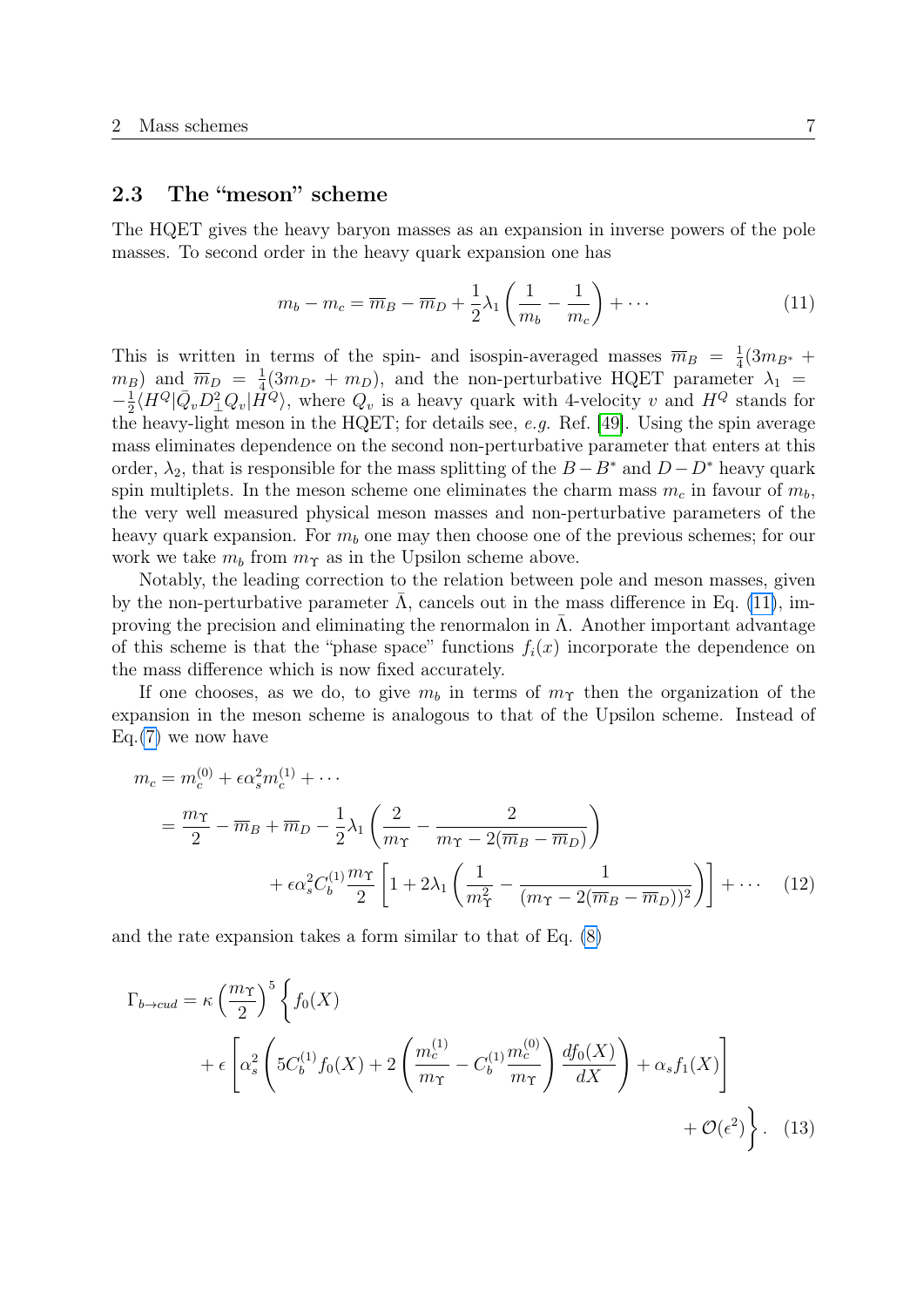### 2.3 The "meson" scheme

The HQET gives the heavy baryon masses as an expansion in inverse powers of the pole masses. To second order in the heavy quark expansion one has

$$m_b - m_c = \overline{m}_B - \overline{m}_D + \frac{1}{2}\lambda_1 \left(\frac{1}{m_b} - \frac{1}{m_c}\right) + \cdots \tag{11}$$

This is written in terms of the spin- and isospin-averaged masses $\overline{m}_B = \frac{1}{4}(3m_{B^*} + m_B)$ and $\overline{m}_D = \frac{1}{4}(3m_{D^*} + m_D)$, and the non-perturbative HQET parameter $\lambda_1 = -\frac{1}{2}\langle H^Q|\bar{Q}_v D_\perp^2 Q_v|H^Q\rangle$, where $Q_v$ is a heavy quark with 4-velocity $v$ and $H^Q$ stands for the heavy-light meson in the HQET; for details see, *e.g.* Ref. [49]. Using the spin average mass eliminates dependence on the second non-perturbative parameter that enters at this order, $\lambda_2$, that is responsible for the mass splitting of the $B-B^*$ and $D-D^*$ heavy quark spin multiplets. In the meson scheme one eliminates the charm mass $m_c$ in favour of $m_b$, the very well measured physical meson masses and non-perturbative parameters of the heavy quark expansion. For $m_b$ one may then choose one of the previous schemes; for our work we take $m_b$ from $m_\Upsilon$ as in the Upsilon scheme above.

Notably, the leading correction to the relation between pole and meson masses, given by the non-perturbative parameter $\bar{\Lambda}$, cancels out in the mass difference in Eq. (11), improving the precision and eliminating the renormalon in $\bar{\Lambda}$. Another important advantage of this scheme is that the "phase space" functions $f_i(x)$ incorporate the dependence on the mass difference which is now fixed accurately.

If one chooses, as we do, to give $m_b$ in terms of $m_\Upsilon$ then the organization of the expansion in the meson scheme is analogous to that of the Upsilon scheme. Instead of Eq.(7) we now have

$$\begin{aligned} m_c &= m_c^{(0)} + \epsilon\alpha_s^2 m_c^{(1)} + \cdots \\ &= \frac{m_\Upsilon}{2} - \overline{m}_B + \overline{m}_D - \frac{1}{2}\lambda_1\left(\frac{2}{m_\Upsilon} - \frac{2}{m_\Upsilon - 2(\overline{m}_B - \overline{m}_D)}\right) \\ &\qquad + \epsilon\alpha_s^2 C_b^{(1)}\frac{m_\Upsilon}{2}\left[1 + 2\lambda_1\left(\frac{1}{m_\Upsilon^2} - \frac{1}{(m_\Upsilon - 2(\overline{m}_B - \overline{m}_D))^2}\right)\right] + \cdots \end{aligned} \tag{12}$$

and the rate expansion takes a form similar to that of Eq. (8)

$$\begin{aligned} \Gamma_{b\to cud} = \kappa\left(\frac{m_\Upsilon}{2}\right)^5 \Bigg\{ & f_0(X) \\ & + \epsilon\left[\alpha_s^2\left(5C_b^{(1)} f_0(X) + 2\left(\frac{m_c^{(1)}}{m_\Upsilon} - C_b^{(1)}\frac{m_c^{(0)}}{m_\Upsilon}\right)\frac{df_0(X)}{dX}\right) + \alpha_s f_1(X)\right] \\ & + \mathcal{O}(\epsilon^2)\Bigg\}. \end{aligned} \tag{13}$$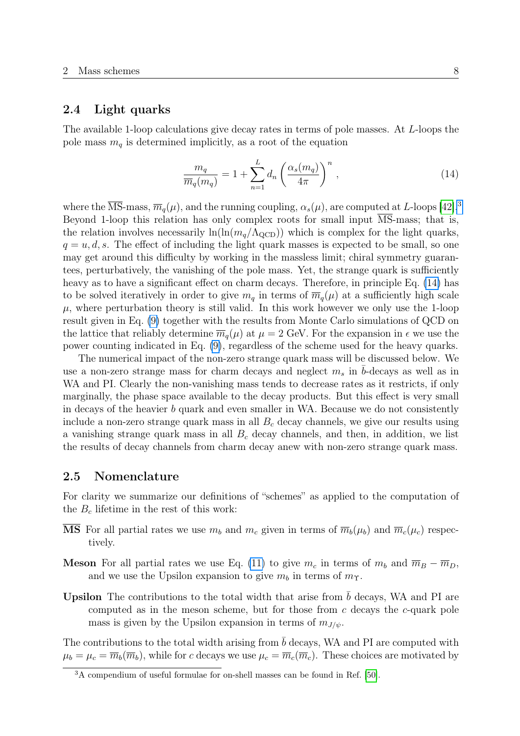## 2.4 Light quarks

The available 1-loop calculations give decay rates in terms of pole masses. At $L$-loops the pole mass $m_q$ is determined implicitly, as a root of the equation

$$\frac{m_q}{\overline{m}_q(m_q)} = 1 + \sum_{n=1}^{L} d_n \left( \frac{\alpha_s(m_q)}{4\pi} \right)^n , \tag{14}$$

where the $\overline{\text{MS}}$-mass, $\overline{m}_q(\mu)$, and the running coupling, $\alpha_s(\mu)$, are computed at $L$-loops [42].[3] Beyond 1-loop this relation has only complex roots for small input $\overline{\text{MS}}$-mass; that is, the relation involves necessarily $\ln(\ln(m_q/\Lambda_{\text{QCD}}))$ which is complex for the light quarks, $q = u, d, s$. The effect of including the light quark masses is expected to be small, so one may get around this difficulty by working in the massless limit; chiral symmetry guarantees, perturbatively, the vanishing of the pole mass. Yet, the strange quark is sufficiently heavy as to have a significant effect on charm decays. Therefore, in principle Eq. (14) has to be solved iteratively in order to give $m_q$ in terms of $\overline{m}_q(\mu)$ at a sufficiently high scale $\mu$, where perturbation theory is still valid. In this work however we only use the 1-loop result given in Eq. (9) together with the results from Monte Carlo simulations of QCD on the lattice that reliably determine $\overline{m}_q(\mu)$ at $\mu = 2$ GeV. For the expansion in $\epsilon$ we use the power counting indicated in Eq. (9), regardless of the scheme used for the heavy quarks.

The numerical impact of the non-zero strange quark mass will be discussed below. We use a non-zero strange mass for charm decays and neglect $m_s$ in $\bar{b}$-decays as well as in WA and PI. Clearly the non-vanishing mass tends to decrease rates as it restricts, if only marginally, the phase space available to the decay products. But this effect is very small in decays of the heavier $b$ quark and even smaller in WA. Because we do not consistently include a non-zero strange quark mass in all $B_c$ decay channels, we give our results using a vanishing strange quark mass in all $B_c$ decay channels, and then, in addition, we list the results of decay channels from charm decay anew with non-zero strange quark mass.

## 2.5 Nomenclature

For clarity we summarize our definitions of "schemes" as applied to the computation of the $B_c$ lifetime in the rest of this work:

**$\overline{\text{MS}}$** For all partial rates we use $m_b$ and $m_c$ given in terms of $\overline{m}_b(\mu_b)$ and $\overline{m}_c(\mu_c)$ respectively.

**Meson** For all partial rates we use Eq. (11) to give $m_c$ in terms of $m_b$ and $\overline{m}_B - \overline{m}_D$, and we use the Upsilon expansion to give $m_b$ in terms of $m_\Upsilon$.

**Upsilon** The contributions to the total width that arise from $\bar{b}$ decays, WA and PI are computed as in the meson scheme, but for those from $c$ decays the $c$-quark pole mass is given by the Upsilon expansion in terms of $m_{J/\psi}$.

The contributions to the total width arising from $\bar{b}$ decays, WA and PI are computed with $\mu_b = \mu_c = \overline{m}_b(\overline{m}_b)$, while for $c$ decays we use $\mu_c = \overline{m}_c(\overline{m}_c)$. These choices are motivated by

[3] A compendium of useful formulae for on-shell masses can be found in Ref. [50].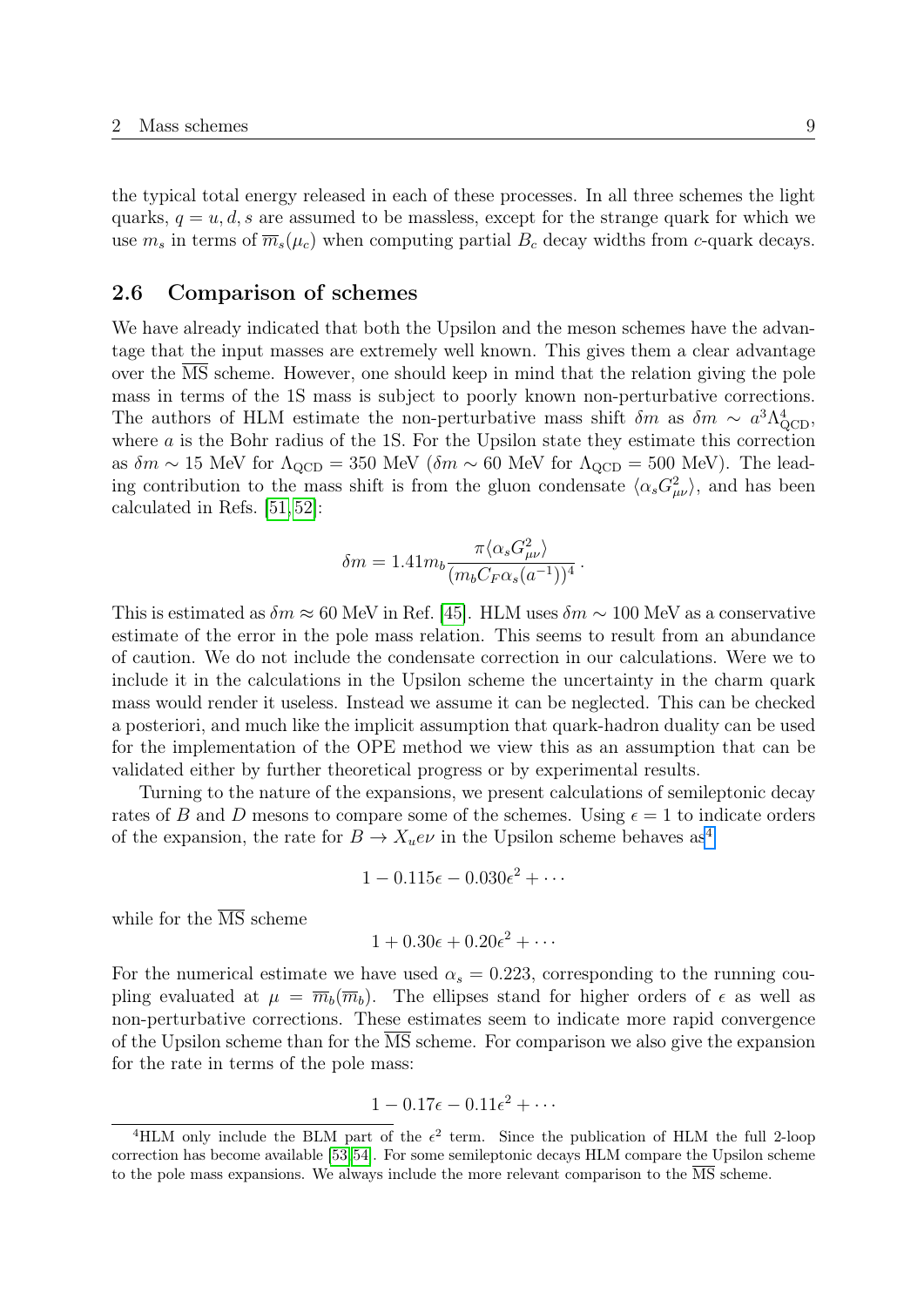the typical total energy released in each of these processes. In all three schemes the light quarks, $q = u, d, s$ are assumed to be massless, except for the strange quark for which we use $m_s$ in terms of $\overline{m}_s(\mu_c)$ when computing partial $B_c$ decay widths from $c$-quark decays.

## 2.6 Comparison of schemes

We have already indicated that both the Upsilon and the meson schemes have the advantage that the input masses are extremely well known. This gives them a clear advantage over the $\overline{\text{MS}}$ scheme. However, one should keep in mind that the relation giving the pole mass in terms of the 1S mass is subject to poorly known non-perturbative corrections. The authors of HLM estimate the non-perturbative mass shift $\delta m$ as $\delta m \sim a^3 \Lambda_{\text{QCD}}^4$, where $a$ is the Bohr radius of the 1S. For the Upsilon state they estimate this correction as $\delta m \sim 15$ MeV for $\Lambda_{\text{QCD}} = 350$ MeV ($\delta m \sim 60$ MeV for $\Lambda_{\text{QCD}} = 500$ MeV). The leading contribution to the mass shift is from the gluon condensate $\langle \alpha_s G_{\mu\nu}^2 \rangle$, and has been calculated in Refs. [51, 52]:

$$\delta m = 1.41 m_b \frac{\pi \langle \alpha_s G_{\mu\nu}^2 \rangle}{(m_b C_F \alpha_s(a^{-1}))^4}\,.$$

This is estimated as $\delta m \approx 60$ MeV in Ref. [45]. HLM uses $\delta m \sim 100$ MeV as a conservative estimate of the error in the pole mass relation. This seems to result from an abundance of caution. We do not include the condensate correction in our calculations. Were we to include it in the calculations in the Upsilon scheme the uncertainty in the charm quark mass would render it useless. Instead we assume it can be neglected. This can be checked a posteriori, and much like the implicit assumption that quark-hadron duality can be used for the implementation of the OPE method we view this as an assumption that can be validated either by further theoretical progress or by experimental results.

Turning to the nature of the expansions, we present calculations of semileptonic decay rates of $B$ and $D$ mesons to compare some of the schemes. Using $\epsilon = 1$ to indicate orders of the expansion, the rate for $B \to X_u e\nu$ in the Upsilon scheme behaves as[4]

$$1 - 0.115\epsilon - 0.030\epsilon^2 + \cdots$$

while for the $\overline{\text{MS}}$ scheme

$$1 + 0.30\epsilon + 0.20\epsilon^2 + \cdots$$

For the numerical estimate we have used $\alpha_s = 0.223$, corresponding to the running coupling evaluated at $\mu = \overline{m}_b(\overline{m}_b)$. The ellipses stand for higher orders of $\epsilon$ as well as non-perturbative corrections. These estimates seem to indicate more rapid convergence of the Upsilon scheme than for the $\overline{\text{MS}}$ scheme. For comparison we also give the expansion for the rate in terms of the pole mass:

$$1 - 0.17\epsilon - 0.11\epsilon^2 + \cdots$$

[4]HLM only include the BLM part of the $\epsilon^2$ term. Since the publication of HLM the full 2-loop correction has become available [53, 54]. For some semileptonic decays HLM compare the Upsilon scheme to the pole mass expansions. We always include the more relevant comparison to the $\overline{\text{MS}}$ scheme.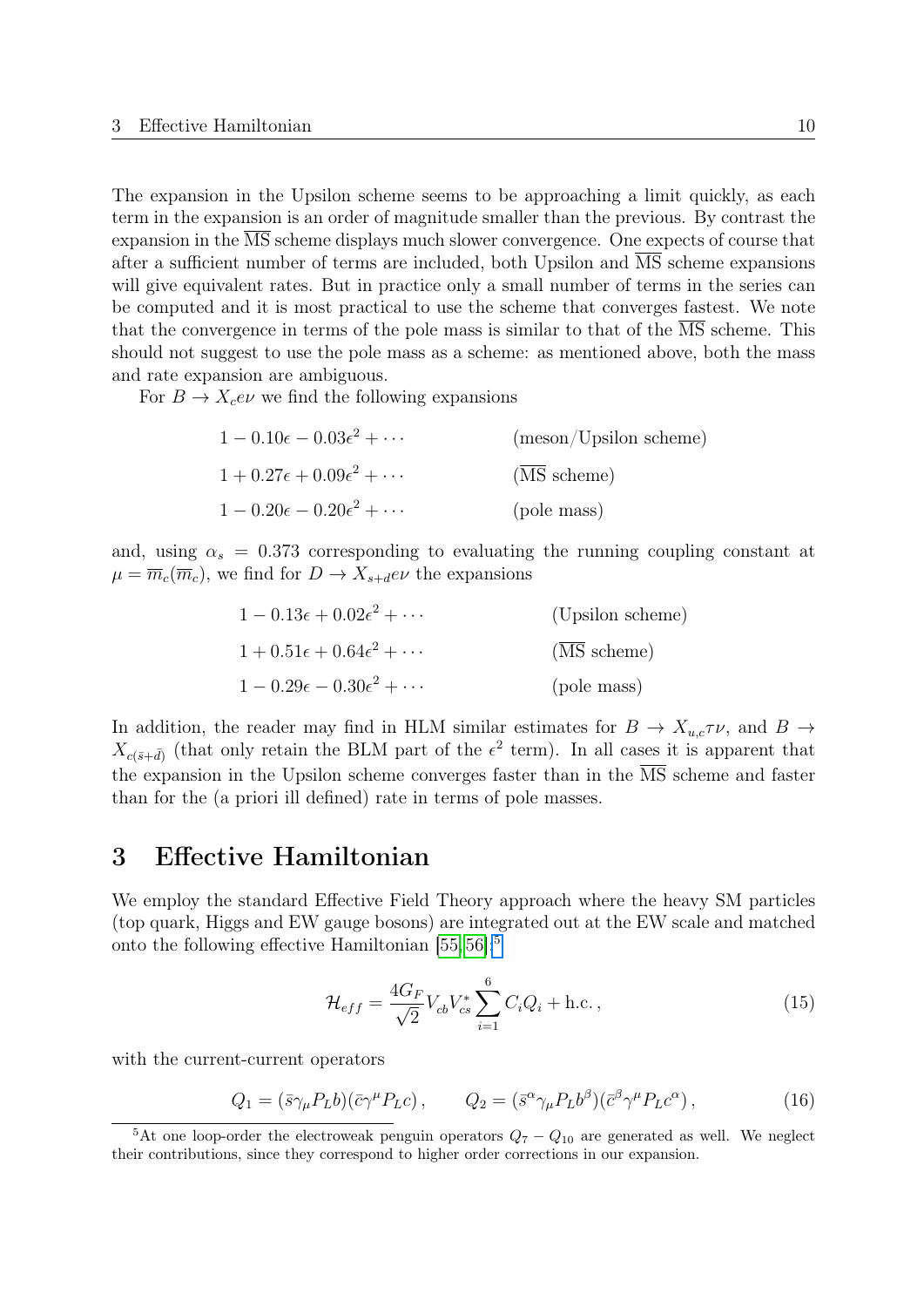The expansion in the Upsilon scheme seems to be approaching a limit quickly, as each term in the expansion is an order of magnitude smaller than the previous. By contrast the expansion in the $\overline{\text{MS}}$ scheme displays much slower convergence. One expects of course that after a sufficient number of terms are included, both Upsilon and $\overline{\text{MS}}$ scheme expansions will give equivalent rates. But in practice only a small number of terms in the series can be computed and it is most practical to use the scheme that converges fastest. We note that the convergence in terms of the pole mass is similar to that of the $\overline{\text{MS}}$ scheme. This should not suggest to use the pole mass as a scheme: as mentioned above, both the mass and rate expansion are ambiguous.

For $B \to X_c e\nu$ we find the following expansions

$$
\begin{aligned}
&1 - 0.10\epsilon - 0.03\epsilon^2 + \cdots && \text{(meson/Upsilon scheme)}\\
&1 + 0.27\epsilon + 0.09\epsilon^2 + \cdots && (\overline{\text{MS}}\ \text{scheme})\\
&1 - 0.20\epsilon - 0.20\epsilon^2 + \cdots && \text{(pole mass)}
\end{aligned}
$$

and, using $\alpha_s = 0.373$ corresponding to evaluating the running coupling constant at $\mu = \overline{m}_c(\overline{m}_c)$, we find for $D \to X_{s+d} e\nu$ the expansions

$$
\begin{aligned}
&1 - 0.13\epsilon + 0.02\epsilon^2 + \cdots && \text{(Upsilon scheme)}\\
&1 + 0.51\epsilon + 0.64\epsilon^2 + \cdots && (\overline{\text{MS}}\ \text{scheme})\\
&1 - 0.29\epsilon - 0.30\epsilon^2 + \cdots && \text{(pole mass)}
\end{aligned}
$$

In addition, the reader may find in HLM similar estimates for $B \to X_{u,c}\tau\nu$, and $B \to X_{c(\bar{s}+\bar{d})}$ (that only retain the BLM part of the $\epsilon^2$ term). In all cases it is apparent that the expansion in the Upsilon scheme converges faster than in the $\overline{\text{MS}}$ scheme and faster than for the (a priori ill defined) rate in terms of pole masses.

# 3 Effective Hamiltonian

We employ the standard Effective Field Theory approach where the heavy SM particles (top quark, Higgs and EW gauge bosons) are integrated out at the EW scale and matched onto the following effective Hamiltonian [55, 56]:[5]

$$
\mathcal{H}_{eff} = \frac{4G_F}{\sqrt{2}} V_{cb} V_{cs}^* \sum_{i=1}^{6} C_i Q_i + \text{h.c.}\,, \tag{15}
$$

with the current-current operators

$$
Q_1 = (\bar{s}\gamma_\mu P_L b)(\bar{c}\gamma^\mu P_L c)\,, \qquad Q_2 = (\bar{s}^\alpha \gamma_\mu P_L b^\beta)(\bar{c}^\beta \gamma^\mu P_L c^\alpha)\,, \tag{16}
$$

[5] At one loop-order the electroweak penguin operators $Q_7 - Q_{10}$ are generated as well. We neglect their contributions, since they correspond to higher order corrections in our expansion.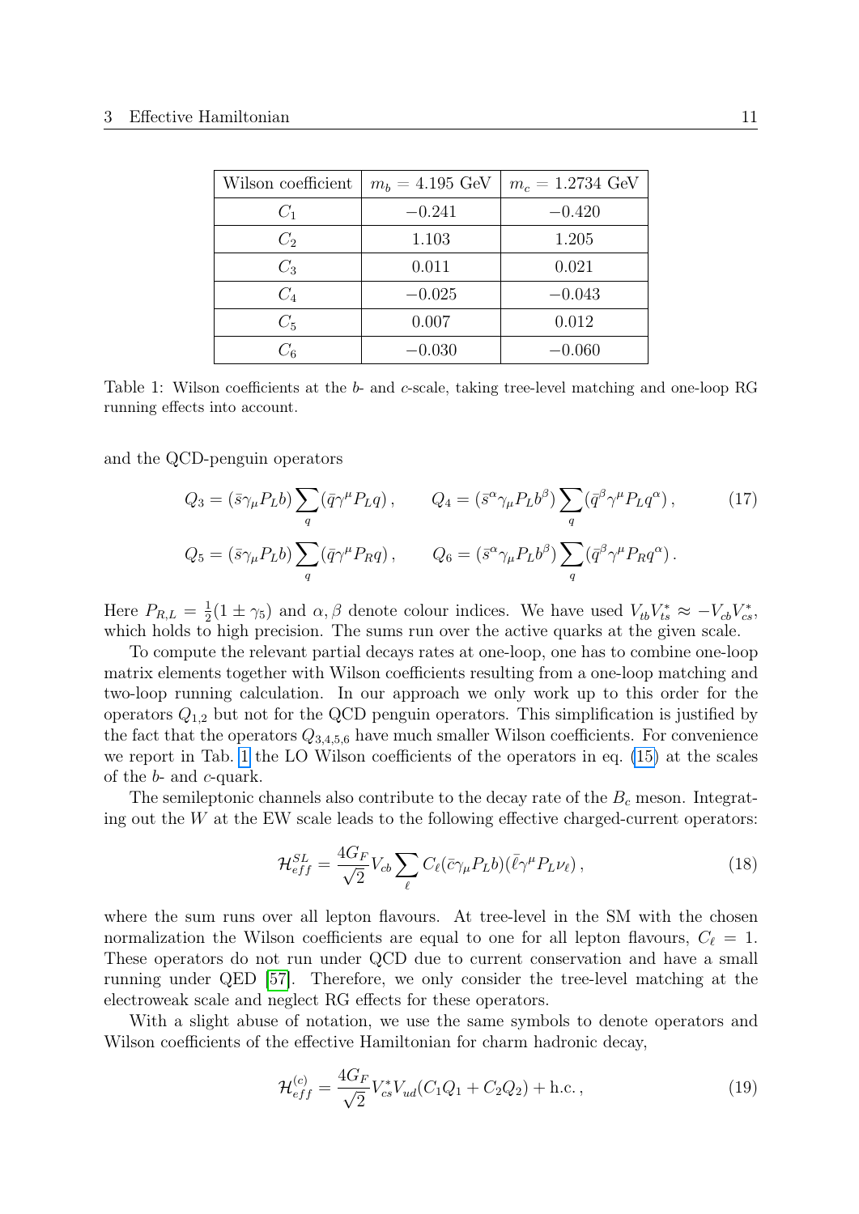| Wilson coefficient | $m_b = 4.195$ GeV | $m_c = 1.2734$ GeV |
|---|---|---|
| $C_1$ | $-0.241$ | $-0.420$ |
| $C_2$ | 1.103 | 1.205 |
| $C_3$ | 0.011 | 0.021 |
| $C_4$ | $-0.025$ | $-0.043$ |
| $C_5$ | 0.007 | 0.012 |
| $C_6$ | $-0.030$ | $-0.060$ |

Table 1: Wilson coefficients at the $b$- and $c$-scale, taking tree-level matching and one-loop RG running effects into account.

and the QCD-penguin operators

$$Q_3 = (\bar{s}\gamma_\mu P_L b)\sum_q (\bar{q}\gamma^\mu P_L q)\,, \qquad Q_4 = (\bar{s}^\alpha\gamma_\mu P_L b^\beta)\sum_q (\bar{q}^\beta\gamma^\mu P_L q^\alpha)\,, \tag{17}$$

$$Q_5 = (\bar{s}\gamma_\mu P_L b)\sum_q (\bar{q}\gamma^\mu P_R q)\,, \qquad Q_6 = (\bar{s}^\alpha\gamma_\mu P_L b^\beta)\sum_q (\bar{q}^\beta\gamma^\mu P_R q^\alpha)\,.$$

Here $P_{R,L} = \frac{1}{2}(1 \pm \gamma_5)$ and $\alpha, \beta$ denote colour indices. We have used $V_{tb}V_{ts}^* \approx -V_{cb}V_{cs}^*$, which holds to high precision. The sums run over the active quarks at the given scale.

To compute the relevant partial decays rates at one-loop, one has to combine one-loop matrix elements together with Wilson coefficients resulting from a one-loop matching and two-loop running calculation. In our approach we only work up to this order for the operators $Q_{1,2}$ but not for the QCD penguin operators. This simplification is justified by the fact that the operators $Q_{3,4,5,6}$ have much smaller Wilson coefficients. For convenience we report in Tab. 1 the LO Wilson coefficients of the operators in eq. (15) at the scales of the $b$- and $c$-quark.

The semileptonic channels also contribute to the decay rate of the $B_c$ meson. Integrating out the $W$ at the EW scale leads to the following effective charged-current operators:

$$\mathcal{H}_{eff}^{SL} = \frac{4G_F}{\sqrt{2}} V_{cb} \sum_\ell C_\ell (\bar{c}\gamma_\mu P_L b)(\bar{\ell}\gamma^\mu P_L \nu_\ell)\,, \tag{18}$$

where the sum runs over all lepton flavours. At tree-level in the SM with the chosen normalization the Wilson coefficients are equal to one for all lepton flavours, $C_\ell = 1$. These operators do not run under QCD due to current conservation and have a small running under QED [57]. Therefore, we only consider the tree-level matching at the electroweak scale and neglect RG effects for these operators.

With a slight abuse of notation, we use the same symbols to denote operators and Wilson coefficients of the effective Hamiltonian for charm hadronic decay,

$$\mathcal{H}_{eff}^{(c)} = \frac{4G_F}{\sqrt{2}} V_{cs}^* V_{ud} (C_1 Q_1 + C_2 Q_2) + \text{h.c.}\,, \tag{19}$$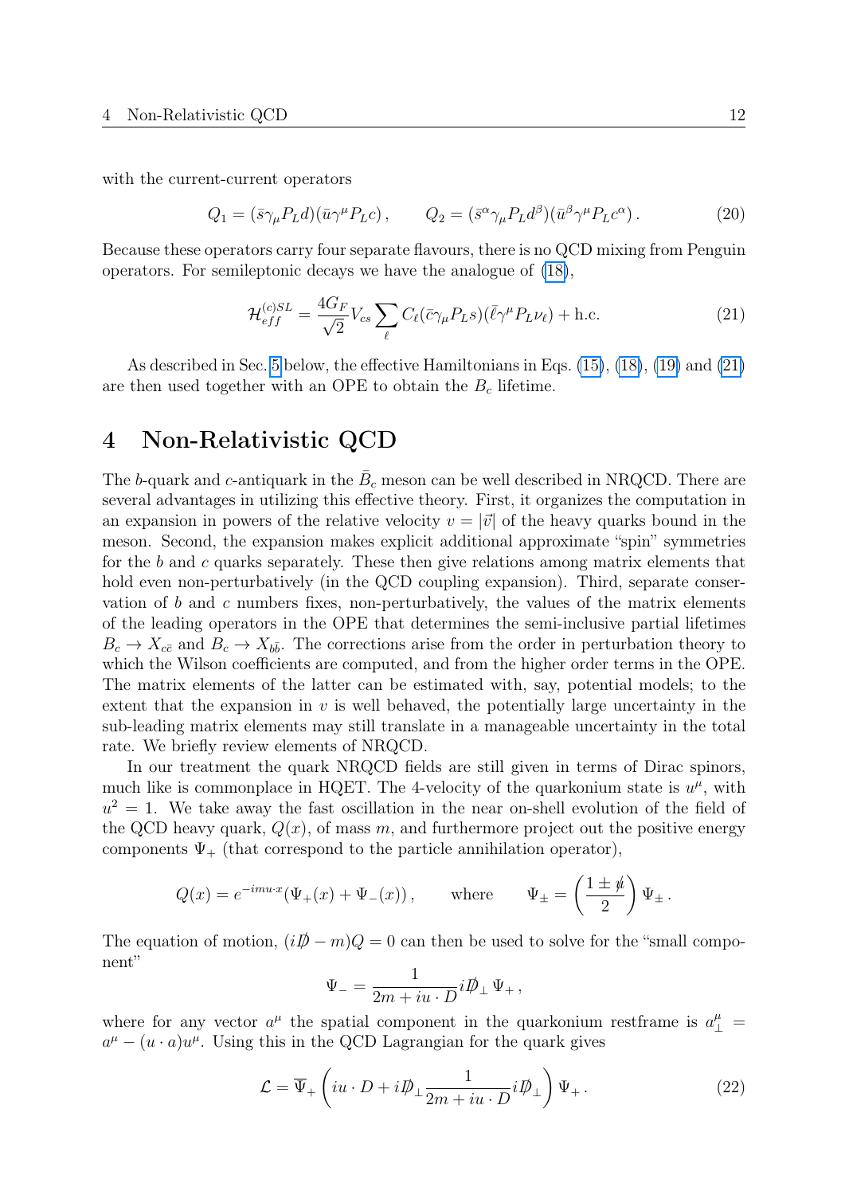with the current-current operators

$$Q_1 = (\bar{s}\gamma_\mu P_L d)(\bar{u}\gamma^\mu P_L c)\,, \qquad Q_2 = (\bar{s}^\alpha \gamma_\mu P_L d^\beta)(\bar{u}^\beta \gamma^\mu P_L c^\alpha)\,. \tag{20}$$

Because these operators carry four separate flavours, there is no QCD mixing from Penguin operators. For semileptonic decays we have the analogue of (18),

$$\mathcal{H}_{eff}^{(c)SL} = \frac{4G_F}{\sqrt{2}} V_{cs} \sum_\ell C_\ell (\bar{c}\gamma_\mu P_L s)(\bar{\ell}\gamma^\mu P_L \nu_\ell) + \text{h.c.} \tag{21}$$

As described in Sec. 5 below, the effective Hamiltonians in Eqs. (15), (18), (19) and (21) are then used together with an OPE to obtain the $B_c$ lifetime.

# 4 Non-Relativistic QCD

The $b$-quark and $c$-antiquark in the $\bar{B}_c$ meson can be well described in NRQCD. There are several advantages in utilizing this effective theory. First, it organizes the computation in an expansion in powers of the relative velocity $v = |\vec{v}|$ of the heavy quarks bound in the meson. Second, the expansion makes explicit additional approximate "spin" symmetries for the $b$ and $c$ quarks separately. These then give relations among matrix elements that hold even non-perturbatively (in the QCD coupling expansion). Third, separate conservation of $b$ and $c$ numbers fixes, non-perturbatively, the values of the matrix elements of the leading operators in the OPE that determines the semi-inclusive partial lifetimes $B_c \to X_{c\bar{c}}$ and $B_c \to X_{b\bar{b}}$. The corrections arise from the order in perturbation theory to which the Wilson coefficients are computed, and from the higher order terms in the OPE. The matrix elements of the latter can be estimated with, say, potential models; to the extent that the expansion in $v$ is well behaved, the potentially large uncertainty in the sub-leading matrix elements may still translate in a manageable uncertainty in the total rate. We briefly review elements of NRQCD.

In our treatment the quark NRQCD fields are still given in terms of Dirac spinors, much like is commonplace in HQET. The 4-velocity of the quarkonium state is $u^\mu$, with $u^2 = 1$. We take away the fast oscillation in the near on-shell evolution of the field of the QCD heavy quark, $Q(x)$, of mass $m$, and furthermore project out the positive energy components $\Psi_+$ (that correspond to the particle annihilation operator),

$$Q(x) = e^{-imu\cdot x}(\Psi_+(x) + \Psi_-(x))\,, \qquad \text{where} \qquad \Psi_\pm = \left(\frac{1 \pm \not{u}}{2}\right)\Psi_\pm\,.$$

The equation of motion, $(i\not{D} - m)Q = 0$ can then be used to solve for the "small component"

$$\Psi_- = \frac{1}{2m + iu\cdot D} i\not{D}_\perp \Psi_+\,,$$

where for any vector $a^\mu$ the spatial component in the quarkonium restframe is $a_\perp^\mu = a^\mu - (u\cdot a)u^\mu$. Using this in the QCD Lagrangian for the quark gives

$$\mathcal{L} = \overline{\Psi}_+ \left( iu\cdot D + i\not{D}_\perp \frac{1}{2m + iu\cdot D} i\not{D}_\perp \right)\Psi_+\,. \tag{22}$$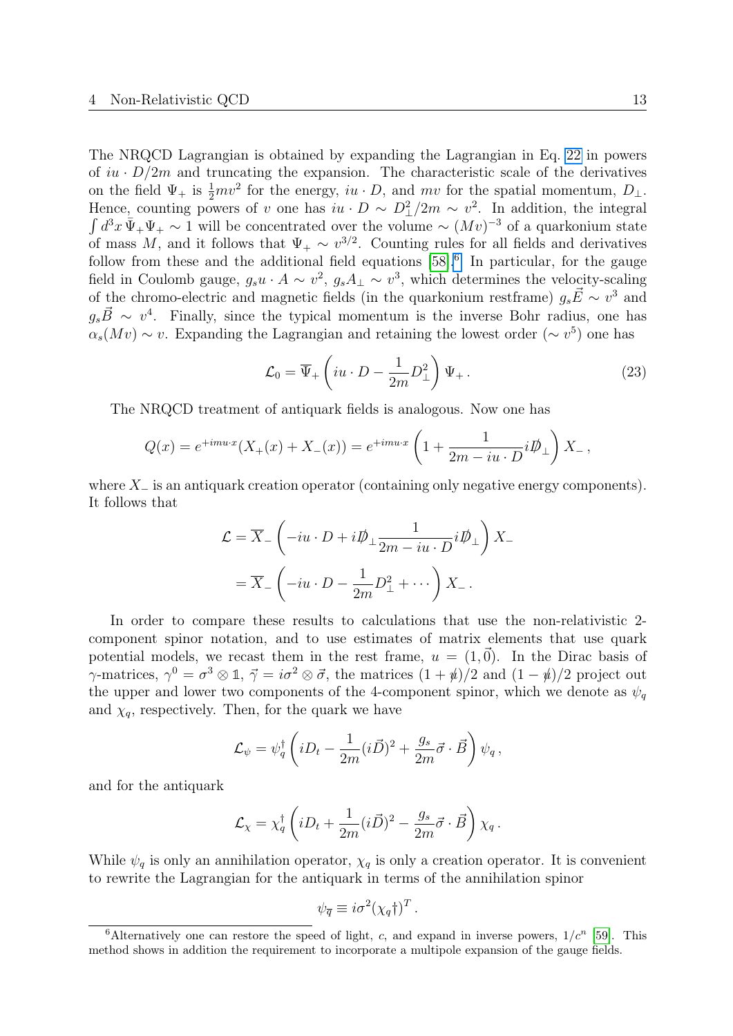The NRQCD Lagrangian is obtained by expanding the Lagrangian in Eq. 22 in powers of $iu \cdot D/2m$ and truncating the expansion. The characteristic scale of the derivatives on the field $\Psi_+$ is $\frac{1}{2}mv^2$ for the energy, $iu \cdot D$, and $mv$ for the spatial momentum, $D_\perp$. Hence, counting powers of $v$ one has $iu \cdot D \sim D_\perp^2/2m \sim v^2$. In addition, the integral $\int d^3x \, \bar{\Psi}_+ \Psi_+ \sim 1$ will be concentrated over the volume $\sim (Mv)^{-3}$ of a quarkonium state of mass $M$, and it follows that $\Psi_+ \sim v^{3/2}$. Counting rules for all fields and derivatives follow from these and the additional field equations [58].[6] In particular, for the gauge field in Coulomb gauge, $g_s u \cdot A \sim v^2$, $g_s A_\perp \sim v^3$, which determines the velocity-scaling of the chromo-electric and magnetic fields (in the quarkonium restframe) $g_s \vec{E} \sim v^3$ and $g_s \vec{B} \sim v^4$. Finally, since the typical momentum is the inverse Bohr radius, one has $\alpha_s(Mv) \sim v$. Expanding the Lagrangian and retaining the lowest order ($\sim v^5$) one has

$$\mathcal{L}_0 = \overline{\Psi}_+ \left( iu \cdot D - \frac{1}{2m} D_\perp^2 \right) \Psi_+ \,. \tag{23}$$

The NRQCD treatment of antiquark fields is analogous. Now one has

$$Q(x) = e^{+imu \cdot x}(X_+(x) + X_-(x)) = e^{+imu \cdot x} \left( 1 + \frac{1}{2m - iu \cdot D} i\not{D}_\perp \right) X_- \,,$$

where $X_-$ is an antiquark creation operator (containing only negative energy components). It follows that

$$\begin{aligned}
\mathcal{L} &= \overline{X}_- \left( -iu \cdot D + i\not{D}_\perp \frac{1}{2m - iu \cdot D} i\not{D}_\perp \right) X_- \\
&= \overline{X}_- \left( -iu \cdot D - \frac{1}{2m} D_\perp^2 + \cdots \right) X_- \,.
\end{aligned}$$

In order to compare these results to calculations that use the non-relativistic 2-component spinor notation, and to use estimates of matrix elements that use quark potential models, we recast them in the rest frame, $u = (1, \vec{0})$. In the Dirac basis of $\gamma$-matrices, $\gamma^0 = \sigma^3 \otimes \mathbb{1}$, $\vec{\gamma} = i\sigma^2 \otimes \vec{\sigma}$, the matrices $(1 + \not{u})/2$ and $(1 - \not{u})/2$ project out the upper and lower two components of the 4-component spinor, which we denote as $\psi_q$ and $\chi_q$, respectively. Then, for the quark we have

$$\mathcal{L}_\psi = \psi_q^\dagger \left( iD_t - \frac{1}{2m} (i\vec{D})^2 + \frac{g_s}{2m} \vec{\sigma} \cdot \vec{B} \right) \psi_q \,,$$

and for the antiquark

$$\mathcal{L}_\chi = \chi_q^\dagger \left( iD_t + \frac{1}{2m} (i\vec{D})^2 - \frac{g_s}{2m} \vec{\sigma} \cdot \vec{B} \right) \chi_q \,.$$

While $\psi_q$ is only an annihilation operator, $\chi_q$ is only a creation operator. It is convenient to rewrite the Lagrangian for the antiquark in terms of the annihilation spinor

$$\psi_{\overline{q}} \equiv i\sigma^2 ({\chi_q}^\dagger)^T \,.$$

[6] Alternatively one can restore the speed of light, $c$, and expand in inverse powers, $1/c^n$ [59]. This method shows in addition the requirement to incorporate a multipole expansion of the gauge fields.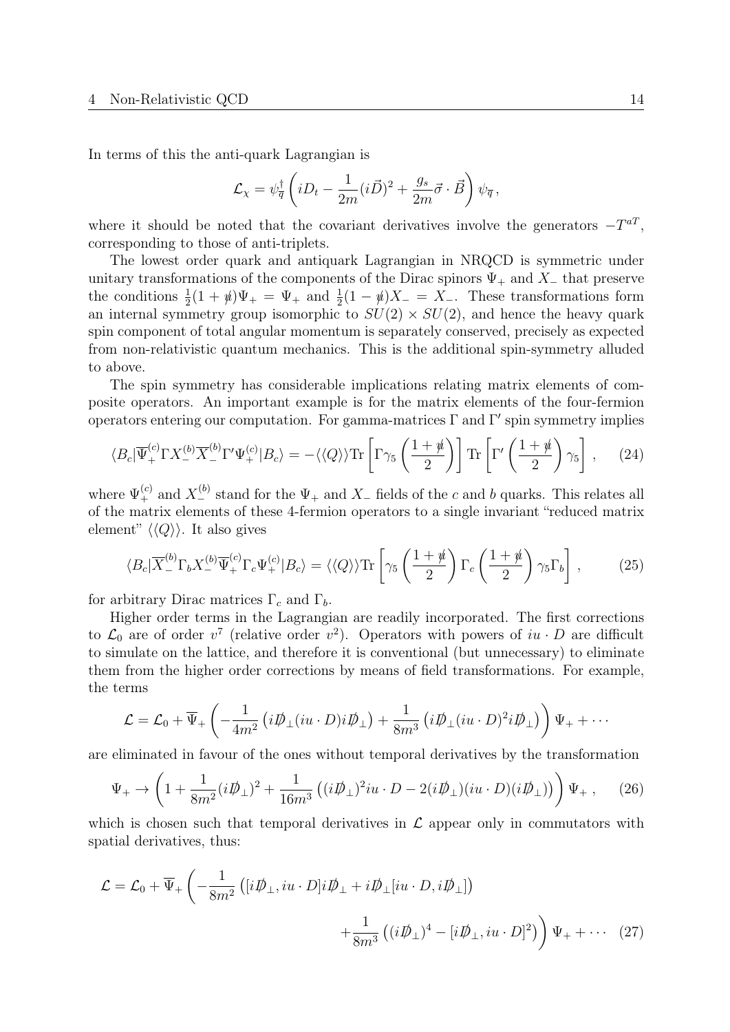In terms of this the anti-quark Lagrangian is

$$\mathcal{L}_\chi = \psi_{\overline{q}}^\dagger \left( iD_t - \frac{1}{2m}(i\vec{D})^2 + \frac{g_s}{2m}\vec{\sigma}\cdot\vec{B} \right) \psi_{\overline{q}} \,,$$

where it should be noted that the covariant derivatives involve the generators $-T^{aT}$, corresponding to those of anti-triplets.

The lowest order quark and antiquark Lagrangian in NRQCD is symmetric under unitary transformations of the components of the Dirac spinors $\Psi_+$ and $X_-$ that preserve the conditions $\frac{1}{2}(1+\not{u})\Psi_+ = \Psi_+$ and $\frac{1}{2}(1-\not{u})X_- = X_-$. These transformations form an internal symmetry group isomorphic to $SU(2)\times SU(2)$, and hence the heavy quark spin component of total angular momentum is separately conserved, precisely as expected from non-relativistic quantum mechanics. This is the additional spin-symmetry alluded to above.

The spin symmetry has considerable implications relating matrix elements of composite operators. An important example is for the matrix elements of the four-fermion operators entering our computation. For gamma-matrices $\Gamma$ and $\Gamma'$ spin symmetry implies

$$\langle B_c|\overline{\Psi}_+^{(c)}\Gamma X_-^{(b)}\overline{X}_-^{(b)}\Gamma'\Psi_+^{(c)}|B_c\rangle = -\langle\langle Q\rangle\rangle \mathrm{Tr}\left[\Gamma\gamma_5\left(\frac{1+\not{u}}{2}\right)\right]\mathrm{Tr}\left[\Gamma'\left(\frac{1+\not{u}}{2}\right)\gamma_5\right] \,, \qquad (24)$$

where $\Psi_+^{(c)}$ and $X_-^{(b)}$ stand for the $\Psi_+$ and $X_-$ fields of the $c$ and $b$ quarks. This relates all of the matrix elements of these 4-fermion operators to a single invariant "reduced matrix element" $\langle\langle Q\rangle\rangle$. It also gives

$$\langle B_c|\overline{X}_-^{(b)}\Gamma_b X_-^{(b)}\overline{\Psi}_+^{(c)}\Gamma_c\Psi_+^{(c)}|B_c\rangle = \langle\langle Q\rangle\rangle \mathrm{Tr}\left[\gamma_5\left(\frac{1+\not{u}}{2}\right)\Gamma_c\left(\frac{1+\not{u}}{2}\right)\gamma_5\Gamma_b\right] \,, \qquad (25)$$

for arbitrary Dirac matrices $\Gamma_c$ and $\Gamma_b$.

Higher order terms in the Lagrangian are readily incorporated. The first corrections to $\mathcal{L}_0$ are of order $v^7$ (relative order $v^2$). Operators with powers of $iu\cdot D$ are difficult to simulate on the lattice, and therefore it is conventional (but unnecessary) to eliminate them from the higher order corrections by means of field transformations. For example, the terms

$$\mathcal{L} = \mathcal{L}_0 + \overline{\Psi}_+\left(-\frac{1}{4m^2}\left(i\not{D}_\perp(iu\cdot D)i\not{D}_\perp\right) + \frac{1}{8m^3}\left(i\not{D}_\perp(iu\cdot D)^2 i\not{D}_\perp\right)\right)\Psi_+ + \cdots$$

are eliminated in favour of the ones without temporal derivatives by the transformation

$$\Psi_+ \to \left(1 + \frac{1}{8m^2}(i\not{D}_\perp)^2 + \frac{1}{16m^3}\left((i\not{D}_\perp)^2 iu\cdot D - 2(i\not{D}_\perp)(iu\cdot D)(i\not{D}_\perp)\right)\right)\Psi_+ \,, \qquad (26)$$

which is chosen such that temporal derivatives in $\mathcal{L}$ appear only in commutators with spatial derivatives, thus:

$$\mathcal{L} = \mathcal{L}_0 + \overline{\Psi}_+\left(-\frac{1}{8m^2}\left([i\not{D}_\perp, iu\cdot D]i\not{D}_\perp + i\not{D}_\perp[iu\cdot D, i\not{D}_\perp]\right) + \frac{1}{8m^3}\left((i\not{D}_\perp)^4 - [i\not{D}_\perp, iu\cdot D]^2\right)\right)\Psi_+ + \cdots \qquad (27)$$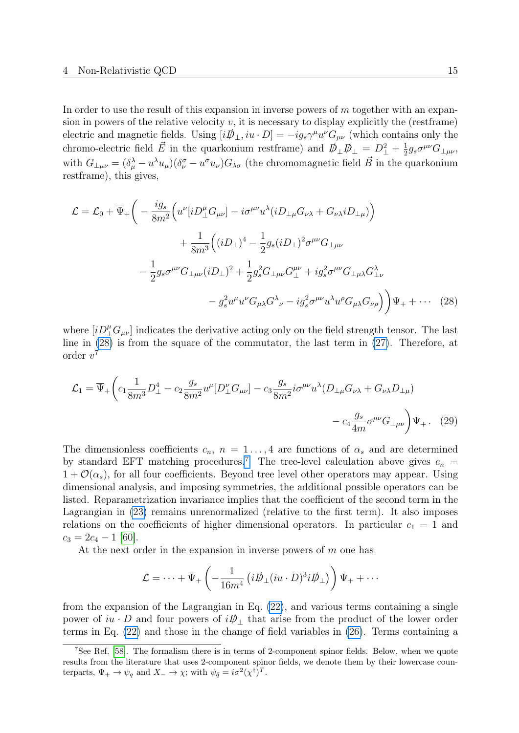In order to use the result of this expansion in inverse powers of $m$ together with an expansion in powers of the relative velocity $v$, it is necessary to display explicitly the (restframe) electric and magnetic fields. Using $[i\not{D}_\perp, iu\cdot D] = -ig_s\gamma^\mu u^\nu G_{\mu\nu}$ (which contains only the chromo-electric field $\vec{E}$ in the quarkonium restframe) and $\not{D}_\perp\not{D}_\perp = D_\perp^2 + \frac{1}{2}g_s\sigma^{\mu\nu}G_{\perp\mu\nu}$, with $G_{\perp\mu\nu} = (\delta^\lambda_\mu - u^\lambda u_\mu)(\delta^\sigma_\nu - u^\sigma u_\nu)G_{\lambda\sigma}$ (the chromomagnetic field $\vec{B}$ in the quarkonium restframe), this gives,

$$
\begin{aligned}
\mathcal{L} = \mathcal{L}_0 + \overline{\Psi}_+\bigg( &-\frac{ig_s}{8m^2}\Big(u^\nu[iD^\mu_\perp G_{\mu\nu}] - i\sigma^{\mu\nu}u^\lambda(iD_{\perp\mu}G_{\nu\lambda} + G_{\nu\lambda}iD_{\perp\mu})\Big) \\
&+ \frac{1}{8m^3}\Big((iD_\perp)^4 - \frac{1}{2}g_s(iD_\perp)^2\sigma^{\mu\nu}G_{\perp\mu\nu} \\
&- \frac{1}{2}g_s\sigma^{\mu\nu}G_{\perp\mu\nu}(iD_\perp)^2 + \frac{1}{2}g_s^2 G_{\perp\mu\nu}G_\perp^{\mu\nu} + ig_s^2\sigma^{\mu\nu}G_{\perp\mu\lambda}G^\lambda_{\perp\nu} \\
&- g_s^2 u^\mu u^\nu G_{\mu\lambda}G^\lambda{}_\nu - ig_s^2\sigma^{\mu\nu}u^\lambda u^\rho G_{\mu\lambda}G_{\nu\rho}\Big)\bigg)\Psi_+ + \cdots
\end{aligned}
\tag{28}
$$

where $[iD^\mu_\perp G_{\mu\nu}]$ indicates the derivative acting only on the field strength tensor. The last line in (28) is from the square of the commutator, the last term in (27). Therefore, at order $v^7$

$$
\mathcal{L}_1 = \overline{\Psi}_+\bigg(c_1\frac{1}{8m^3}D_\perp^4 - c_2\frac{g_s}{8m^2}u^\mu[D^\nu_\perp G_{\mu\nu}] - c_3\frac{g_s}{8m^2}i\sigma^{\mu\nu}u^\lambda(D_{\perp\mu}G_{\nu\lambda} + G_{\nu\lambda}D_{\perp\mu}) - c_4\frac{g_s}{4m}\sigma^{\mu\nu}G_{\perp\mu\nu}\bigg)\Psi_+ . \tag{29}
$$

The dimensionless coefficients $c_n$, $n = 1\ldots, 4$ are functions of $\alpha_s$ and are determined by standard EFT matching procedures.[7] The tree-level calculation above gives $c_n = 1 + \mathcal{O}(\alpha_s)$, for all four coefficients. Beyond tree level other operators may appear. Using dimensional analysis, and imposing symmetries, the additional possible operators can be listed. Reparametrization invariance implies that the coefficient of the second term in the Lagrangian in (23) remains unrenormalized (relative to the first term). It also imposes relations on the coefficients of higher dimensional operators. In particular $c_1 = 1$ and $c_3 = 2c_4 - 1$ [60].

At the next order in the expansion in inverse powers of $m$ one has

$$
\mathcal{L} = \cdots + \overline{\Psi}_+\left(-\frac{1}{16m^4}\left(i\not{D}_\perp(iu\cdot D)^3 i\not{D}_\perp\right)\right)\Psi_+ + \cdots
$$

from the expansion of the Lagrangian in Eq. (22), and various terms containing a single power of $iu\cdot D$ and four powers of $i\not{D}_\perp$ that arise from the product of the lower order terms in Eq. (22) and those in the change of field variables in (26). Terms containing a

[7] See Ref. [58]. The formalism there is in terms of 2-component spinor fields. Below, when we quote results from the literature that uses 2-component spinor fields, we denote them by their lowercase counterparts, $\Psi_+ \to \psi_q$ and $X_- \to \chi$; with $\psi_{\bar{q}} = i\sigma^2(\chi^\dagger)^T$.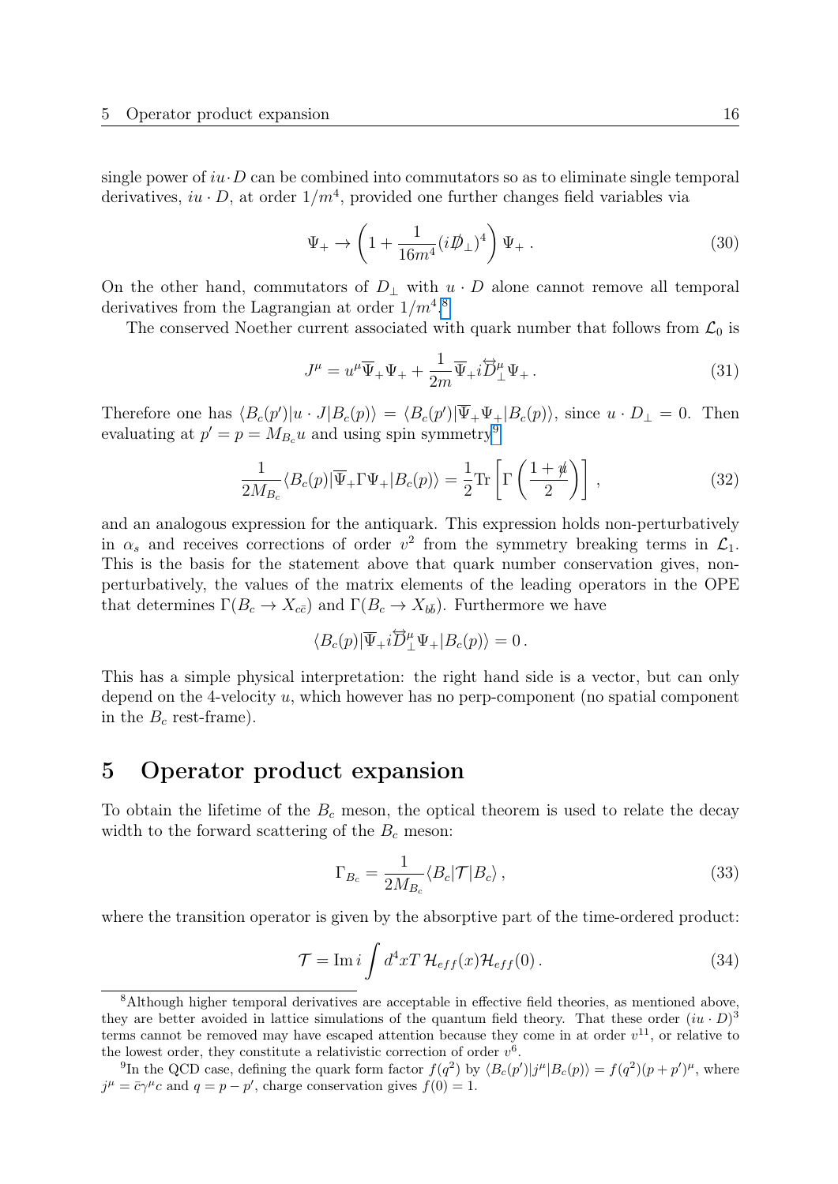single power of $iu\cdot D$ can be combined into commutators so as to eliminate single temporal derivatives, $iu \cdot D$, at order $1/m^4$, provided one further changes field variables via

$$\Psi_+ \to \left(1 + \frac{1}{16m^4}(i\not{D}_\perp)^4\right)\Psi_+ \,. \tag{30}$$

On the other hand, commutators of $D_\perp$ with $u \cdot D$ alone cannot remove all temporal derivatives from the Lagrangian at order $1/m^4$.[8]

The conserved Noether current associated with quark number that follows from $\mathcal{L}_0$ is

$$J^\mu = u^\mu \overline{\Psi}_+\Psi_+ + \frac{1}{2m}\overline{\Psi}_+ i\overleftrightarrow{D}^\mu_\perp \Psi_+ \,. \tag{31}$$

Therefore one has $\langle B_c(p')|u \cdot J|B_c(p)\rangle = \langle B_c(p')|\overline{\Psi}_+\Psi_+|B_c(p)\rangle$, since $u \cdot D_\perp = 0$. Then evaluating at $p' = p = M_{B_c}u$ and using spin symmetry[9]

$$\frac{1}{2M_{B_c}}\langle B_c(p)|\overline{\Psi}_+\Gamma\Psi_+|B_c(p)\rangle = \frac{1}{2}\mathrm{Tr}\left[\Gamma\left(\frac{1+\not{u}}{2}\right)\right] , \tag{32}$$

and an analogous expression for the antiquark. This expression holds non-perturbatively in $\alpha_s$ and receives corrections of order $v^2$ from the symmetry breaking terms in $\mathcal{L}_1$. This is the basis for the statement above that quark number conservation gives, non-perturbatively, the values of the matrix elements of the leading operators in the OPE that determines $\Gamma(B_c \to X_{c\bar{c}})$ and $\Gamma(B_c \to X_{b\bar{b}})$. Furthermore we have

$$\langle B_c(p)|\overline{\Psi}_+ i\overleftrightarrow{D}^\mu_\perp \Psi_+|B_c(p)\rangle = 0 \,.$$

This has a simple physical interpretation: the right hand side is a vector, but can only depend on the 4-velocity $u$, which however has no perp-component (no spatial component in the $B_c$ rest-frame).

# 5 Operator product expansion

To obtain the lifetime of the $B_c$ meson, the optical theorem is used to relate the decay width to the forward scattering of the $B_c$ meson:

$$\Gamma_{B_c} = \frac{1}{2M_{B_c}}\langle B_c|\mathcal{T}|B_c\rangle \,, \tag{33}$$

where the transition operator is given by the absorptive part of the time-ordered product:

$$\mathcal{T} = \mathrm{Im}\, i\int d^4x T\,\mathcal{H}_{eff}(x)\mathcal{H}_{eff}(0) \,. \tag{34}$$

---

[8] Although higher temporal derivatives are acceptable in effective field theories, as mentioned above, they are better avoided in lattice simulations of the quantum field theory. That these order $(iu \cdot D)^3$ terms cannot be removed may have escaped attention because they come in at order $v^{11}$, or relative to the lowest order, they constitute a relativistic correction of order $v^6$.

[9] In the QCD case, defining the quark form factor $f(q^2)$ by $\langle B_c(p')|j^\mu|B_c(p)\rangle = f(q^2)(p + p')^\mu$, where $j^\mu = \bar{c}\gamma^\mu c$ and $q = p - p'$, charge conservation gives $f(0) = 1$.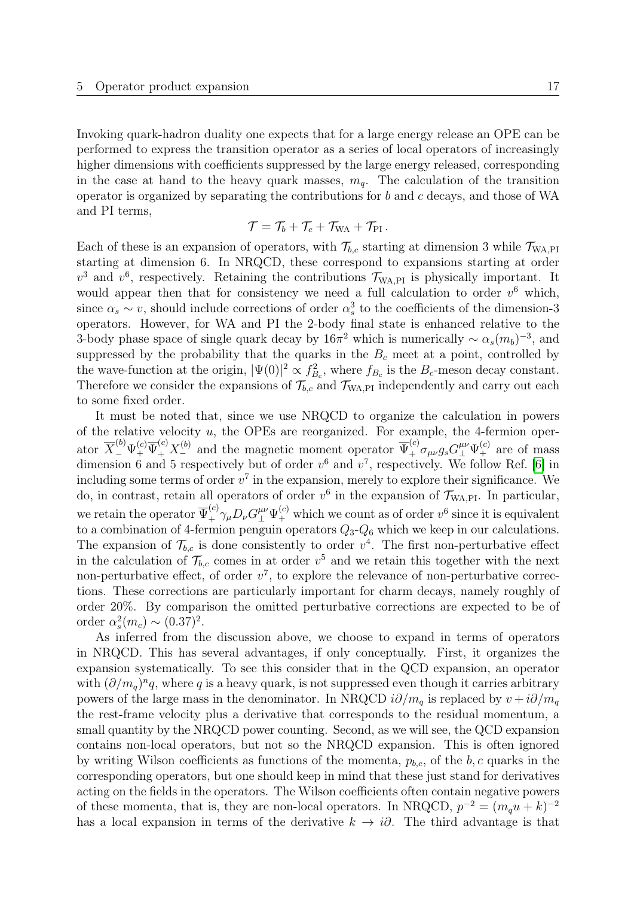Invoking quark-hadron duality one expects that for a large energy release an OPE can be performed to express the transition operator as a series of local operators of increasingly higher dimensions with coefficients suppressed by the large energy released, corresponding in the case at hand to the heavy quark masses, $m_q$. The calculation of the transition operator is organized by separating the contributions for $b$ and $c$ decays, and those of WA and PI terms,

$$\mathcal{T} = \mathcal{T}_b + \mathcal{T}_c + \mathcal{T}_{\text{WA}} + \mathcal{T}_{\text{PI}}\,.$$

Each of these is an expansion of operators, with $\mathcal{T}_{b,c}$ starting at dimension 3 while $\mathcal{T}_{\text{WA,PI}}$ starting at dimension 6. In NRQCD, these correspond to expansions starting at order $v^3$ and $v^6$, respectively. Retaining the contributions $\mathcal{T}_{\text{WA,PI}}$ is physically important. It would appear then that for consistency we need a full calculation to order $v^6$ which, since $\alpha_s \sim v$, should include corrections of order $\alpha_s^3$ to the coefficients of the dimension-3 operators. However, for WA and PI the 2-body final state is enhanced relative to the 3-body phase space of single quark decay by $16\pi^2$ which is numerically $\sim \alpha_s(m_b)^{-3}$, and suppressed by the probability that the quarks in the $B_c$ meet at a point, controlled by the wave-function at the origin, $|\Psi(0)|^2 \propto f_{B_c}^2$, where $f_{B_c}$ is the $B_c$-meson decay constant. Therefore we consider the expansions of $\mathcal{T}_{b,c}$ and $\mathcal{T}_{\text{WA,PI}}$ independently and carry out each to some fixed order.

It must be noted that, since we use NRQCD to organize the calculation in powers of the relative velocity $u$, the OPEs are reorganized. For example, the 4-fermion operator $\overline{X}_-^{(b)}\Psi_+^{(c)}\overline{\Psi}_+^{(c)}X_-^{(b)}$ and the magnetic moment operator $\overline{\Psi}_+^{(c)}\sigma_{\mu\nu}g_sG_\perp^{\mu\nu}\Psi_+^{(c)}$ are of mass dimension 6 and 5 respectively but of order $v^6$ and $v^7$, respectively. We follow Ref. [6] in including some terms of order $v^7$ in the expansion, merely to explore their significance. We do, in contrast, retain all operators of order $v^6$ in the expansion of $\mathcal{T}_{\text{WA,PI}}$. In particular, we retain the operator $\overline{\Psi}_+^{(c)}\gamma_\mu D_\nu G_\perp^{\mu\nu}\Psi_+^{(c)}$ which we count as of order $v^6$ since it is equivalent to a combination of 4-fermion penguin operators $Q_3$-$Q_6$ which we keep in our calculations. The expansion of $\mathcal{T}_{b,c}$ is done consistently to order $v^4$. The first non-perturbative effect in the calculation of $\mathcal{T}_{b,c}$ comes in at order $v^5$ and we retain this together with the next non-perturbative effect, of order $v^7$, to explore the relevance of non-perturbative corrections. These corrections are particularly important for charm decays, namely roughly of order 20%. By comparison the omitted perturbative corrections are expected to be of order $\alpha_s^2(m_c) \sim (0.37)^2$.

As inferred from the discussion above, we choose to expand in terms of operators in NRQCD. This has several advantages, if only conceptually. First, it organizes the expansion systematically. To see this consider that in the QCD expansion, an operator with $(\partial/m_q)^n q$, where $q$ is a heavy quark, is not suppressed even though it carries arbitrary powers of the large mass in the denominator. In NRQCD $i\partial/m_q$ is replaced by $v + i\partial/m_q$ the rest-frame velocity plus a derivative that corresponds to the residual momentum, a small quantity by the NRQCD power counting. Second, as we will see, the QCD expansion contains non-local operators, but not so the NRQCD expansion. This is often ignored by writing Wilson coefficients as functions of the momenta, $p_{b,c}$, of the $b, c$ quarks in the corresponding operators, but one should keep in mind that these just stand for derivatives acting on the fields in the operators. The Wilson coefficients often contain negative powers of these momenta, that is, they are non-local operators. In NRQCD, $p^{-2} = (m_q u + k)^{-2}$ has a local expansion in terms of the derivative $k \to i\partial$. The third advantage is that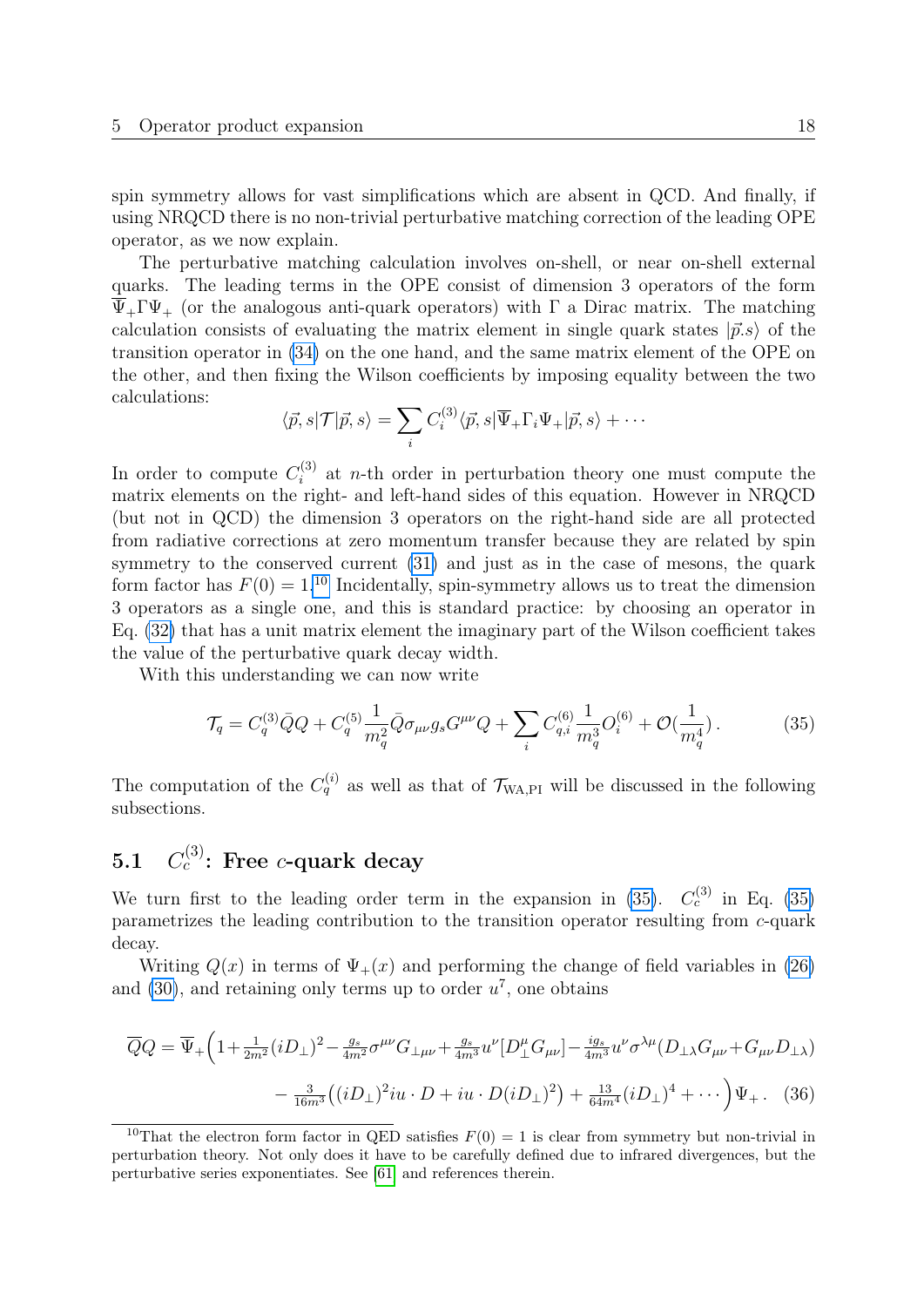spin symmetry allows for vast simplifications which are absent in QCD. And finally, if using NRQCD there is no non-trivial perturbative matching correction of the leading OPE operator, as we now explain.

The perturbative matching calculation involves on-shell, or near on-shell external quarks. The leading terms in the OPE consist of dimension 3 operators of the form $\overline{\Psi}_+\Gamma\Psi_+$ (or the analogous anti-quark operators) with $\Gamma$ a Dirac matrix. The matching calculation consists of evaluating the matrix element in single quark states $|\vec{p}.s\rangle$ of the transition operator in (34) on the one hand, and the same matrix element of the OPE on the other, and then fixing the Wilson coefficients by imposing equality between the two calculations:

$$\langle \vec{p}, s|\mathcal{T}|\vec{p}, s\rangle = \sum_i C_i^{(3)} \langle \vec{p}, s|\overline{\Psi}_+\Gamma_i\Psi_+|\vec{p}, s\rangle + \cdots$$

In order to compute $C_i^{(3)}$ at $n$-th order in perturbation theory one must compute the matrix elements on the right- and left-hand sides of this equation. However in NRQCD (but not in QCD) the dimension 3 operators on the right-hand side are all protected from radiative corrections at zero momentum transfer because they are related by spin symmetry to the conserved current (31) and just as in the case of mesons, the quark form factor has $F(0) = 1$.[10] Incidentally, spin-symmetry allows us to treat the dimension 3 operators as a single one, and this is standard practice: by choosing an operator in Eq. (32) that has a unit matrix element the imaginary part of the Wilson coefficient takes the value of the perturbative quark decay width.

With this understanding we can now write

$$\mathcal{T}_q = C_q^{(3)}\bar{Q}Q + C_q^{(5)}\frac{1}{m_q^2}\bar{Q}\sigma_{\mu\nu}g_sG^{\mu\nu}Q + \sum_i C_{q,i}^{(6)}\frac{1}{m_q^3}O_i^{(6)} + \mathcal{O}(\frac{1}{m_q^4})\,. \tag{35}$$

The computation of the $C_q^{(i)}$ as well as that of $\mathcal{T}_{\text{WA,PI}}$ will be discussed in the following subsections.

## 5.1 $C_c^{(3)}$: Free $c$-quark decay

We turn first to the leading order term in the expansion in (35). $C_c^{(3)}$ in Eq. (35) parametrizes the leading contribution to the transition operator resulting from $c$-quark decay.

Writing $Q(x)$ in terms of $\Psi_+(x)$ and performing the change of field variables in (26) and (30), and retaining only terms up to order $u^7$, one obtains

$$\begin{aligned}\overline{Q}Q = \overline{\Psi}_+\Big(1 &+ \tfrac{1}{2m^2}(iD_\perp)^2 - \tfrac{g_s}{4m^2}\sigma^{\mu\nu}G_{\perp\mu\nu} + \tfrac{g_s}{4m^3}u^\nu[D_\perp^\mu G_{\mu\nu}] - \tfrac{ig_s}{4m^3}u^\nu\sigma^{\lambda\mu}(D_{\perp\lambda}G_{\mu\nu} + G_{\mu\nu}D_{\perp\lambda}) \\ &- \tfrac{3}{16m^3}\big((iD_\perp)^2 iu\cdot D + iu\cdot D(iD_\perp)^2\big) + \tfrac{13}{64m^4}(iD_\perp)^4 + \cdots\Big)\Psi_+\,. \end{aligned} \tag{36}$$

[10] That the electron form factor in QED satisfies $F(0) = 1$ is clear from symmetry but non-trivial in perturbation theory. Not only does it have to be carefully defined due to infrared divergences, but the perturbative series exponentiates. See [61] and references therein.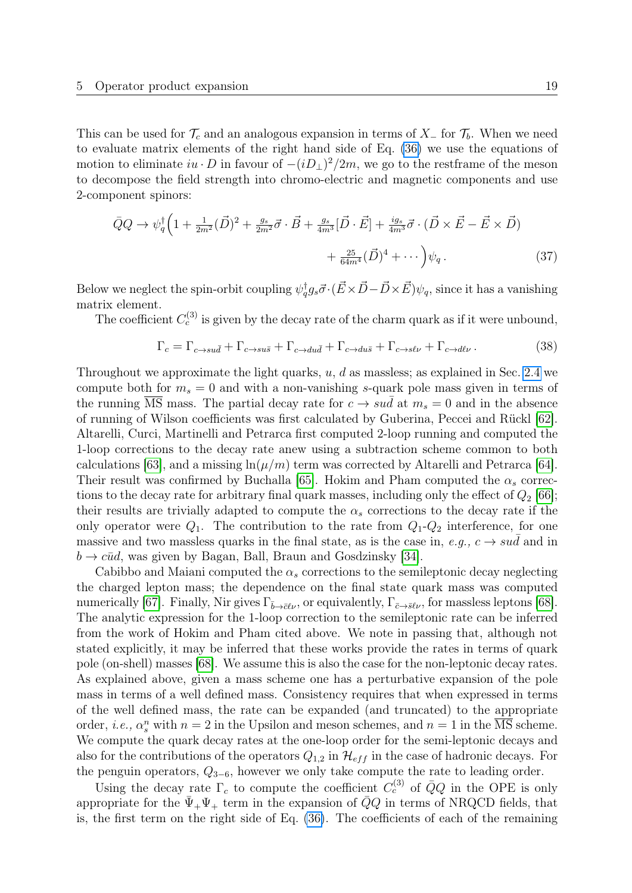This can be used for $\mathcal{T}_c$ and an analogous expansion in terms of $X_-$ for $\mathcal{T}_b$. When we need to evaluate matrix elements of the right hand side of Eq. (36) we use the equations of motion to eliminate $iu\cdot D$ in favour of $-(iD_\perp)^2/2m$, we go to the restframe of the meson to decompose the field strength into chromo-electric and magnetic components and use 2-component spinors:

$$\bar{Q}Q \to \psi_q^\dagger\Big(1 + \tfrac{1}{2m^2}(\vec{D})^2 + \tfrac{g_s}{2m^2}\vec{\sigma}\cdot\vec{B} + \tfrac{g_s}{4m^3}[\vec{D}\cdot\vec{E}] + \tfrac{ig_s}{4m^3}\vec{\sigma}\cdot(\vec{D}\times\vec{E} - \vec{E}\times\vec{D}) + \tfrac{25}{64m^4}(\vec{D})^4 + \cdots\Big)\psi_q\,. \tag{37}$$

Below we neglect the spin-orbit coupling $\psi_q^\dagger g_s\vec{\sigma}\cdot(\vec{E}\times\vec{D} - \vec{D}\times\vec{E})\psi_q$, since it has a vanishing matrix element.

The coefficient $C_c^{(3)}$ is given by the decay rate of the charm quark as if it were unbound,

$$\Gamma_c = \Gamma_{c\to su\bar{d}} + \Gamma_{c\to su\bar{s}} + \Gamma_{c\to du\bar{d}} + \Gamma_{c\to du\bar{s}} + \Gamma_{c\to s\ell\nu} + \Gamma_{c\to d\ell\nu}\,. \tag{38}$$

Throughout we approximate the light quarks, $u$, $d$ as massless; as explained in Sec. 2.4 we compute both for $m_s = 0$ and with a non-vanishing $s$-quark pole mass given in terms of the running $\overline{\text{MS}}$ mass. The partial decay rate for $c\to su\bar{d}$ at $m_s = 0$ and in the absence of running of Wilson coefficients was first calculated by Guberina, Peccei and Rückl [62]. Altarelli, Curci, Martinelli and Petrarca first computed 2-loop running and computed the 1-loop corrections to the decay rate anew using a subtraction scheme common to both calculations [63], and a missing $\ln(\mu/m)$ term was corrected by Altarelli and Petrarca [64]. Their result was confirmed by Buchalla [65]. Hokim and Pham computed the $\alpha_s$ corrections to the decay rate for arbitrary final quark masses, including only the effect of $Q_2$ [66]; their results are trivially adapted to compute the $\alpha_s$ corrections to the decay rate if the only operator were $Q_1$. The contribution to the rate from $Q_1$-$Q_2$ interference, for one massive and two massless quarks in the final state, as is the case in, *e.g.,* $c\to su\bar{d}$ and in $b\to c\bar{u}d$, was given by Bagan, Ball, Braun and Gosdzinsky [34].

Cabibbo and Maiani computed the $\alpha_s$ corrections to the semileptonic decay neglecting the charged lepton mass; the dependence on the final state quark mass was computed numerically [67]. Finally, Nir gives $\Gamma_{\bar{b}\to\bar{c}\ell\nu}$, or equivalently, $\Gamma_{\bar{c}\to\bar{s}\ell\nu}$, for massless leptons [68]. The analytic expression for the 1-loop correction to the semileptonic rate can be inferred from the work of Hokim and Pham cited above. We note in passing that, although not stated explicitly, it may be inferred that these works provide the rates in terms of quark pole (on-shell) masses [68]. We assume this is also the case for the non-leptonic decay rates. As explained above, given a mass scheme one has a perturbative expansion of the pole mass in terms of a well defined mass. Consistency requires that when expressed in terms of the well defined mass, the rate can be expanded (and truncated) to the appropriate order, *i.e.,* $\alpha_s^n$ with $n = 2$ in the Upsilon and meson schemes, and $n = 1$ in the $\overline{\text{MS}}$ scheme. We compute the quark decay rates at the one-loop order for the semi-leptonic decays and also for the contributions of the operators $Q_{1,2}$ in $\mathcal{H}_{eff}$ in the case of hadronic decays. For the penguin operators, $Q_{3-6}$, however we only take compute the rate to leading order.

Using the decay rate $\Gamma_c$ to compute the coefficient $C_c^{(3)}$ of $\bar{Q}Q$ in the OPE is only appropriate for the $\bar{\Psi}_+\Psi_+$ term in the expansion of $\bar{Q}Q$ in terms of NRQCD fields, that is, the first term on the right side of Eq. (36). The coefficients of each of the remaining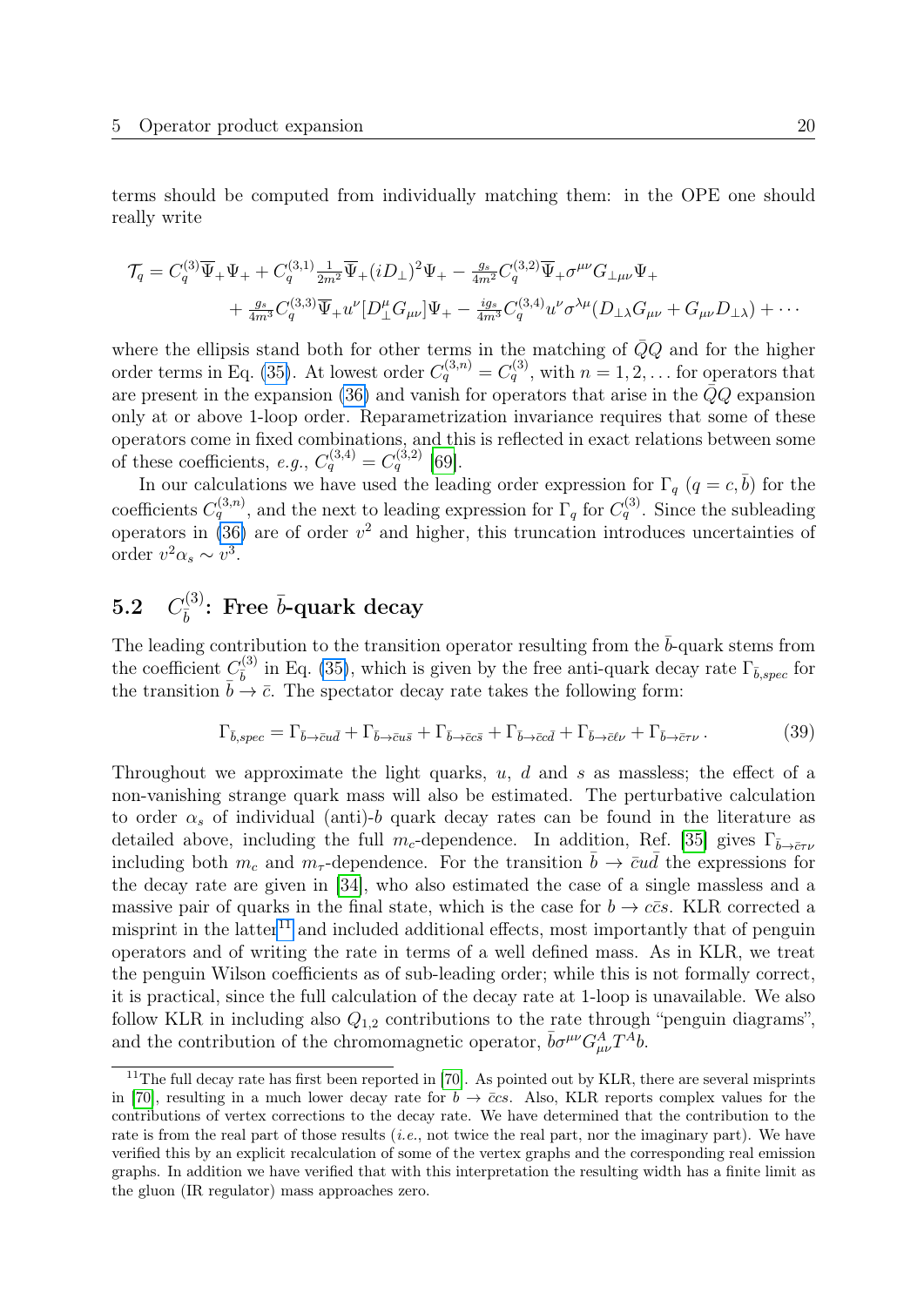terms should be computed from individually matching them: in the OPE one should really write

$$
\begin{aligned}
\mathcal{T}_q = C_q^{(3)} \overline{\Psi}_+ \Psi_+ + C_q^{(3,1)} \tfrac{1}{2m^2} \overline{\Psi}_+ (iD_\perp)^2 \Psi_+ - \tfrac{g_s}{4m^2} C_q^{(3,2)} \overline{\Psi}_+ \sigma^{\mu\nu} G_{\perp\mu\nu} \Psi_+ \\
+ \tfrac{g_s}{4m^3} C_q^{(3,3)} \overline{\Psi}_+ u^\nu [D_\perp^\mu G_{\mu\nu}] \Psi_+ - \tfrac{i g_s}{4m^3} C_q^{(3,4)} u^\nu \sigma^{\lambda\mu} (D_{\perp\lambda} G_{\mu\nu} + G_{\mu\nu} D_{\perp\lambda}) + \cdots
\end{aligned}
$$

where the ellipsis stand both for other terms in the matching of $\bar{Q}Q$ and for the higher order terms in Eq. (35). At lowest order $C_q^{(3,n)} = C_q^{(3)}$, with $n = 1, 2, \ldots$ for operators that are present in the expansion (36) and vanish for operators that arise in the $\bar{Q}Q$ expansion only at or above 1-loop order. Reparametrization invariance requires that some of these operators come in fixed combinations, and this is reflected in exact relations between some of these coefficients, *e.g.*, $C_q^{(3,4)} = C_q^{(3,2)}$ [69].

In our calculations we have used the leading order expression for $\Gamma_q$ ($q = c, \bar{b}$) for the coefficients $C_q^{(3,n)}$, and the next to leading expression for $\Gamma_q$ for $C_q^{(3)}$. Since the subleading operators in (36) are of order $v^2$ and higher, this truncation introduces uncertainties of order $v^2 \alpha_s \sim v^3$.

## 5.2 $C_{\bar{b}}^{(3)}$: Free $\bar{b}$-quark decay

The leading contribution to the transition operator resulting from the $\bar{b}$-quark stems from the coefficient $C_{\bar{b}}^{(3)}$ in Eq. (35), which is given by the free anti-quark decay rate $\Gamma_{\bar{b},spec}$ for the transition $\bar{b} \to \bar{c}$. The spectator decay rate takes the following form:

$$
\Gamma_{\bar{b},spec} = \Gamma_{\bar{b}\to\bar{c}u\bar{d}} + \Gamma_{\bar{b}\to\bar{c}u\bar{s}} + \Gamma_{\bar{b}\to\bar{c}c\bar{s}} + \Gamma_{\bar{b}\to\bar{c}c\bar{d}} + \Gamma_{\bar{b}\to\bar{c}\ell\nu} + \Gamma_{\bar{b}\to\bar{c}\tau\nu} \,. \tag{39}
$$

Throughout we approximate the light quarks, $u$, $d$ and $s$ as massless; the effect of a non-vanishing strange quark mass will also be estimated. The perturbative calculation to order $\alpha_s$ of individual (anti)-$b$ quark decay rates can be found in the literature as detailed above, including the full $m_c$-dependence. In addition, Ref. [35] gives $\Gamma_{\bar{b}\to\bar{c}\tau\nu}$ including both $m_c$ and $m_\tau$-dependence. For the transition $\bar{b} \to \bar{c}u\bar{d}$ the expressions for the decay rate are given in [34], who also estimated the case of a single massless and a massive pair of quarks in the final state, which is the case for $b \to c\bar{c}s$. KLR corrected a misprint in the latter[11] and included additional effects, most importantly that of penguin operators and of writing the rate in terms of a well defined mass. As in KLR, we treat the penguin Wilson coefficients as of sub-leading order; while this is not formally correct, it is practical, since the full calculation of the decay rate at 1-loop is unavailable. We also follow KLR in including also $Q_{1,2}$ contributions to the rate through "penguin diagrams", and the contribution of the chromomagnetic operator, $\bar{b}\sigma^{\mu\nu} G^A_{\mu\nu} T^A b$.

[11] The full decay rate has first been reported in [70]. As pointed out by KLR, there are several misprints in [70], resulting in a much lower decay rate for $b \to \bar{c}cs$. Also, KLR reports complex values for the contributions of vertex corrections to the decay rate. We have determined that the contribution to the rate is from the real part of those results (*i.e.*, not twice the real part, nor the imaginary part). We have verified this by an explicit recalculation of some of the vertex graphs and the corresponding real emission graphs. In addition we have verified that with this interpretation the resulting width has a finite limit as the gluon (IR regulator) mass approaches zero.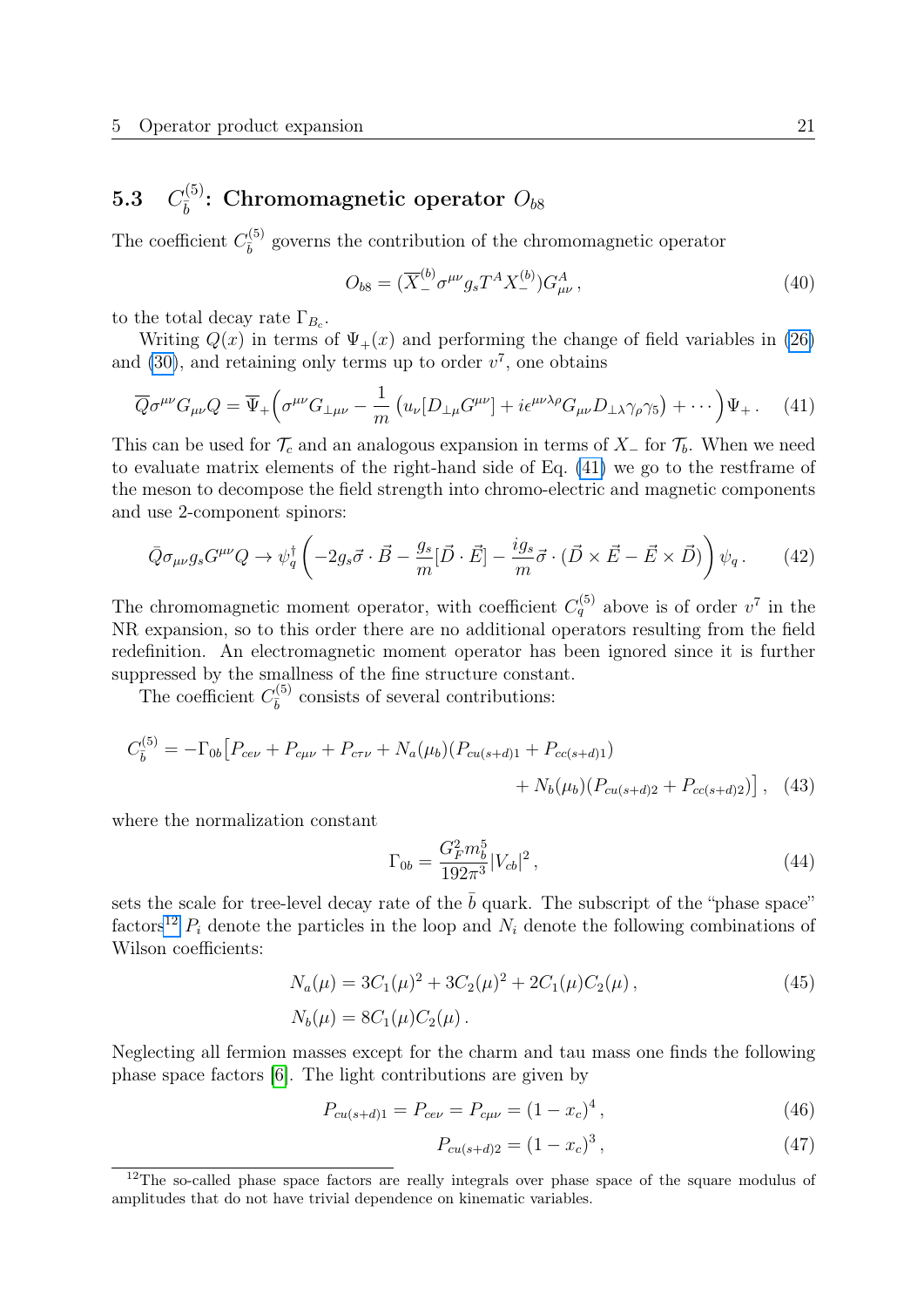### 5.3 $C_{\bar{b}}^{(5)}$: Chromomagnetic operator $O_{b8}$

The coefficient $C_{\bar{b}}^{(5)}$ governs the contribution of the chromomagnetic operator

$$O_{b8} = (\overline{X}_{-}^{(b)} \sigma^{\mu\nu} g_s T^A X_{-}^{(b)}) G_{\mu\nu}^A \,, \tag{40}$$

to the total decay rate $\Gamma_{B_c}$.

Writing $Q(x)$ in terms of $\Psi_+(x)$ and performing the change of field variables in (26) and (30), and retaining only terms up to order $v^7$, one obtains

$$\overline{Q}\sigma^{\mu\nu} G_{\mu\nu} Q = \overline{\Psi}_+ \Big( \sigma^{\mu\nu} G_{\perp\mu\nu} - \frac{1}{m} \left( u_\nu [D_{\perp\mu} G^{\mu\nu}] + i\epsilon^{\mu\nu\lambda\rho} G_{\mu\nu} D_{\perp\lambda} \gamma_\rho \gamma_5 \right) + \cdots \Big) \Psi_+ \,. \tag{41}$$

This can be used for $\mathcal{T}_c$ and an analogous expansion in terms of $X_-$ for $\mathcal{T}_b$. When we need to evaluate matrix elements of the right-hand side of Eq. (41) we go to the restframe of the meson to decompose the field strength into chromo-electric and magnetic components and use 2-component spinors:

$$\bar{Q}\sigma_{\mu\nu} g_s G^{\mu\nu} Q \to \psi_q^\dagger \left( -2g_s \vec{\sigma}\cdot\vec{B} - \frac{g_s}{m} [\vec{D}\cdot\vec{E}] - \frac{i g_s}{m} \vec{\sigma}\cdot(\vec{D}\times\vec{E} - \vec{E}\times\vec{D}) \right) \psi_q \,. \tag{42}$$

The chromomagnetic moment operator, with coefficient $C_q^{(5)}$ above is of order $v^7$ in the NR expansion, so to this order there are no additional operators resulting from the field redefinition. An electromagnetic moment operator has been ignored since it is further suppressed by the smallness of the fine structure constant.

The coefficient $C_{\bar{b}}^{(5)}$ consists of several contributions:

$$\begin{aligned} C_{\bar{b}}^{(5)} = -\Gamma_{0b} \big[ & P_{ce\nu} + P_{c\mu\nu} + P_{c\tau\nu} + N_a(\mu_b)(P_{cu(s+d)1} + P_{cc(s+d)1}) \\ & + N_b(\mu_b)(P_{cu(s+d)2} + P_{cc(s+d)2}) \big] \,, \end{aligned} \tag{43}$$

where the normalization constant

$$\Gamma_{0b} = \frac{G_F^2 m_b^5}{192\pi^3} |V_{cb}|^2 \,, \tag{44}$$

sets the scale for tree-level decay rate of the $\bar{b}$ quark. The subscript of the "phase space" factors[12] $P_i$ denote the particles in the loop and $N_i$ denote the following combinations of Wilson coefficients:

$$\begin{aligned} N_a(\mu) &= 3C_1(\mu)^2 + 3C_2(\mu)^2 + 2C_1(\mu)C_2(\mu) \,, \\ N_b(\mu) &= 8C_1(\mu)C_2(\mu) \,. \end{aligned} \tag{45}$$

Neglecting all fermion masses except for the charm and tau mass one finds the following phase space factors [6]. The light contributions are given by

$$P_{cu(s+d)1} = P_{ce\nu} = P_{c\mu\nu} = (1 - x_c)^4 \,, \tag{46}$$

$$P_{cu(s+d)2} = (1 - x_c)^3 \,, \tag{47}$$

[12] The so-called phase space factors are really integrals over phase space of the square modulus of amplitudes that do not have trivial dependence on kinematic variables.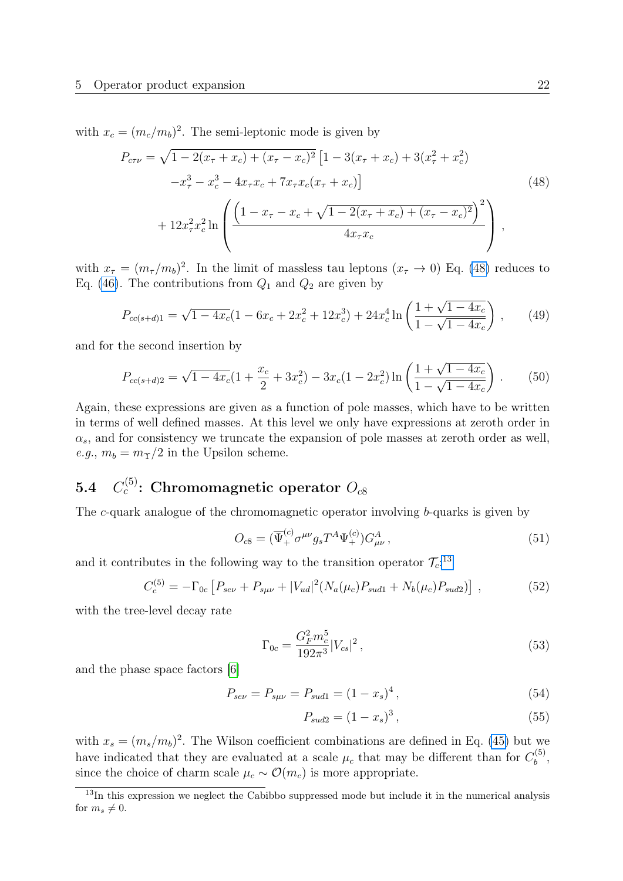with $x_c = (m_c/m_b)^2$. The semi-leptonic mode is given by

$$
\begin{aligned}
P_{c\tau\nu} = \sqrt{1-2(x_\tau+x_c)+(x_\tau-x_c)^2}\,&\big[1-3(x_\tau+x_c)+3(x_\tau^2+x_c^2) \\
&-x_\tau^3-x_c^3-4x_\tau x_c+7x_\tau x_c(x_\tau+x_c)\big] \\
&+12x_\tau^2 x_c^2 \ln\left(\frac{\left(1-x_\tau-x_c+\sqrt{1-2(x_\tau+x_c)+(x_\tau-x_c)^2}\right)^2}{4x_\tau x_c}\right),
\end{aligned} \tag{48}
$$

with $x_\tau = (m_\tau/m_b)^2$. In the limit of massless tau leptons ($x_\tau \to 0$) Eq. (48) reduces to Eq. (46). The contributions from $Q_1$ and $Q_2$ are given by

$$
P_{cc(s+d)1} = \sqrt{1-4x_c}(1-6x_c+2x_c^2+12x_c^3)+24x_c^4 \ln\left(\frac{1+\sqrt{1-4x_c}}{1-\sqrt{1-4x_c}}\right), \tag{49}
$$

and for the second insertion by

$$
P_{cc(s+d)2} = \sqrt{1-4x_c}(1+\frac{x_c}{2}+3x_c^2)-3x_c(1-2x_c^2)\ln\left(\frac{1+\sqrt{1-4x_c}}{1-\sqrt{1-4x_c}}\right). \tag{50}
$$

Again, these expressions are given as a function of pole masses, which have to be written in terms of well defined masses. At this level we only have expressions at zeroth order in $\alpha_s$, and for consistency we truncate the expansion of pole masses at zeroth order as well, *e.g.*, $m_b = m_\Upsilon/2$ in the Upsilon scheme.

### 5.4 $C_c^{(5)}$: Chromomagnetic operator $O_{c8}$

The $c$-quark analogue of the chromomagnetic operator involving $b$-quarks is given by

$$
O_{c8} = (\overline{\Psi}_+^{(c)} \sigma^{\mu\nu} g_s T^A \Psi_+^{(c)}) G^A_{\mu\nu}, \tag{51}
$$

and it contributes in the following way to the transition operator $\mathcal{T}_c$:[13]

$$
C_c^{(5)} = -\Gamma_{0c}\left[P_{se\nu}+P_{s\mu\nu}+|V_{ud}|^2(N_a(\mu_c)P_{sud1}+N_b(\mu_c)P_{sud2})\right], \tag{52}
$$

with the tree-level decay rate

$$
\Gamma_{0c} = \frac{G_F^2 m_c^5}{192\pi^3}|V_{cs}|^2, \tag{53}
$$

and the phase space factors [6]

$$
P_{se\nu} = P_{s\mu\nu} = P_{sud1} = (1-x_s)^4, \tag{54}
$$

$$
P_{sud2} = (1-x_s)^3, \tag{55}
$$

with $x_s = (m_s/m_b)^2$. The Wilson coefficient combinations are defined in Eq. (45) but we have indicated that they are evaluated at a scale $\mu_c$ that may be different than for $C_b^{(5)}$, since the choice of charm scale $\mu_c \sim \mathcal{O}(m_c)$ is more appropriate.

[13] In this expression we neglect the Cabibbo suppressed mode but include it in the numerical analysis for $m_s \neq 0$.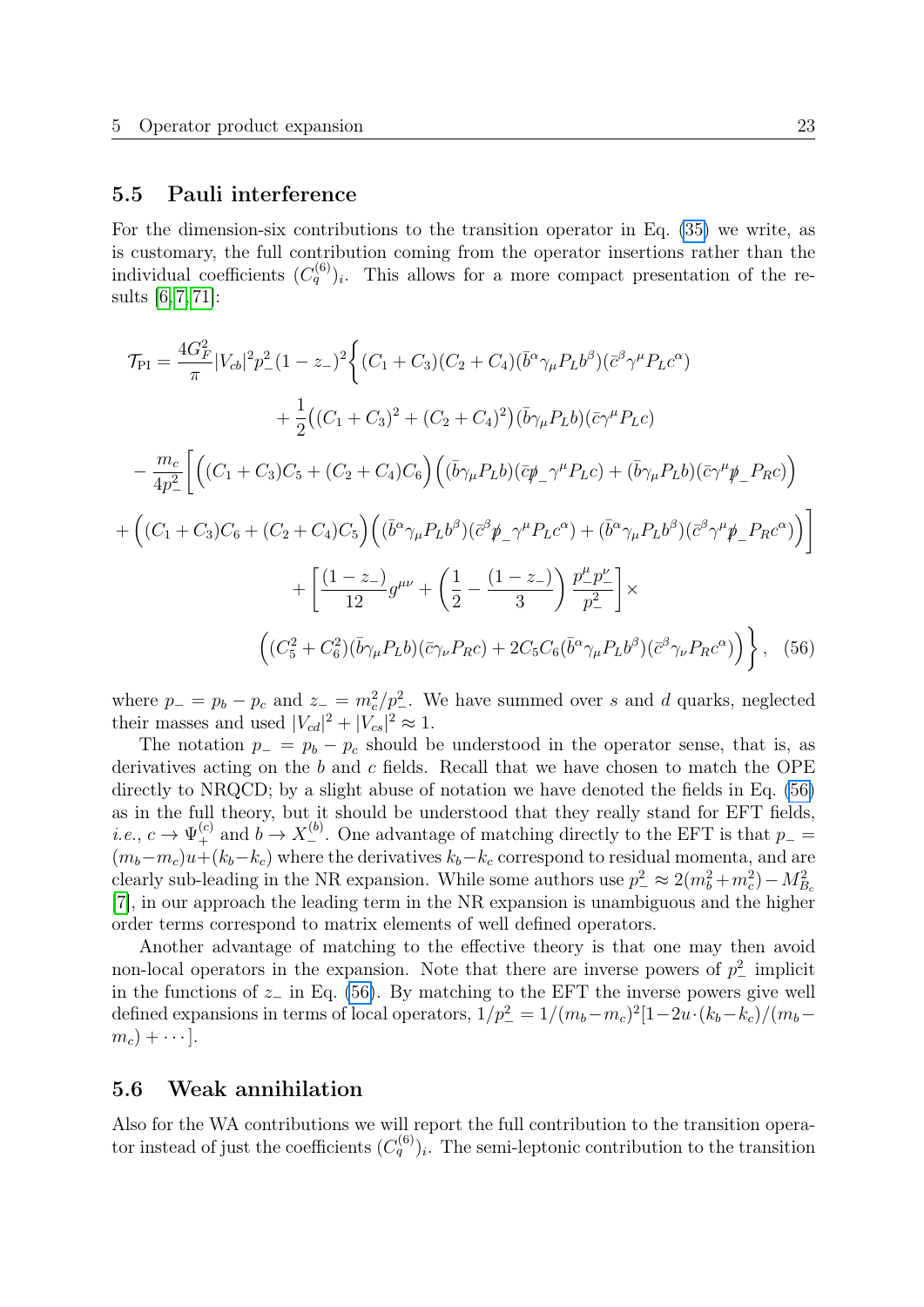### 5.5 Pauli interference

For the dimension-six contributions to the transition operator in Eq. (35) we write, as is customary, the full contribution coming from the operator insertions rather than the individual coefficients $(C_q^{(6)})_i$. This allows for a more compact presentation of the results [6,7,71]:

$$
\begin{aligned}
\mathcal{T}_{\rm PI} = \frac{4G_F^2}{\pi}|V_{cb}|^2 p_-^2(1-z_-)^2\Bigg\{&(C_1+C_3)(C_2+C_4)(\bar{b}^\alpha\gamma_\mu P_L b^\beta)(\bar{c}^\beta\gamma^\mu P_L c^\alpha)\\
&+\frac{1}{2}\big((C_1+C_3)^2+(C_2+C_4)^2\big)(\bar{b}\gamma_\mu P_L b)(\bar{c}\gamma^\mu P_L c)\\
-\frac{m_c}{4p_-^2}\Bigg[&\Big((C_1+C_3)C_5+(C_2+C_4)C_6\Big)\Big((\bar{b}\gamma_\mu P_L b)(\bar{c}\not{p}_-\gamma^\mu P_L c)+(\bar{b}\gamma_\mu P_L b)(\bar{c}\gamma^\mu\not{p}_- P_R c)\Big)\\
+\Big((C_1+C_3)C_6+(C_2+C_4)C_5\Big)&\Big((\bar{b}^\alpha\gamma_\mu P_L b^\beta)(\bar{c}^\beta\not{p}_-\gamma^\mu P_L c^\alpha)+(\bar{b}^\alpha\gamma_\mu P_L b^\beta)(\bar{c}^\beta\gamma^\mu\not{p}_- P_R c^\alpha)\Big)\Bigg]\\
&+\left[\frac{(1-z_-)}{12}g^{\mu\nu}+\left(\frac{1}{2}-\frac{(1-z_-)}{3}\right)\frac{p_-^\mu p_-^\nu}{p_-^2}\right]\times\\
\Big((C_5^2+C_6^2)&(\bar{b}\gamma_\mu P_L b)(\bar{c}\gamma_\nu P_R c)+2C_5C_6(\bar{b}^\alpha\gamma_\mu P_L b^\beta)(\bar{c}^\beta\gamma_\nu P_R c^\alpha)\Big)\Bigg\}, \quad (56)
\end{aligned}
$$

where $p_- = p_b - p_c$ and $z_- = m_c^2/p_-^2$. We have summed over $s$ and $d$ quarks, neglected their masses and used $|V_{cd}|^2+|V_{cs}|^2 \approx 1$.

The notation $p_- = p_b - p_c$ should be understood in the operator sense, that is, as derivatives acting on the $b$ and $c$ fields. Recall that we have chosen to match the OPE directly to NRQCD; by a slight abuse of notation we have denoted the fields in Eq. (56) as in the full theory, but it should be understood that they really stand for EFT fields, *i.e.*, $c \to \Psi_+^{(c)}$ and $b \to X_-^{(b)}$. One advantage of matching directly to the EFT is that $p_- = (m_b-m_c)u+(k_b-k_c)$ where the derivatives $k_b-k_c$ correspond to residual momenta, and are clearly sub-leading in the NR expansion. While some authors use $p_-^2 \approx 2(m_b^2+m_c^2)-M_{B_c}^2$ [7], in our approach the leading term in the NR expansion is unambiguous and the higher order terms correspond to matrix elements of well defined operators.

Another advantage of matching to the effective theory is that one may then avoid non-local operators in the expansion. Note that there are inverse powers of $p_-^2$ implicit in the functions of $z_-$ in Eq. (56). By matching to the EFT the inverse powers give well defined expansions in terms of local operators, $1/p_-^2 = 1/(m_b-m_c)^2[1-2u\cdot(k_b-k_c)/(m_b-m_c)+\cdots]$.

### 5.6 Weak annihilation

Also for the WA contributions we will report the full contribution to the transition operator instead of just the coefficients $(C_q^{(6)})_i$. The semi-leptonic contribution to the transition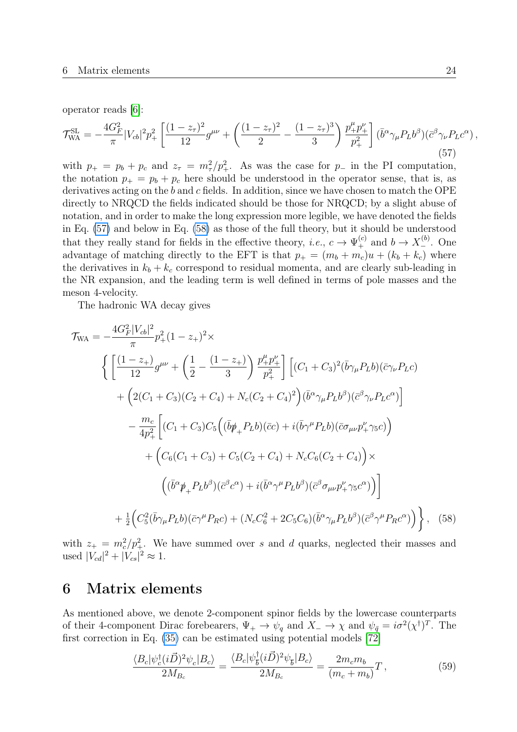operator reads [6]:

$$\mathcal{T}_{\rm WA}^{\rm SL} = -\frac{4G_F^2}{\pi}|V_{cb}|^2 p_+^2\left[\frac{(1-z_\tau)^2}{12}g^{\mu\nu} + \left(\frac{(1-z_\tau)^2}{2} - \frac{(1-z_\tau)^3}{3}\right)\frac{p_+^\mu p_+^\nu}{p_+^2}\right](\bar{b}^\alpha\gamma_\mu P_L b^\beta)(\bar{c}^\beta\gamma_\nu P_L c^\alpha)\,, \tag{57}$$

with $p_+ = p_b + p_c$ and $z_\tau = m_\tau^2/p_+^2$. As was the case for $p_-$ in the PI computation, the notation $p_+ = p_b + p_c$ here should be understood in the operator sense, that is, as derivatives acting on the $b$ and $c$ fields. In addition, since we have chosen to match the OPE directly to NRQCD the fields indicated should be those for NRQCD; by a slight abuse of notation, and in order to make the long expression more legible, we have denoted the fields in Eq. (57) and below in Eq. (58) as those of the full theory, but it should be understood that they really stand for fields in the effective theory, *i.e.*, $c \to \Psi_+^{(c)}$ and $b \to X_-^{(b)}$. One advantage of matching directly to the EFT is that $p_+ = (m_b + m_c)u + (k_b + k_c)$ where the derivatives in $k_b + k_c$ correspond to residual momenta, and are clearly sub-leading in the NR expansion, and the leading term is well defined in terms of pole masses and the meson 4-velocity.

The hadronic WA decay gives

$$\begin{aligned}
\mathcal{T}_{\rm WA} = &-\frac{4G_F^2|V_{cb}|^2}{\pi}p_+^2(1-z_+)^2\times\\
&\Bigg\{\left[\frac{(1-z_+)}{12}g^{\mu\nu} + \left(\frac{1}{2} - \frac{(1-z_+)}{3}\right)\frac{p_+^\mu p_+^\nu}{p_+^2}\right]\Big[(C_1+C_3)^2(\bar{b}\gamma_\mu P_L b)(\bar{c}\gamma_\nu P_L c)\\
&\quad + \Big(2(C_1+C_3)(C_2+C_4) + N_c(C_2+C_4)^2\Big)(\bar{b}^\alpha\gamma_\mu P_L b^\beta)(\bar{c}^\beta\gamma_\nu P_L c^\alpha)\Big]\\
&\quad - \frac{m_c}{4p_+^2}\Big[(C_1+C_3)C_5\Big((\bar{b}\not{p}_+ P_L b)(\bar{c}c) + i(\bar{b}\gamma^\mu P_L b)(\bar{c}\sigma_{\mu\nu}p_+^\nu\gamma_5 c)\Big)\\
&\qquad + \Big(C_6(C_1+C_3) + C_5(C_2+C_4) + N_c C_6(C_2+C_4)\Big)\times\\
&\qquad\quad \Big((\bar{b}^\alpha\not{p}_+ P_L b^\beta)(\bar{c}^\beta c^\alpha) + i(\bar{b}^\alpha\gamma^\mu P_L b^\beta)(\bar{c}^\beta\sigma_{\mu\nu}p_+^\nu\gamma_5 c^\alpha)\Big)\Big]\\
&\quad + \tfrac{1}{2}\Big(C_5^2(\bar{b}\gamma_\mu P_L b)(\bar{c}\gamma^\mu P_R c) + (N_c C_6^2 + 2C_5C_6)(\bar{b}^\alpha\gamma_\mu P_L b^\beta)(\bar{c}^\beta\gamma^\mu P_R c^\alpha)\Big)\Bigg\}\,,
\end{aligned} \tag{58}$$

with $z_+ = m_c^2/p_+^2$. We have summed over $s$ and $d$ quarks, neglected their masses and used $|V_{cd}|^2 + |V_{cs}|^2 \approx 1$.

# 6 Matrix elements

As mentioned above, we denote 2-component spinor fields by the lowercase counterparts of their 4-component Dirac forebearers, $\Psi_+ \to \psi_q$ and $X_- \to \chi$ and $\psi_{\bar{q}} = i\sigma^2(\chi^\dagger)^T$. The first correction in Eq. (35) can be estimated using potential models [72]

$$\frac{\langle B_c|\psi_c^\dagger(i\vec{D})^2\psi_c|B_c\rangle}{2M_{B_c}} = \frac{\langle B_c|\psi_{\bar{b}}^\dagger(i\vec{D})^2\psi_{\bar{b}}|B_c\rangle}{2M_{B_c}} = \frac{2m_c m_b}{(m_c+m_b)}T\,, \tag{59}$$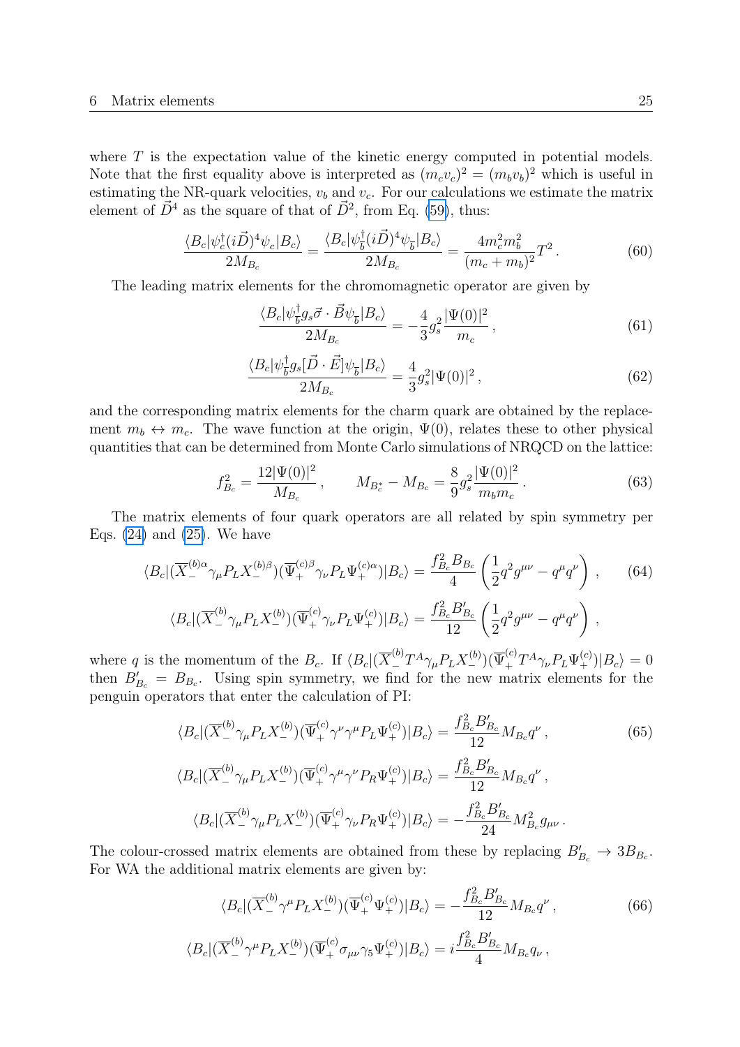where $T$ is the expectation value of the kinetic energy computed in potential models. Note that the first equality above is interpreted as $(m_c v_c)^2 = (m_b v_b)^2$ which is useful in estimating the NR-quark velocities, $v_b$ and $v_c$. For our calculations we estimate the matrix element of $\vec{D}^4$ as the square of that of $\vec{D}^2$, from Eq. (59), thus:

$$\frac{\langle B_c|\psi_c^\dagger (i\vec{D})^4 \psi_c|B_c\rangle}{2M_{B_c}} = \frac{\langle B_c|\psi_{\bar{b}}^\dagger (i\vec{D})^4 \psi_{\bar{b}}|B_c\rangle}{2M_{B_c}} = \frac{4m_c^2 m_b^2}{(m_c+m_b)^2} T^2 \,. \tag{60}$$

The leading matrix elements for the chromomagnetic operator are given by

$$\frac{\langle B_c|\psi_{\bar{b}}^\dagger g_s \vec{\sigma}\cdot\vec{B}\psi_{\bar{b}}|B_c\rangle}{2M_{B_c}} = -\frac{4}{3} g_s^2 \frac{|\Psi(0)|^2}{m_c} \,, \tag{61}$$

$$\frac{\langle B_c|\psi_{\bar{b}}^\dagger g_s [\vec{D}\cdot\vec{E}]\psi_{\bar{b}}|B_c\rangle}{2M_{B_c}} = \frac{4}{3} g_s^2 |\Psi(0)|^2 \,, \tag{62}$$

and the corresponding matrix elements for the charm quark are obtained by the replacement $m_b \leftrightarrow m_c$. The wave function at the origin, $\Psi(0)$, relates these to other physical quantities that can be determined from Monte Carlo simulations of NRQCD on the lattice:

$$f_{B_c}^2 = \frac{12|\Psi(0)|^2}{M_{B_c}} \,, \qquad M_{B_c^*} - M_{B_c} = \frac{8}{9} g_s^2 \frac{|\Psi(0)|^2}{m_b m_c} \,. \tag{63}$$

The matrix elements of four quark operators are all related by spin symmetry per Eqs. (24) and (25). We have

$$\langle B_c|(\overline{X}_-^{(b)\alpha}\gamma_\mu P_L X_-^{(b)\beta})(\overline{\Psi}_+^{(c)\beta}\gamma_\nu P_L \Psi_+^{(c)\alpha})|B_c\rangle = \frac{f_{B_c}^2 B_{B_c}}{4}\left(\frac{1}{2}q^2 g^{\mu\nu} - q^\mu q^\nu\right) \,, \tag{64}$$

$$\langle B_c|(\overline{X}_-^{(b)}\gamma_\mu P_L X_-^{(b)})(\overline{\Psi}_+^{(c)}\gamma_\nu P_L \Psi_+^{(c)})|B_c\rangle = \frac{f_{B_c}^2 B'_{B_c}}{12}\left(\frac{1}{2}q^2 g^{\mu\nu} - q^\mu q^\nu\right) \,,$$

where $q$ is the momentum of the $B_c$. If $\langle B_c|(\overline{X}_-^{(b)} T^A \gamma_\mu P_L X_-^{(b)})(\overline{\Psi}_+^{(c)} T^A \gamma_\nu P_L \Psi_+^{(c)})|B_c\rangle = 0$ then $B'_{B_c} = B_{B_c}$. Using spin symmetry, we find for the new matrix elements for the penguin operators that enter the calculation of PI:

$$\langle B_c|(\overline{X}_-^{(b)}\gamma_\mu P_L X_-^{(b)})(\overline{\Psi}_+^{(c)}\gamma^\nu\gamma^\mu P_L \Psi_+^{(c)})|B_c\rangle = \frac{f_{B_c}^2 B'_{B_c}}{12} M_{B_c} q^\nu \,, \tag{65}$$

$$\langle B_c|(\overline{X}_-^{(b)}\gamma_\mu P_L X_-^{(b)})(\overline{\Psi}_+^{(c)}\gamma^\mu\gamma^\nu P_R \Psi_+^{(c)})|B_c\rangle = \frac{f_{B_c}^2 B'_{B_c}}{12} M_{B_c} q^\nu \,,$$

$$\langle B_c|(\overline{X}_-^{(b)}\gamma_\mu P_L X_-^{(b)})(\overline{\Psi}_+^{(c)}\gamma_\nu P_R \Psi_+^{(c)})|B_c\rangle = -\frac{f_{B_c}^2 B'_{B_c}}{24} M_{B_c}^2 g_{\mu\nu} \,.$$

The colour-crossed matrix elements are obtained from these by replacing $B'_{B_c} \to 3B_{B_c}$. For WA the additional matrix elements are given by:

$$\langle B_c|(\overline{X}_-^{(b)}\gamma^\mu P_L X_-^{(b)})(\overline{\Psi}_+^{(c)}\Psi_+^{(c)})|B_c\rangle = -\frac{f_{B_c}^2 B'_{B_c}}{12} M_{B_c} q^\nu \,, \tag{66}$$

$$\langle B_c|(\overline{X}_-^{(b)}\gamma^\mu P_L X_-^{(b)})(\overline{\Psi}_+^{(c)}\sigma_{\mu\nu}\gamma_5 \Psi_+^{(c)})|B_c\rangle = i\frac{f_{B_c}^2 B'_{B_c}}{4} M_{B_c} q_\nu \,,$$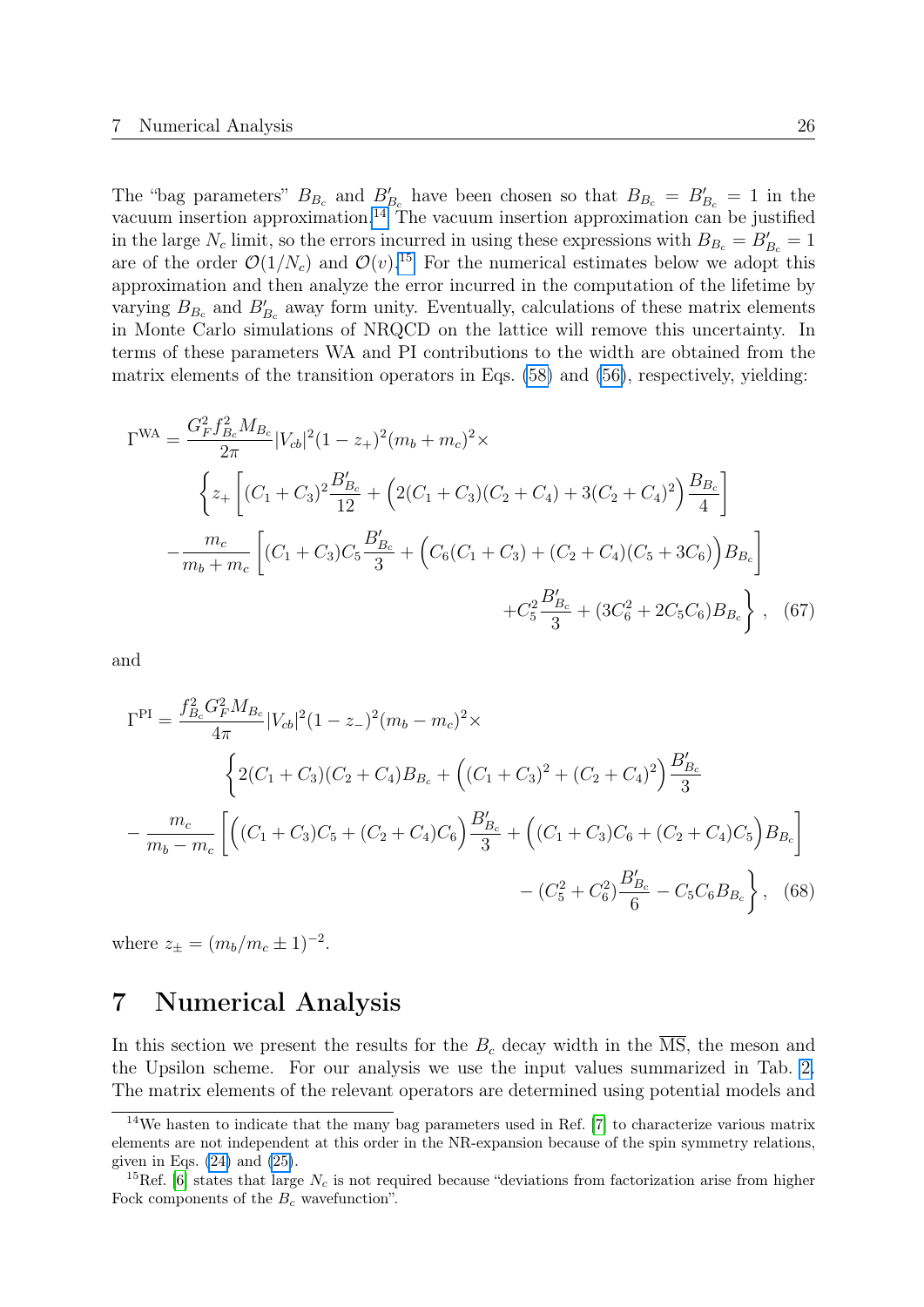The "bag parameters" $B_{B_c}$ and $B'_{B_c}$ have been chosen so that $B_{B_c} = B'_{B_c} = 1$ in the vacuum insertion approximation.[14] The vacuum insertion approximation can be justified in the large $N_c$ limit, so the errors incurred in using these expressions with $B_{B_c} = B'_{B_c} = 1$ are of the order $\mathcal{O}(1/N_c)$ and $\mathcal{O}(v)$.[15] For the numerical estimates below we adopt this approximation and then analyze the error incurred in the computation of the lifetime by varying $B_{B_c}$ and $B'_{B_c}$ away form unity. Eventually, calculations of these matrix elements in Monte Carlo simulations of NRQCD on the lattice will remove this uncertainty. In terms of these parameters WA and PI contributions to the width are obtained from the matrix elements of the transition operators in Eqs. (58) and (56), respectively, yielding:

$$
\begin{aligned}
\Gamma^{\rm WA} = \frac{G_F^2 f_{B_c}^2 M_{B_c}}{2\pi} |V_{cb}|^2 (1-z_+)^2 (m_b+m_c)^2 \times & \\
\Bigg\{ z_+ \Bigg[ (C_1+C_3)^2 \frac{B'_{B_c}}{12} + \Big( 2(C_1+C_3)(C_2+C_4) + 3(C_2+C_4)^2 \Big) \frac{B_{B_c}}{4} \Bigg] & \\
- \frac{m_c}{m_b+m_c} \Bigg[ (C_1+C_3) C_5 \frac{B'_{B_c}}{3} + \Big( C_6(C_1+C_3) + (C_2+C_4)(C_5+3C_6) \Big) B_{B_c} \Bigg] & \\
+ C_5^2 \frac{B'_{B_c}}{3} + (3C_6^2 + 2C_5C_6) B_{B_c} \Bigg\} \, , & \quad (67)
\end{aligned}
$$

and

$$
\begin{aligned}
\Gamma^{\rm PI} = \frac{f_{B_c}^2 G_F^2 M_{B_c}}{4\pi} |V_{cb}|^2 (1-z_-)^2 (m_b-m_c)^2 \times & \\
\Bigg\{ 2(C_1+C_3)(C_2+C_4) B_{B_c} + \Big( (C_1+C_3)^2 + (C_2+C_4)^2 \Big) \frac{B'_{B_c}}{3} & \\
- \frac{m_c}{m_b-m_c} \Bigg[ \Big( (C_1+C_3)C_5 + (C_2+C_4)C_6 \Big) \frac{B'_{B_c}}{3} + \Big( (C_1+C_3)C_6 + (C_2+C_4)C_5 \Big) B_{B_c} \Bigg] & \\
- (C_5^2 + C_6^2) \frac{B'_{B_c}}{6} - C_5 C_6 B_{B_c} \Bigg\} \, , & \quad (68)
\end{aligned}
$$

where $z_\pm = (m_b/m_c \pm 1)^{-2}$.

# 7 Numerical Analysis

In this section we present the results for the $B_c$ decay width in the $\overline{\rm MS}$, the meson and the Upsilon scheme. For our analysis we use the input values summarized in Tab. 2. The matrix elements of the relevant operators are determined using potential models and

---

[14] We hasten to indicate that the many bag parameters used in Ref. [7] to characterize various matrix elements are not independent at this order in the NR-expansion because of the spin symmetry relations, given in Eqs. (24) and (25).

[15] Ref. [6] states that large $N_c$ is not required because "deviations from factorization arise from higher Fock components of the $B_c$ wavefunction".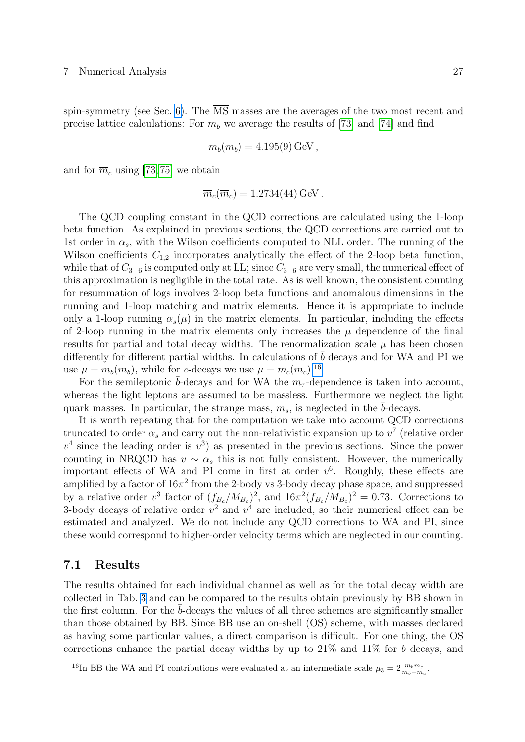spin-symmetry (see Sec. 6). The $\overline{\text{MS}}$ masses are the averages of the two most recent and precise lattice calculations: For $\overline{m}_b$ we average the results of [73] and [74] and find

$$\overline{m}_b(\overline{m}_b) = 4.195(9)\,\text{GeV}\,,$$

and for $\overline{m}_c$ using [73, 75] we obtain

$$\overline{m}_c(\overline{m}_c) = 1.2734(44)\,\text{GeV}\,.$$

The QCD coupling constant in the QCD corrections are calculated using the 1-loop beta function. As explained in previous sections, the QCD corrections are carried out to 1st order in $\alpha_s$, with the Wilson coefficients computed to NLL order. The running of the Wilson coefficients $C_{1,2}$ incorporates analytically the effect of the 2-loop beta function, while that of $C_{3-6}$ is computed only at LL; since $C_{3-6}$ are very small, the numerical effect of this approximation is negligible in the total rate. As is well known, the consistent counting for resummation of logs involves 2-loop beta functions and anomalous dimensions in the running and 1-loop matching and matrix elements. Hence it is appropriate to include only a 1-loop running $\alpha_s(\mu)$ in the matrix elements. In particular, including the effects of 2-loop running in the matrix elements only increases the $\mu$ dependence of the final results for partial and total decay widths. The renormalization scale $\mu$ has been chosen differently for different partial widths. In calculations of $\bar{b}$ decays and for WA and PI we use $\mu = \overline{m}_b(\overline{m}_b)$, while for $c$-decays we use $\mu = \overline{m}_c(\overline{m}_c)$.[16]

For the semileptonic $\bar{b}$-decays and for WA the $m_\tau$-dependence is taken into account, whereas the light leptons are assumed to be massless. Furthermore we neglect the light quark masses. In particular, the strange mass, $m_s$, is neglected in the $\bar{b}$-decays.

It is worth repeating that for the computation we take into account QCD corrections truncated to order $\alpha_s$ and carry out the non-relativistic expansion up to $v^7$ (relative order $v^4$ since the leading order is $v^3$) as presented in the previous sections. Since the power counting in NRQCD has $v \sim \alpha_s$ this is not fully consistent. However, the numerically important effects of WA and PI come in first at order $v^6$. Roughly, these effects are amplified by a factor of $16\pi^2$ from the 2-body vs 3-body decay phase space, and suppressed by a relative order $v^3$ factor of $(f_{B_c}/M_{B_c})^2$, and $16\pi^2(f_{B_c}/M_{B_c})^2 = 0.73$. Corrections to 3-body decays of relative order $v^2$ and $v^4$ are included, so their numerical effect can be estimated and analyzed. We do not include any QCD corrections to WA and PI, since these would correspond to higher-order velocity terms which are neglected in our counting.

## 7.1 Results

The results obtained for each individual channel as well as for the total decay width are collected in Tab. 3 and can be compared to the results obtain previously by BB shown in the first column. For the $\bar{b}$-decays the values of all three schemes are significantly smaller than those obtained by BB. Since BB use an on-shell (OS) scheme, with masses declared as having some particular values, a direct comparison is difficult. For one thing, the OS corrections enhance the partial decay widths by up to 21% and 11% for $b$ decays, and

[16] In BB the WA and PI contributions were evaluated at an intermediate scale $\mu_3 = 2\frac{m_b m_c}{m_b + m_c}$.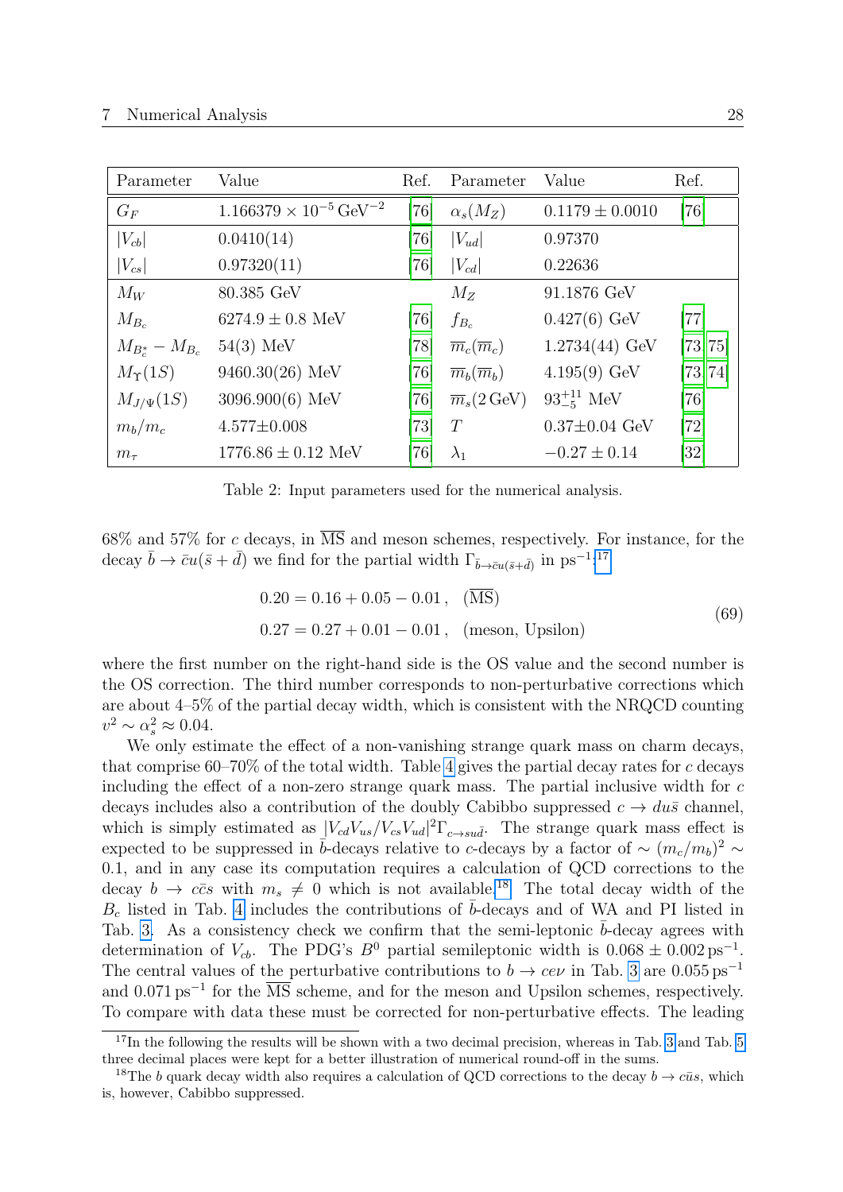| Parameter | Value | Ref. | Parameter | Value | Ref. |
|---|---|---|---|---|---|
| $G_F$ | $1.166379 \times 10^{-5}\,\mathrm{GeV}^{-2}$ | [76] | $\alpha_s(M_Z)$ | $0.1179 \pm 0.0010$ | [76] |
| $\lvert V_{cb}\rvert$ | 0.0410(14) | [76] | $\lvert V_{ud}\rvert$ | 0.97370 | |
| $\lvert V_{cs}\rvert$ | 0.97320(11) | [76] | $\lvert V_{cd}\rvert$ | 0.22636 | |
| $M_W$ | 80.385 GeV | | $M_Z$ | 91.1876 GeV | |
| $M_{B_c}$ | $6274.9 \pm 0.8$ MeV | [76] | $f_{B_c}$ | 0.427(6) GeV | [77] |
| $M_{B_c^*} - M_{B_c}$ | 54(3) MeV | [78] | $\overline{m}_c(\overline{m}_c)$ | 1.2734(44) GeV | [73, 75] |
| $M_\Upsilon(1S)$ | 9460.30(26) MeV | [76] | $\overline{m}_b(\overline{m}_b)$ | 4.195(9) GeV | [73, 74] |
| $M_{J/\Psi}(1S)$ | 3096.900(6) MeV | [76] | $\overline{m}_s(2\,\mathrm{GeV})$ | $93^{+11}_{-5}$ MeV | [76] |
| $m_b/m_c$ | $4.577 \pm 0.008$ | [73] | $T$ | $0.37 \pm 0.04$ GeV | [72] |
| $m_\tau$ | $1776.86 \pm 0.12$ MeV | [76] | $\lambda_1$ | $-0.27 \pm 0.14$ | [32] |

Table 2: Input parameters used for the numerical analysis.

68% and 57% for $c$ decays, in $\overline{\mathrm{MS}}$ and meson schemes, respectively. For instance, for the decay $\bar{b} \to \bar{c}u(\bar{s}+\bar{d})$ we find for the partial width $\Gamma_{\bar{b}\to\bar{c}u(\bar{s}+\bar{d})}$ in $\mathrm{ps}^{-1}$:[17]

$$
\begin{aligned}
0.20 &= 0.16 + 0.05 - 0.01\,, \quad (\overline{\mathrm{MS}}) \\
0.27 &= 0.27 + 0.01 - 0.01\,, \quad (\text{meson, Upsilon})
\end{aligned}
\tag{69}
$$

where the first number on the right-hand side is the OS value and the second number is the OS correction. The third number corresponds to non-perturbative corrections which are about 4–5% of the partial decay width, which is consistent with the NRQCD counting $v^2 \sim \alpha_s^2 \approx 0.04$.

We only estimate the effect of a non-vanishing strange quark mass on charm decays, that comprise 60–70% of the total width. Table 4 gives the partial decay rates for $c$ decays including the effect of a non-zero strange quark mass. The partial inclusive width for $c$ decays includes also a contribution of the doubly Cabibbo suppressed $c \to du\bar{s}$ channel, which is simply estimated as $|V_{cd}V_{us}/V_{cs}V_{ud}|^2\Gamma_{c\to su\bar{d}}$. The strange quark mass effect is expected to be suppressed in $\bar{b}$-decays relative to $c$-decays by a factor of $\sim (m_c/m_b)^2 \sim 0.1$, and in any case its computation requires a calculation of QCD corrections to the decay $b \to c\bar{c}s$ with $m_s \neq 0$ which is not available.[18] The total decay width of the $B_c$ listed in Tab. 4 includes the contributions of $\bar{b}$-decays and of WA and PI listed in Tab. 3. As a consistency check we confirm that the semi-leptonic $\bar{b}$-decay agrees with determination of $V_{cb}$. The PDG's $B^0$ partial semileptonic width is $0.068 \pm 0.002\,\mathrm{ps}^{-1}$. The central values of the perturbative contributions to $b \to ce\nu$ in Tab. 3 are $0.055\,\mathrm{ps}^{-1}$ and $0.071\,\mathrm{ps}^{-1}$ for the $\overline{\mathrm{MS}}$ scheme, and for the meson and Upsilon schemes, respectively. To compare with data these must be corrected for non-perturbative effects. The leading

[17] In the following the results will be shown with a two decimal precision, whereas in Tab. 3 and Tab. 5 three decimal places were kept for a better illustration of numerical round-off in the sums.

[18] The $b$ quark decay width also requires a calculation of QCD corrections to the decay $b \to c\bar{u}s$, which is, however, Cabibbo suppressed.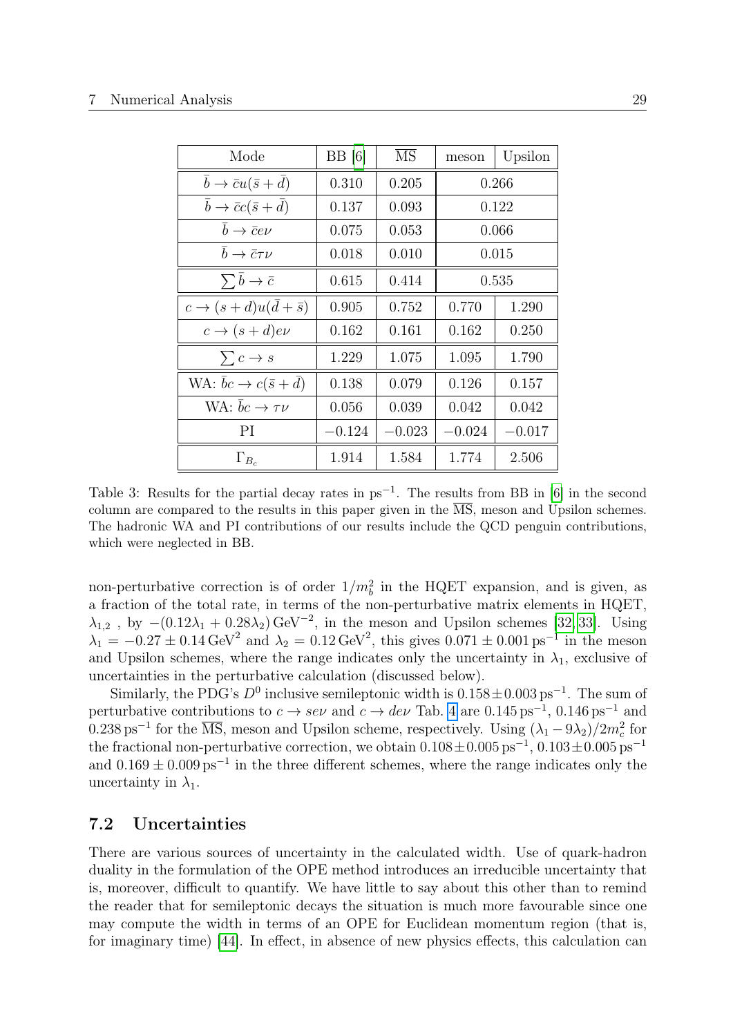| Mode | BB [6] | $\overline{\text{MS}}$ | meson | Upsilon |
|---|---|---|---|---|
| $\bar{b} \to \bar{c}u(\bar{s}+\bar{d})$ | 0.310 | 0.205 | 0.266 | |
| $\bar{b} \to \bar{c}c(\bar{s}+\bar{d})$ | 0.137 | 0.093 | 0.122 | |
| $\bar{b} \to \bar{c}e\nu$ | 0.075 | 0.053 | 0.066 | |
| $\bar{b} \to \bar{c}\tau\nu$ | 0.018 | 0.010 | 0.015 | |
| $\sum \bar{b} \to \bar{c}$ | 0.615 | 0.414 | 0.535 | |
| $c \to (s+d)u(\bar{d}+\bar{s})$ | 0.905 | 0.752 | 0.770 | 1.290 |
| $c \to (s+d)e\nu$ | 0.162 | 0.161 | 0.162 | 0.250 |
| $\sum c \to s$ | 1.229 | 1.075 | 1.095 | 1.790 |
| WA: $\bar{b}c \to c(\bar{s}+\bar{d})$ | 0.138 | 0.079 | 0.126 | 0.157 |
| WA: $\bar{b}c \to \tau\nu$ | 0.056 | 0.039 | 0.042 | 0.042 |
| PI | $-0.124$ | $-0.023$ | $-0.024$ | $-0.017$ |
| $\Gamma_{B_c}$ | 1.914 | 1.584 | 1.774 | 2.506 |

Table 3: Results for the partial decay rates in $\text{ps}^{-1}$. The results from BB in [6] in the second column are compared to the results in this paper given in the $\overline{\text{MS}}$, meson and Upsilon schemes. The hadronic WA and PI contributions of our results include the QCD penguin contributions, which were neglected in BB.

non-perturbative correction is of order $1/m_b^2$ in the HQET expansion, and is given, as a fraction of the total rate, in terms of the non-perturbative matrix elements in HQET, $\lambda_{1,2}$ , by $-(0.12\lambda_1 + 0.28\lambda_2)\,\text{GeV}^{-2}$, in the meson and Upsilon schemes [32, 33]. Using $\lambda_1 = -0.27 \pm 0.14\,\text{GeV}^2$ and $\lambda_2 = 0.12\,\text{GeV}^2$, this gives $0.071 \pm 0.001\,\text{ps}^{-1}$ in the meson and Upsilon schemes, where the range indicates only the uncertainty in $\lambda_1$, exclusive of uncertainties in the perturbative calculation (discussed below).

Similarly, the PDG's $D^0$ inclusive semileptonic width is $0.158 \pm 0.003\,\text{ps}^{-1}$. The sum of perturbative contributions to $c \to se\nu$ and $c \to de\nu$ Tab. 4 are $0.145\,\text{ps}^{-1}$, $0.146\,\text{ps}^{-1}$ and $0.238\,\text{ps}^{-1}$ for the $\overline{\text{MS}}$, meson and Upsilon scheme, respectively. Using $(\lambda_1 - 9\lambda_2)/2m_c^2$ for the fractional non-perturbative correction, we obtain $0.108 \pm 0.005\,\text{ps}^{-1}$, $0.103 \pm 0.005\,\text{ps}^{-1}$ and $0.169 \pm 0.009\,\text{ps}^{-1}$ in the three different schemes, where the range indicates only the uncertainty in $\lambda_1$.

## 7.2 Uncertainties

There are various sources of uncertainty in the calculated width. Use of quark-hadron duality in the formulation of the OPE method introduces an irreducible uncertainty that is, moreover, difficult to quantify. We have little to say about this other than to remind the reader that for semileptonic decays the situation is much more favourable since one may compute the width in terms of an OPE for Euclidean momentum region (that is, for imaginary time) [44]. In effect, in absence of new physics effects, this calculation can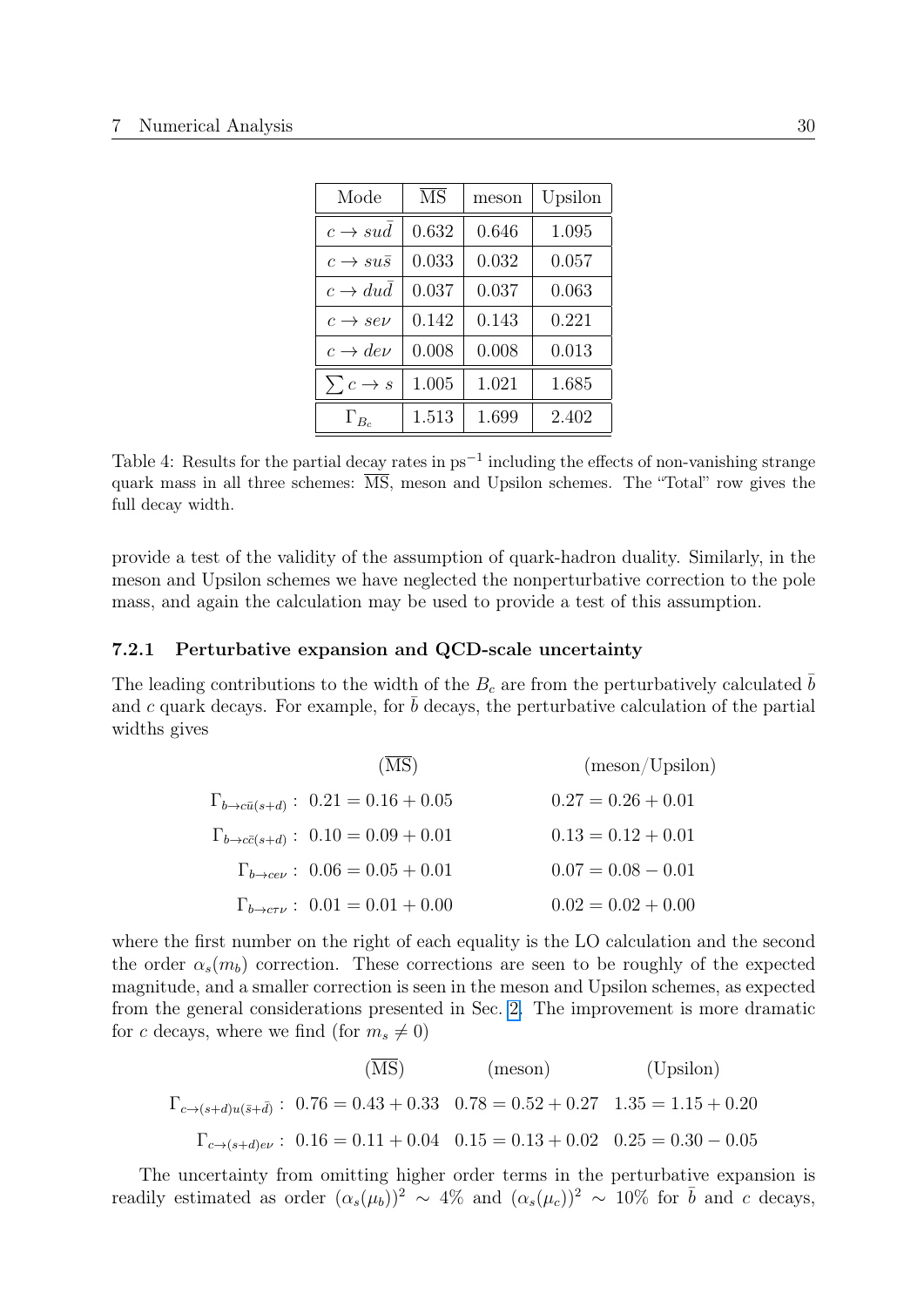| Mode | $\overline{\text{MS}}$ | meson | Upsilon |
|---|---|---|---|
| $c \to su\bar{d}$ | 0.632 | 0.646 | 1.095 |
| $c \to su\bar{s}$ | 0.033 | 0.032 | 0.057 |
| $c \to du\bar{d}$ | 0.037 | 0.037 | 0.063 |
| $c \to se\nu$ | 0.142 | 0.143 | 0.221 |
| $c \to de\nu$ | 0.008 | 0.008 | 0.013 |
| $\sum c \to s$ | 1.005 | 1.021 | 1.685 |
| $\Gamma_{B_c}$ | 1.513 | 1.699 | 2.402 |

Table 4: Results for the partial decay rates in ps$^{-1}$ including the effects of non-vanishing strange quark mass in all three schemes: $\overline{\text{MS}}$, meson and Upsilon schemes. The "Total" row gives the full decay width.

provide a test of the validity of the assumption of quark-hadron duality. Similarly, in the meson and Upsilon schemes we have neglected the nonperturbative correction to the pole mass, and again the calculation may be used to provide a test of this assumption.

### 7.2.1 Perturbative expansion and QCD-scale uncertainty

The leading contributions to the width of the $B_c$ are from the perturbatively calculated $\bar{b}$ and $c$ quark decays. For example, for $\bar{b}$ decays, the perturbative calculation of the partial widths gives

$$
\begin{array}{lll}
 & (\overline{\text{MS}}) & (\text{meson/Upsilon}) \\
\Gamma_{b\to c\bar{u}(s+d)}: & 0.21 = 0.16 + 0.05 & 0.27 = 0.26 + 0.01 \\
\Gamma_{b\to c\bar{c}(s+d)}: & 0.10 = 0.09 + 0.01 & 0.13 = 0.12 + 0.01 \\
\Gamma_{b\to ce\nu}: & 0.06 = 0.05 + 0.01 & 0.07 = 0.08 - 0.01 \\
\Gamma_{b\to c\tau\nu}: & 0.01 = 0.01 + 0.00 & 0.02 = 0.02 + 0.00
\end{array}
$$

where the first number on the right of each equality is the LO calculation and the second the order $\alpha_s(m_b)$ correction. These corrections are seen to be roughly of the expected magnitude, and a smaller correction is seen in the meson and Upsilon schemes, as expected from the general considerations presented in Sec. 2. The improvement is more dramatic for $c$ decays, where we find (for $m_s \neq 0$)

$$
\begin{array}{llll}
 & (\overline{\text{MS}}) & (\text{meson}) & (\text{Upsilon}) \\
\Gamma_{c\to(s+d)u(\bar{s}+\bar{d})}: & 0.76 = 0.43 + 0.33 & 0.78 = 0.52 + 0.27 & 1.35 = 1.15 + 0.20 \\
\Gamma_{c\to(s+d)e\nu}: & 0.16 = 0.11 + 0.04 & 0.15 = 0.13 + 0.02 & 0.25 = 0.30 - 0.05
\end{array}
$$

The uncertainty from omitting higher order terms in the perturbative expansion is readily estimated as order $(\alpha_s(\mu_b))^2 \sim 4\%$ and $(\alpha_s(\mu_c))^2 \sim 10\%$ for $\bar{b}$ and $c$ decays,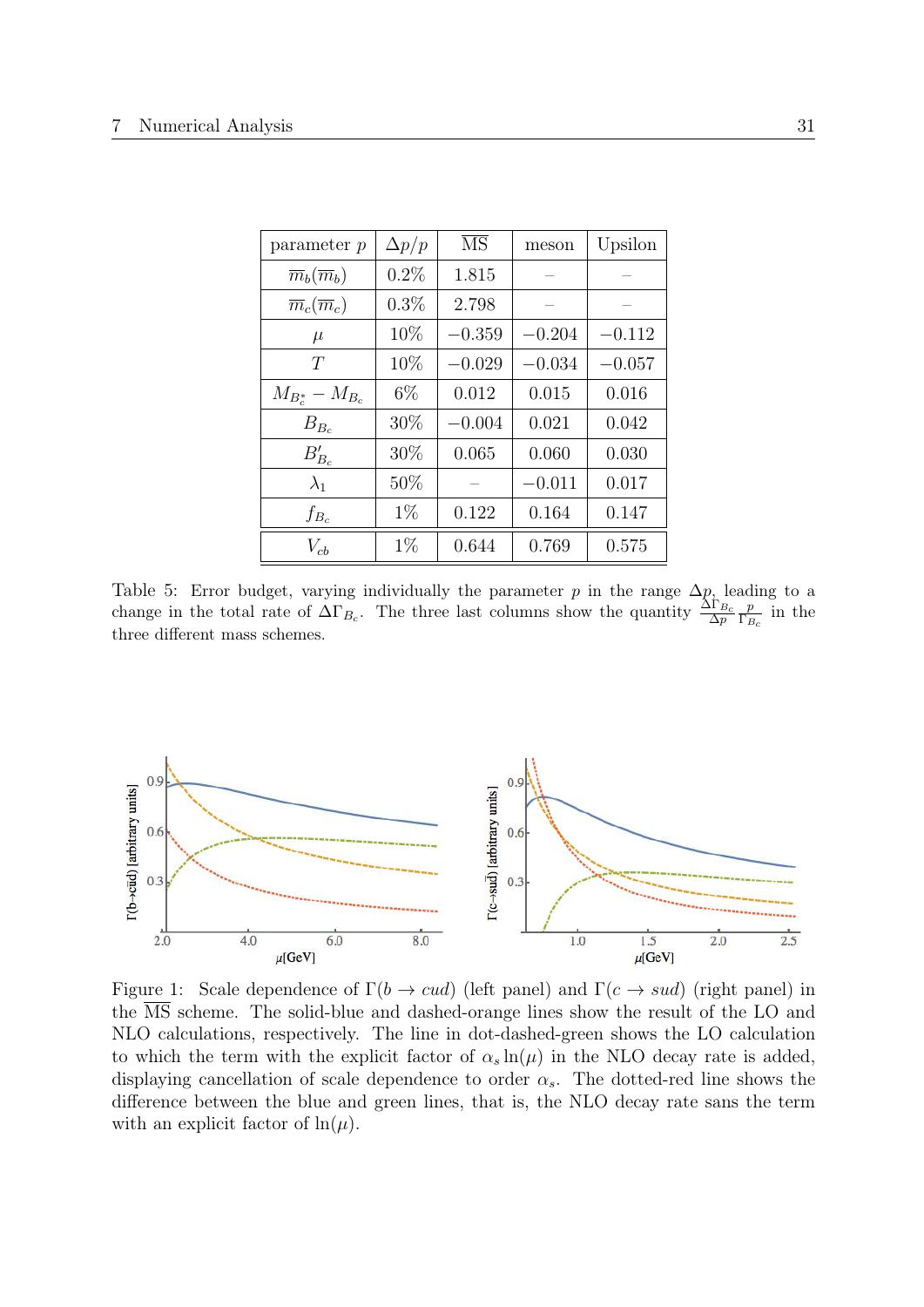| parameter $p$ | $\Delta p/p$ | $\overline{\text{MS}}$ | meson | Upsilon |
|---|---|---|---|---|
| $\overline{m}_b(\overline{m}_b)$ | 0.2% | 1.815 | – | – |
| $\overline{m}_c(\overline{m}_c)$ | 0.3% | 2.798 | – | – |
| $\mu$ | 10% | $-0.359$ | $-0.204$ | $-0.112$ |
| $T$ | 10% | $-0.029$ | $-0.034$ | $-0.057$ |
| $M_{B_c^*} - M_{B_c}$ | 6% | 0.012 | 0.015 | 0.016 |
| $B_{B_c}$ | 30% | $-0.004$ | 0.021 | 0.042 |
| $B'_{B_c}$ | 30% | 0.065 | 0.060 | 0.030 |
| $\lambda_1$ | 50% | – | $-0.011$ | 0.017 |
| $f_{B_c}$ | 1% | 0.122 | 0.164 | 0.147 |
| $V_{cb}$ | 1% | 0.644 | 0.769 | 0.575 |

Table 5: Error budget, varying individually the parameter $p$ in the range $\Delta p$, leading to a change in the total rate of $\Delta\Gamma_{B_c}$. The three last columns show the quantity $\frac{\Delta\Gamma_{B_c}}{\Delta p}\frac{p}{\Gamma_{B_c}}$ in the three different mass schemes.

Figure 1: Scale dependence of $\Gamma(b \to cud)$ (left panel) and $\Gamma(c \to sud)$ (right panel) in the $\overline{\text{MS}}$ scheme. The solid-blue and dashed-orange lines show the result of the LO and NLO calculations, respectively. The line in dot-dashed-green shows the LO calculation to which the term with the explicit factor of $\alpha_s \ln(\mu)$ in the NLO decay rate is added, displaying cancellation of scale dependence to order $\alpha_s$. The dotted-red line shows the difference between the blue and green lines, that is, the NLO decay rate sans the term with an explicit factor of $\ln(\mu)$.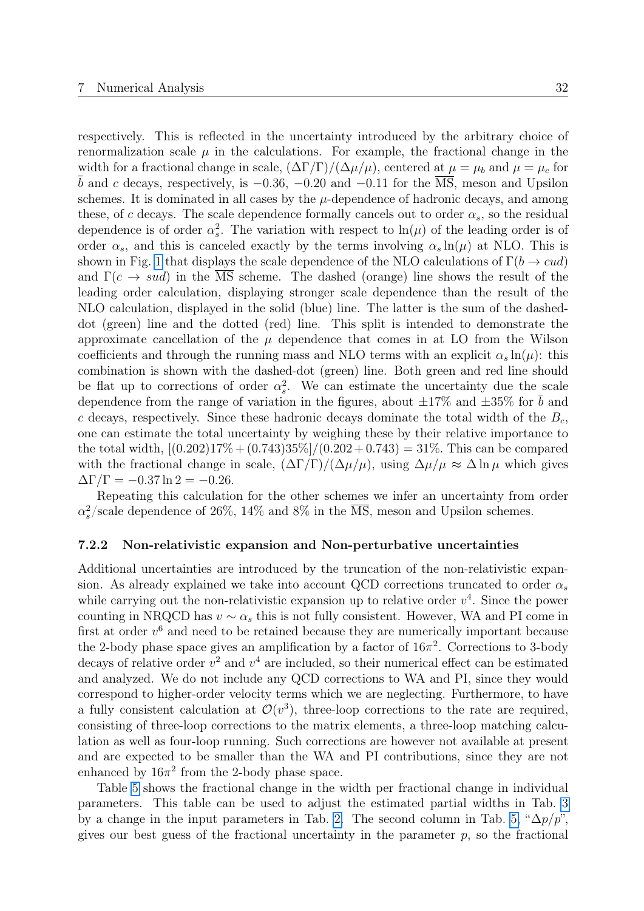respectively. This is reflected in the uncertainty introduced by the arbitrary choice of renormalization scale $\mu$ in the calculations. For example, the fractional change in the width for a fractional change in scale, $(\Delta\Gamma/\Gamma)/(\Delta\mu/\mu)$, centered at $\mu = \mu_b$ and $\mu = \mu_c$ for $\bar{b}$ and $c$ decays, respectively, is $-0.36$, $-0.20$ and $-0.11$ for the $\overline{\text{MS}}$, meson and Upsilon schemes. It is dominated in all cases by the $\mu$-dependence of hadronic decays, and among these, of $c$ decays. The scale dependence formally cancels out to order $\alpha_s$, so the residual dependence is of order $\alpha_s^2$. The variation with respect to $\ln(\mu)$ of the leading order is of order $\alpha_s$, and this is canceled exactly by the terms involving $\alpha_s \ln(\mu)$ at NLO. This is shown in Fig. 1 that displays the scale dependence of the NLO calculations of $\Gamma(b \to cud)$ and $\Gamma(c \to sud)$ in the $\overline{\text{MS}}$ scheme. The dashed (orange) line shows the result of the leading order calculation, displaying stronger scale dependence than the result of the NLO calculation, displayed in the solid (blue) line. The latter is the sum of the dashed-dot (green) line and the dotted (red) line. This split is intended to demonstrate the approximate cancellation of the $\mu$ dependence that comes in at LO from the Wilson coefficients and through the running mass and NLO terms with an explicit $\alpha_s \ln(\mu)$: this combination is shown with the dashed-dot (green) line. Both green and red line should be flat up to corrections of order $\alpha_s^2$. We can estimate the uncertainty due the scale dependence from the range of variation in the figures, about $\pm 17\%$ and $\pm 35\%$ for $\bar{b}$ and $c$ decays, respectively. Since these hadronic decays dominate the total width of the $B_c$, one can estimate the total uncertainty by weighing these by their relative importance to the total width, $[(0.202)17\% + (0.743)35\%]/(0.202 + 0.743) = 31\%$. This can be compared with the fractional change in scale, $(\Delta\Gamma/\Gamma)/(\Delta\mu/\mu)$, using $\Delta\mu/\mu \approx \Delta \ln \mu$ which gives $\Delta\Gamma/\Gamma = -0.37 \ln 2 = -0.26$.

Repeating this calculation for the other schemes we infer an uncertainty from order $\alpha_s^2$/scale dependence of 26%, 14% and 8% in the $\overline{\text{MS}}$, meson and Upsilon schemes.

### 7.2.2 Non-relativistic expansion and Non-perturbative uncertainties

Additional uncertainties are introduced by the truncation of the non-relativistic expansion. As already explained we take into account QCD corrections truncated to order $\alpha_s$ while carrying out the non-relativistic expansion up to relative order $v^4$. Since the power counting in NRQCD has $v \sim \alpha_s$ this is not fully consistent. However, WA and PI come in first at order $v^6$ and need to be retained because they are numerically important because the 2-body phase space gives an amplification by a factor of $16\pi^2$. Corrections to 3-body decays of relative order $v^2$ and $v^4$ are included, so their numerical effect can be estimated and analyzed. We do not include any QCD corrections to WA and PI, since they would correspond to higher-order velocity terms which we are neglecting. Furthermore, to have a fully consistent calculation at $\mathcal{O}(v^3)$, three-loop corrections to the rate are required, consisting of three-loop corrections to the matrix elements, a three-loop matching calculation as well as four-loop running. Such corrections are however not available at present and are expected to be smaller than the WA and PI contributions, since they are not enhanced by $16\pi^2$ from the 2-body phase space.

Table 5 shows the fractional change in the width per fractional change in individual parameters. This table can be used to adjust the estimated partial widths in Tab. 3 by a change in the input parameters in Tab. 2. The second column in Tab. 5, "$\Delta p/p$", gives our best guess of the fractional uncertainty in the parameter $p$, so the fractional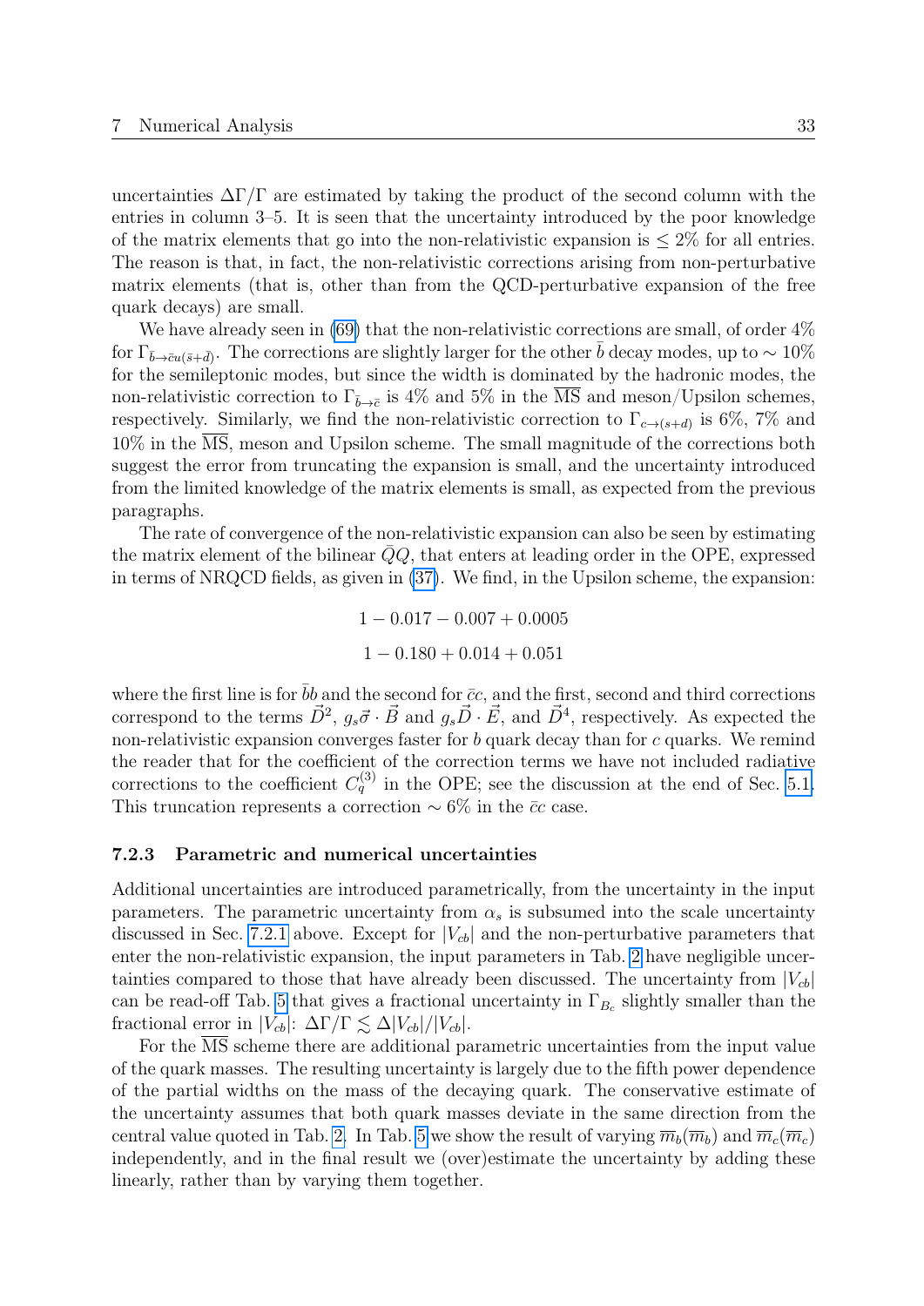uncertainties $\Delta\Gamma/\Gamma$ are estimated by taking the product of the second column with the entries in column 3–5. It is seen that the uncertainty introduced by the poor knowledge of the matrix elements that go into the non-relativistic expansion is $\leq 2\%$ for all entries. The reason is that, in fact, the non-relativistic corrections arising from non-perturbative matrix elements (that is, other than from the QCD-perturbative expansion of the free quark decays) are small.

We have already seen in (69) that the non-relativistic corrections are small, of order 4% for $\Gamma_{\bar{b}\to\bar{c}u(\bar{s}+\bar{d})}$. The corrections are slightly larger for the other $\bar{b}$ decay modes, up to $\sim 10\%$ for the semileptonic modes, but since the width is dominated by the hadronic modes, the non-relativistic correction to $\Gamma_{\bar{b}\to\bar{c}}$ is 4% and 5% in the $\overline{\text{MS}}$ and meson/Upsilon schemes, respectively. Similarly, we find the non-relativistic correction to $\Gamma_{c\to(s+d)}$ is 6%, 7% and 10% in the $\overline{\text{MS}}$, meson and Upsilon scheme. The small magnitude of the corrections both suggest the error from truncating the expansion is small, and the uncertainty introduced from the limited knowledge of the matrix elements is small, as expected from the previous paragraphs.

The rate of convergence of the non-relativistic expansion can also be seen by estimating the matrix element of the bilinear $\bar{Q}Q$, that enters at leading order in the OPE, expressed in terms of NRQCD fields, as given in (37). We find, in the Upsilon scheme, the expansion:

$$1 - 0.017 - 0.007 + 0.0005$$

$$1 - 0.180 + 0.014 + 0.051$$

where the first line is for $\bar{b}b$ and the second for $\bar{c}c$, and the first, second and third corrections correspond to the terms $\vec{D}^2$, $g_s\vec{\sigma}\cdot\vec{B}$ and $g_s\vec{D}\cdot\vec{E}$, and $\vec{D}^4$, respectively. As expected the non-relativistic expansion converges faster for $b$ quark decay than for $c$ quarks. We remind the reader that for the coefficient of the correction terms we have not included radiative corrections to the coefficient $C_q^{(3)}$ in the OPE; see the discussion at the end of Sec. 5.1. This truncation represents a correction $\sim 6\%$ in the $\bar{c}c$ case.

### 7.2.3 Parametric and numerical uncertainties

Additional uncertainties are introduced parametrically, from the uncertainty in the input parameters. The parametric uncertainty from $\alpha_s$ is subsumed into the scale uncertainty discussed in Sec. 7.2.1 above. Except for $|V_{cb}|$ and the non-perturbative parameters that enter the non-relativistic expansion, the input parameters in Tab. 2 have negligible uncertainties compared to those that have already been discussed. The uncertainty from $|V_{cb}|$ can be read-off Tab. 5 that gives a fractional uncertainty in $\Gamma_{B_c}$ slightly smaller than the fractional error in $|V_{cb}|$: $\Delta\Gamma/\Gamma \lesssim \Delta|V_{cb}|/|V_{cb}|$.

For the $\overline{\text{MS}}$ scheme there are additional parametric uncertainties from the input value of the quark masses. The resulting uncertainty is largely due to the fifth power dependence of the partial widths on the mass of the decaying quark. The conservative estimate of the uncertainty assumes that both quark masses deviate in the same direction from the central value quoted in Tab. 2. In Tab. 5 we show the result of varying $\overline{m}_b(\overline{m}_b)$ and $\overline{m}_c(\overline{m}_c)$ independently, and in the final result we (over)estimate the uncertainty by adding these linearly, rather than by varying them together.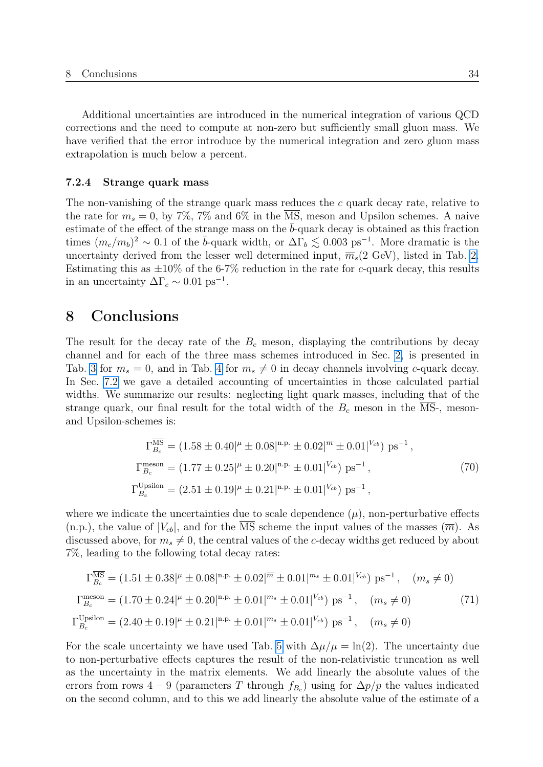Additional uncertainties are introduced in the numerical integration of various QCD corrections and the need to compute at non-zero but sufficiently small gluon mass. We have verified that the error introduce by the numerical integration and zero gluon mass extrapolation is much below a percent.

### 7.2.4 Strange quark mass

The non-vanishing of the strange quark mass reduces the $c$ quark decay rate, relative to the rate for $m_s = 0$, by 7%, 7% and 6% in the $\overline{\text{MS}}$, meson and Upsilon schemes. A naive estimate of the effect of the strange mass on the $\bar{b}$-quark decay is obtained as this fraction times $(m_c/m_b)^2 \sim 0.1$ of the $\bar{b}$-quark width, or $\Delta\Gamma_b \lesssim 0.003\ \text{ps}^{-1}$. More dramatic is the uncertainty derived from the lesser well determined input, $\overline{m}_s(2\ \text{GeV})$, listed in Tab. 2. Estimating this as $\pm 10\%$ of the 6-7% reduction in the rate for $c$-quark decay, this results in an uncertainty $\Delta\Gamma_c \sim 0.01\ \text{ps}^{-1}$.

# 8 Conclusions

The result for the decay rate of the $B_c$ meson, displaying the contributions by decay channel and for each of the three mass schemes introduced in Sec. 2, is presented in Tab. 3 for $m_s = 0$, and in Tab. 4 for $m_s \neq 0$ in decay channels involving $c$-quark decay. In Sec. 7.2 we gave a detailed accounting of uncertainties in those calculated partial widths. We summarize our results: neglecting light quark masses, including that of the strange quark, our final result for the total width of the $B_c$ meson in the $\overline{\text{MS}}$-, meson- and Upsilon-schemes is:

$$
\begin{aligned}
\Gamma_{B_c}^{\overline{\text{MS}}} &= (1.58 \pm 0.40|^{\mu} \pm 0.08|^{\text{n.p.}} \pm 0.02|^{\overline{m}} \pm 0.01|^{V_{cb}})\ \text{ps}^{-1}\,, \\
\Gamma_{B_c}^{\text{meson}} &= (1.77 \pm 0.25|^{\mu} \pm 0.20|^{\text{n.p.}} \pm 0.01|^{V_{cb}})\ \text{ps}^{-1}\,, \\
\Gamma_{B_c}^{\text{Upsilon}} &= (2.51 \pm 0.19|^{\mu} \pm 0.21|^{\text{n.p.}} \pm 0.01|^{V_{cb}})\ \text{ps}^{-1}\,,
\end{aligned}
\tag{70}
$$

where we indicate the uncertainties due to scale dependence ($\mu$), non-perturbative effects (n.p.), the value of $|V_{cb}|$, and for the $\overline{\text{MS}}$ scheme the input values of the masses ($\overline{m}$). As discussed above, for $m_s \neq 0$, the central values of the $c$-decay widths get reduced by about 7%, leading to the following total decay rates:

$$
\begin{aligned}
\Gamma_{B_c}^{\overline{\text{MS}}} &= (1.51 \pm 0.38|^{\mu} \pm 0.08|^{\text{n.p.}} \pm 0.02|^{\overline{m}} \pm 0.01|^{m_s} \pm 0.01|^{V_{cb}})\ \text{ps}^{-1}\,, \quad (m_s \neq 0) \\
\Gamma_{B_c}^{\text{meson}} &= (1.70 \pm 0.24|^{\mu} \pm 0.20|^{\text{n.p.}} \pm 0.01|^{m_s} \pm 0.01|^{V_{cb}})\ \text{ps}^{-1}\,, \quad (m_s \neq 0) \\
\Gamma_{B_c}^{\text{Upsilon}} &= (2.40 \pm 0.19|^{\mu} \pm 0.21|^{\text{n.p.}} \pm 0.01|^{m_s} \pm 0.01|^{V_{cb}})\ \text{ps}^{-1}\,, \quad (m_s \neq 0)
\end{aligned}
\tag{71}
$$

For the scale uncertainty we have used Tab. 5 with $\Delta\mu/\mu = \ln(2)$. The uncertainty due to non-perturbative effects captures the result of the non-relativistic truncation as well as the uncertainty in the matrix elements. We add linearly the absolute values of the errors from rows 4 – 9 (parameters $T$ through $f_{B_c}$) using for $\Delta p/p$ the values indicated on the second column, and to this we add linearly the absolute value of the estimate of a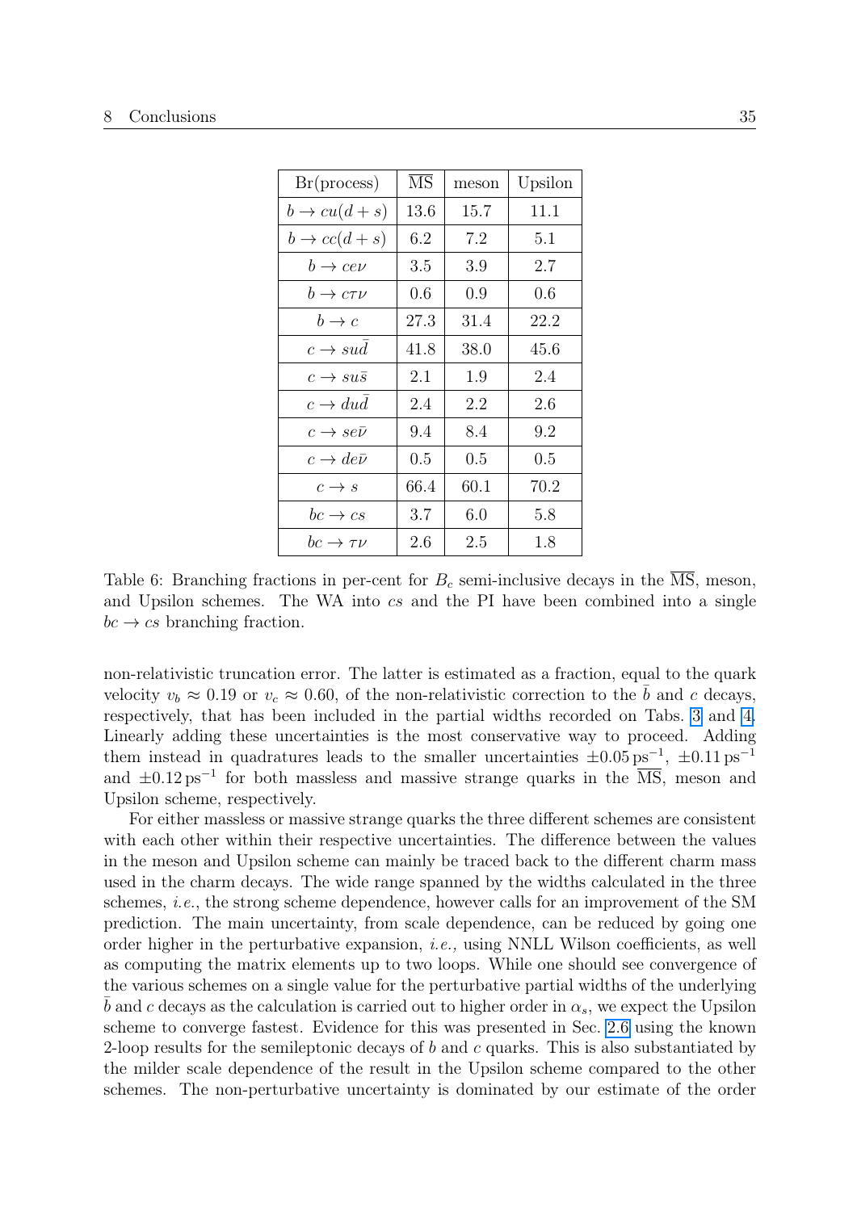| Br(process) | $\overline{\text{MS}}$ | meson | Upsilon |
|---|---|---|---|
| $b \to cu(d+s)$ | 13.6 | 15.7 | 11.1 |
| $b \to cc(d+s)$ | 6.2 | 7.2 | 5.1 |
| $b \to ce\nu$ | 3.5 | 3.9 | 2.7 |
| $b \to c\tau\nu$ | 0.6 | 0.9 | 0.6 |
| $b \to c$ | 27.3 | 31.4 | 22.2 |
| $c \to su\bar{d}$ | 41.8 | 38.0 | 45.6 |
| $c \to su\bar{s}$ | 2.1 | 1.9 | 2.4 |
| $c \to du\bar{d}$ | 2.4 | 2.2 | 2.6 |
| $c \to se\bar{\nu}$ | 9.4 | 8.4 | 9.2 |
| $c \to de\bar{\nu}$ | 0.5 | 0.5 | 0.5 |
| $c \to s$ | 66.4 | 60.1 | 70.2 |
| $bc \to cs$ | 3.7 | 6.0 | 5.8 |
| $bc \to \tau\nu$ | 2.6 | 2.5 | 1.8 |

Table 6: Branching fractions in per-cent for $B_c$ semi-inclusive decays in the $\overline{\text{MS}}$, meson, and Upsilon schemes. The WA into $cs$ and the PI have been combined into a single $bc \to cs$ branching fraction.

non-relativistic truncation error. The latter is estimated as a fraction, equal to the quark velocity $v_b \approx 0.19$ or $v_c \approx 0.60$, of the non-relativistic correction to the $\bar{b}$ and $c$ decays, respectively, that has been included in the partial widths recorded on Tabs. 3 and 4. Linearly adding these uncertainties is the most conservative way to proceed. Adding them instead in quadratures leads to the smaller uncertainties $\pm 0.05\,\text{ps}^{-1}$, $\pm 0.11\,\text{ps}^{-1}$ and $\pm 0.12\,\text{ps}^{-1}$ for both massless and massive strange quarks in the $\overline{\text{MS}}$, meson and Upsilon scheme, respectively.

For either massless or massive strange quarks the three different schemes are consistent with each other within their respective uncertainties. The difference between the values in the meson and Upsilon scheme can mainly be traced back to the different charm mass used in the charm decays. The wide range spanned by the widths calculated in the three schemes, *i.e.*, the strong scheme dependence, however calls for an improvement of the SM prediction. The main uncertainty, from scale dependence, can be reduced by going one order higher in the perturbative expansion, *i.e.,* using NNLL Wilson coefficients, as well as computing the matrix elements up to two loops. While one should see convergence of the various schemes on a single value for the perturbative partial widths of the underlying $\bar{b}$ and $c$ decays as the calculation is carried out to higher order in $\alpha_s$, we expect the Upsilon scheme to converge fastest. Evidence for this was presented in Sec. 2.6 using the known 2-loop results for the semileptonic decays of $b$ and $c$ quarks. This is also substantiated by the milder scale dependence of the result in the Upsilon scheme compared to the other schemes. The non-perturbative uncertainty is dominated by our estimate of the order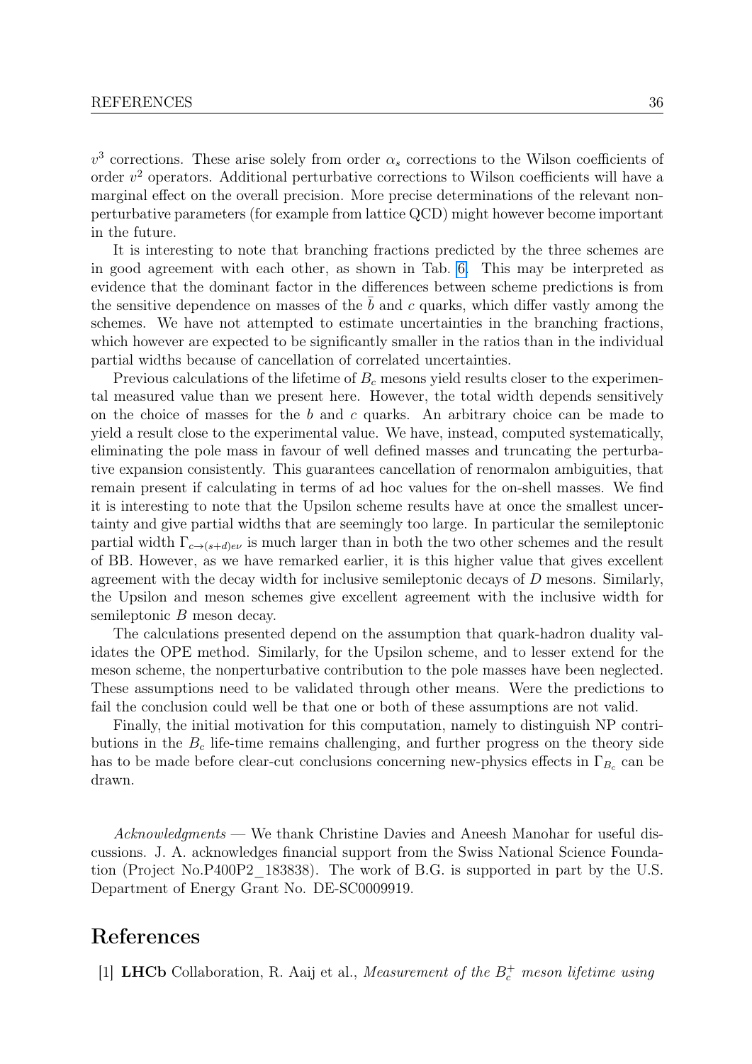$v^3$ corrections. These arise solely from order $\alpha_s$ corrections to the Wilson coefficients of order $v^2$ operators. Additional perturbative corrections to Wilson coefficients will have a marginal effect on the overall precision. More precise determinations of the relevant nonperturbative parameters (for example from lattice QCD) might however become important in the future.

It is interesting to note that branching fractions predicted by the three schemes are in good agreement with each other, as shown in Tab. 6. This may be interpreted as evidence that the dominant factor in the differences between scheme predictions is from the sensitive dependence on masses of the $\bar{b}$ and $c$ quarks, which differ vastly among the schemes. We have not attempted to estimate uncertainties in the branching fractions, which however are expected to be significantly smaller in the ratios than in the individual partial widths because of cancellation of correlated uncertainties.

Previous calculations of the lifetime of $B_c$ mesons yield results closer to the experimental measured value than we present here. However, the total width depends sensitively on the choice of masses for the $b$ and $c$ quarks. An arbitrary choice can be made to yield a result close to the experimental value. We have, instead, computed systematically, eliminating the pole mass in favour of well defined masses and truncating the perturbative expansion consistently. This guarantees cancellation of renormalon ambiguities, that remain present if calculating in terms of ad hoc values for the on-shell masses. We find it is interesting to note that the Upsilon scheme results have at once the smallest uncertainty and give partial widths that are seemingly too large. In particular the semileptonic partial width $\Gamma_{c\to(s+d)e\nu}$ is much larger than in both the two other schemes and the result of BB. However, as we have remarked earlier, it is this higher value that gives excellent agreement with the decay width for inclusive semileptonic decays of $D$ mesons. Similarly, the Upsilon and meson schemes give excellent agreement with the inclusive width for semileptonic $B$ meson decay.

The calculations presented depend on the assumption that quark-hadron duality validates the OPE method. Similarly, for the Upsilon scheme, and to lesser extend for the meson scheme, the nonperturbative contribution to the pole masses have been neglected. These assumptions need to be validated through other means. Were the predictions to fail the conclusion could well be that one or both of these assumptions are not valid.

Finally, the initial motivation for this computation, namely to distinguish NP contributions in the $B_c$ life-time remains challenging, and further progress on the theory side has to be made before clear-cut conclusions concerning new-physics effects in $\Gamma_{B_c}$ can be drawn.

*Acknowledgments* — We thank Christine Davies and Aneesh Manohar for useful discussions. J. A. acknowledges financial support from the Swiss National Science Foundation (Project No.P400P2_183838). The work of B.G. is supported in part by the U.S. Department of Energy Grant No. DE-SC0009919.

# References

[1] **LHCb** Collaboration, R. Aaij et al., *Measurement of the $B_c^+$ meson lifetime using*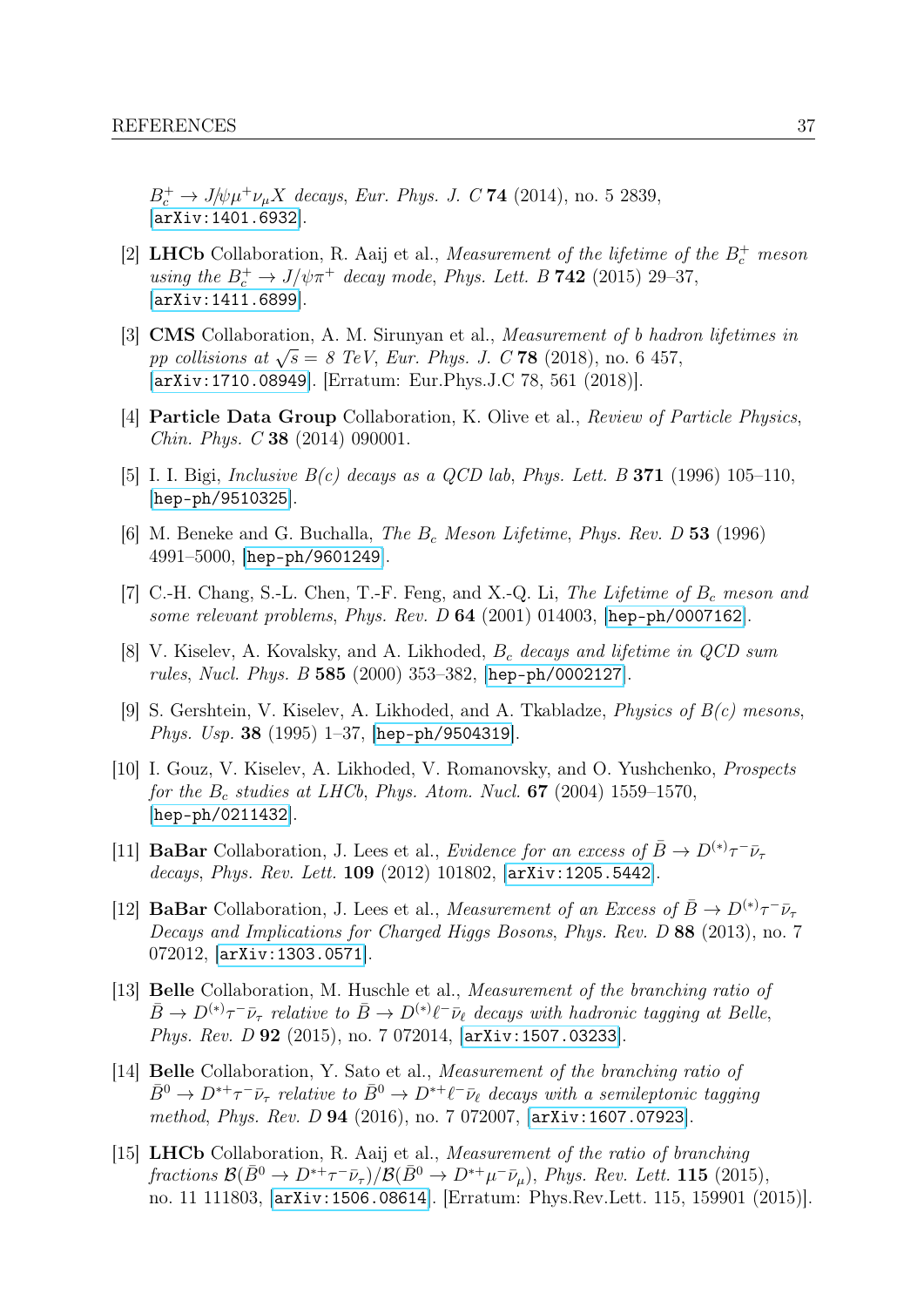$B_c^+ \to J/\psi \mu^+ \nu_\mu X$ *decays*, *Eur. Phys. J. C* **74** (2014), no. 5 2839, [arXiv:1401.6932].

[2] **LHCb** Collaboration, R. Aaij et al., *Measurement of the lifetime of the $B_c^+$ meson using the $B_c^+ \to J/\psi\pi^+$ decay mode*, *Phys. Lett. B* **742** (2015) 29–37, [arXiv:1411.6899].

[3] **CMS** Collaboration, A. M. Sirunyan et al., *Measurement of b hadron lifetimes in pp collisions at $\sqrt{s} = 8$ TeV*, *Eur. Phys. J. C* **78** (2018), no. 6 457, [arXiv:1710.08949]. [Erratum: Eur.Phys.J.C 78, 561 (2018)].

[4] **Particle Data Group** Collaboration, K. Olive et al., *Review of Particle Physics*, *Chin. Phys. C* **38** (2014) 090001.

[5] I. I. Bigi, *Inclusive B(c) decays as a QCD lab*, *Phys. Lett. B* **371** (1996) 105–110, [hep-ph/9510325].

[6] M. Beneke and G. Buchalla, *The $B_c$ Meson Lifetime*, *Phys. Rev. D* **53** (1996) 4991–5000, [hep-ph/9601249].

[7] C.-H. Chang, S.-L. Chen, T.-F. Feng, and X.-Q. Li, *The Lifetime of $B_c$ meson and some relevant problems*, *Phys. Rev. D* **64** (2001) 014003, [hep-ph/0007162].

[8] V. Kiselev, A. Kovalsky, and A. Likhoded, *$B_c$ decays and lifetime in QCD sum rules*, *Nucl. Phys. B* **585** (2000) 353–382, [hep-ph/0002127].

[9] S. Gershtein, V. Kiselev, A. Likhoded, and A. Tkabladze, *Physics of B(c) mesons*, *Phys. Usp.* **38** (1995) 1–37, [hep-ph/9504319].

[10] I. Gouz, V. Kiselev, A. Likhoded, V. Romanovsky, and O. Yushchenko, *Prospects for the $B_c$ studies at LHCb*, *Phys. Atom. Nucl.* **67** (2004) 1559–1570, [hep-ph/0211432].

[11] **BaBar** Collaboration, J. Lees et al., *Evidence for an excess of $\bar{B} \to D^{(*)}\tau^-\bar{\nu}_\tau$ decays*, *Phys. Rev. Lett.* **109** (2012) 101802, [arXiv:1205.5442].

[12] **BaBar** Collaboration, J. Lees et al., *Measurement of an Excess of $\bar{B} \to D^{(*)}\tau^-\bar{\nu}_\tau$ Decays and Implications for Charged Higgs Bosons*, *Phys. Rev. D* **88** (2013), no. 7 072012, [arXiv:1303.0571].

[13] **Belle** Collaboration, M. Huschle et al., *Measurement of the branching ratio of $\bar{B} \to D^{(*)}\tau^-\bar{\nu}_\tau$ relative to $\bar{B} \to D^{(*)}\ell^-\bar{\nu}_\ell$ decays with hadronic tagging at Belle*, *Phys. Rev. D* **92** (2015), no. 7 072014, [arXiv:1507.03233].

[14] **Belle** Collaboration, Y. Sato et al., *Measurement of the branching ratio of $\bar{B}^0 \to D^{*+}\tau^-\bar{\nu}_\tau$ relative to $\bar{B}^0 \to D^{*+}\ell^-\bar{\nu}_\ell$ decays with a semileptonic tagging method*, *Phys. Rev. D* **94** (2016), no. 7 072007, [arXiv:1607.07923].

[15] **LHCb** Collaboration, R. Aaij et al., *Measurement of the ratio of branching fractions $\mathcal{B}(\bar{B}^0 \to D^{*+}\tau^-\bar{\nu}_\tau)/\mathcal{B}(\bar{B}^0 \to D^{*+}\mu^-\bar{\nu}_\mu)$*, *Phys. Rev. Lett.* **115** (2015), no. 11 111803, [arXiv:1506.08614]. [Erratum: Phys.Rev.Lett. 115, 159901 (2015)].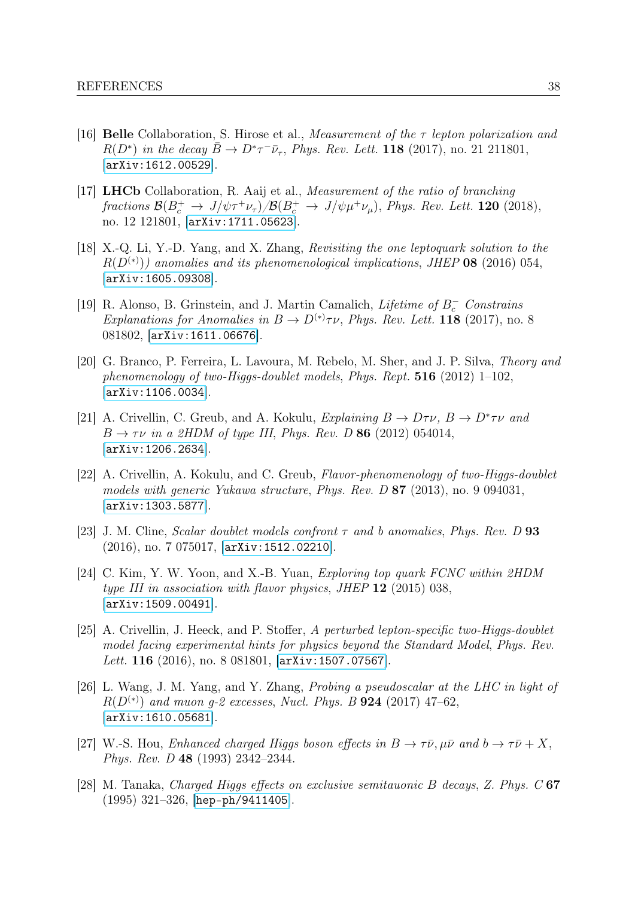[16] **Belle** Collaboration, S. Hirose et al., *Measurement of the $\tau$ lepton polarization and $R(D^*)$ in the decay $\bar{B} \to D^* \tau^- \bar{\nu}_\tau$*, *Phys. Rev. Lett.* **118** (2017), no. 21 211801, [arXiv:1612.00529].

[17] **LHCb** Collaboration, R. Aaij et al., *Measurement of the ratio of branching fractions $\mathcal{B}(B_c^+ \to J/\psi\tau^+\nu_\tau)/\mathcal{B}(B_c^+ \to J/\psi\mu^+\nu_\mu)$*, *Phys. Rev. Lett.* **120** (2018), no. 12 121801, [arXiv:1711.05623].

[18] X.-Q. Li, Y.-D. Yang, and X. Zhang, *Revisiting the one leptoquark solution to the $R(D^{(*)})$) anomalies and its phenomenological implications*, *JHEP* **08** (2016) 054, [arXiv:1605.09308].

[19] R. Alonso, B. Grinstein, and J. Martin Camalich, *Lifetime of $B_c^-$ Constrains Explanations for Anomalies in $B \to D^{(*)}\tau\nu$*, *Phys. Rev. Lett.* **118** (2017), no. 8 081802, [arXiv:1611.06676].

[20] G. Branco, P. Ferreira, L. Lavoura, M. Rebelo, M. Sher, and J. P. Silva, *Theory and phenomenology of two-Higgs-doublet models*, *Phys. Rept.* **516** (2012) 1–102, [arXiv:1106.0034].

[21] A. Crivellin, C. Greub, and A. Kokulu, *Explaining $B \to D\tau\nu$, $B \to D^*\tau\nu$ and $B \to \tau\nu$ in a 2HDM of type III*, *Phys. Rev. D* **86** (2012) 054014, [arXiv:1206.2634].

[22] A. Crivellin, A. Kokulu, and C. Greub, *Flavor-phenomenology of two-Higgs-doublet models with generic Yukawa structure*, *Phys. Rev. D* **87** (2013), no. 9 094031, [arXiv:1303.5877].

[23] J. M. Cline, *Scalar doublet models confront $\tau$ and $b$ anomalies*, *Phys. Rev. D* **93** (2016), no. 7 075017, [arXiv:1512.02210].

[24] C. Kim, Y. W. Yoon, and X.-B. Yuan, *Exploring top quark FCNC within 2HDM type III in association with flavor physics*, *JHEP* **12** (2015) 038, [arXiv:1509.00491].

[25] A. Crivellin, J. Heeck, and P. Stoffer, *A perturbed lepton-specific two-Higgs-doublet model facing experimental hints for physics beyond the Standard Model*, *Phys. Rev. Lett.* **116** (2016), no. 8 081801, [arXiv:1507.07567].

[26] L. Wang, J. M. Yang, and Y. Zhang, *Probing a pseudoscalar at the LHC in light of $R(D^{(*)})$ and muon g-2 excesses*, *Nucl. Phys. B* **924** (2017) 47–62, [arXiv:1610.05681].

[27] W.-S. Hou, *Enhanced charged Higgs boson effects in $B \to \tau\bar{\nu}, \mu\bar{\nu}$ and $b \to \tau\bar{\nu} + X$*, *Phys. Rev. D* **48** (1993) 2342–2344.

[28] M. Tanaka, *Charged Higgs effects on exclusive semitauonic B decays*, *Z. Phys. C* **67** (1995) 321–326, [hep-ph/9411405].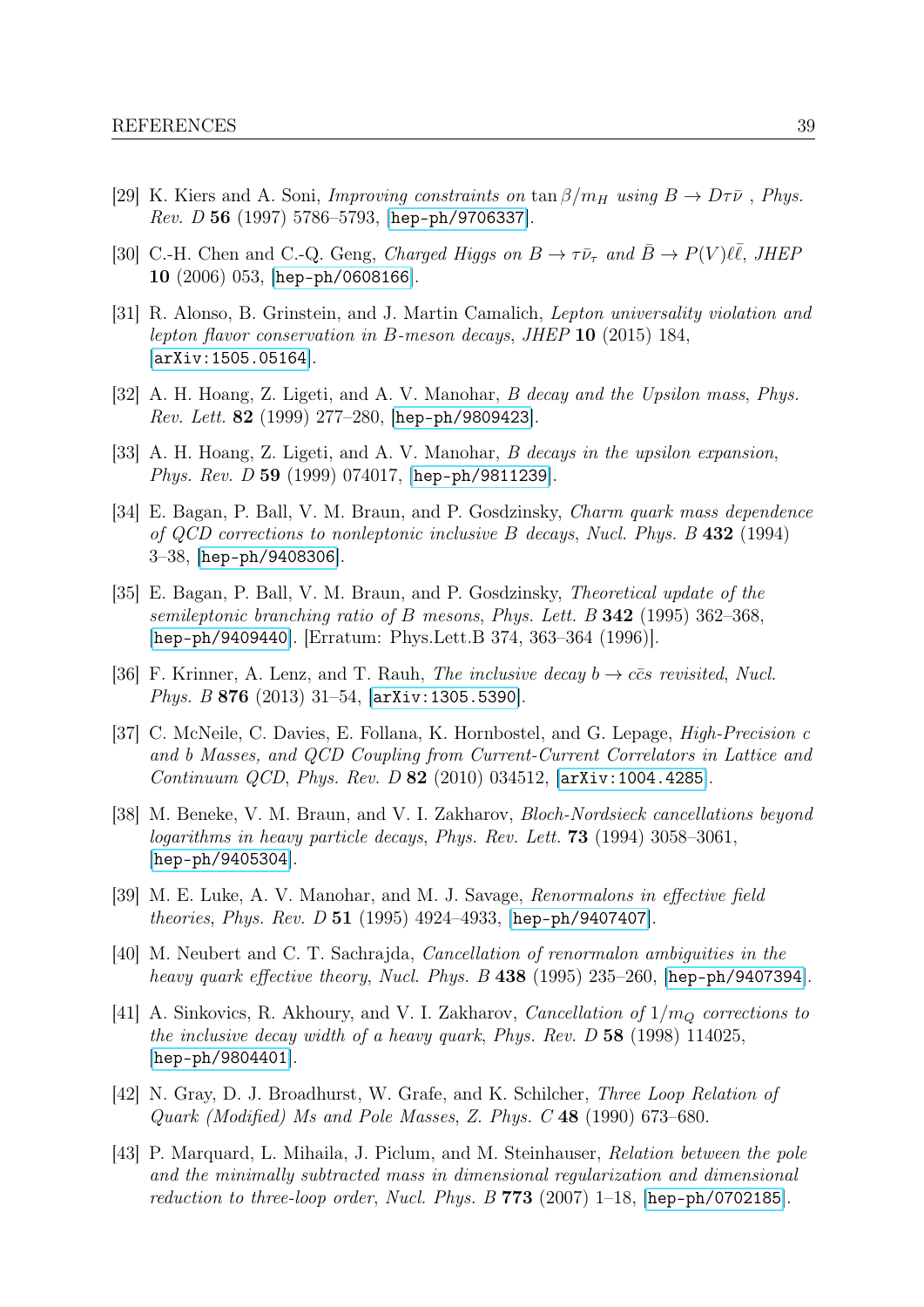[29] K. Kiers and A. Soni, *Improving constraints on* $\tan\beta/m_H$ *using* $B \to D\tau\bar{\nu}$ , *Phys. Rev. D* **56** (1997) 5786–5793, [hep-ph/9706337].

[30] C.-H. Chen and C.-Q. Geng, *Charged Higgs on* $B \to \tau\bar{\nu}_\tau$ *and* $\bar{B} \to P(V)\ell\bar{\ell}$, *JHEP* **10** (2006) 053, [hep-ph/0608166].

[31] R. Alonso, B. Grinstein, and J. Martin Camalich, *Lepton universality violation and lepton flavor conservation in B-meson decays*, *JHEP* **10** (2015) 184, [arXiv:1505.05164].

[32] A. H. Hoang, Z. Ligeti, and A. V. Manohar, *B decay and the Upsilon mass*, *Phys. Rev. Lett.* **82** (1999) 277–280, [hep-ph/9809423].

[33] A. H. Hoang, Z. Ligeti, and A. V. Manohar, *B decays in the upsilon expansion*, *Phys. Rev. D* **59** (1999) 074017, [hep-ph/9811239].

[34] E. Bagan, P. Ball, V. M. Braun, and P. Gosdzinsky, *Charm quark mass dependence of QCD corrections to nonleptonic inclusive B decays*, *Nucl. Phys. B* **432** (1994) 3–38, [hep-ph/9408306].

[35] E. Bagan, P. Ball, V. M. Braun, and P. Gosdzinsky, *Theoretical update of the semileptonic branching ratio of B mesons*, *Phys. Lett. B* **342** (1995) 362–368, [hep-ph/9409440]. [Erratum: Phys.Lett.B 374, 363–364 (1996)].

[36] F. Krinner, A. Lenz, and T. Rauh, *The inclusive decay* $b \to c\bar{c}s$ *revisited*, *Nucl. Phys. B* **876** (2013) 31–54, [arXiv:1305.5390].

[37] C. McNeile, C. Davies, E. Follana, K. Hornbostel, and G. Lepage, *High-Precision c and b Masses, and QCD Coupling from Current-Current Correlators in Lattice and Continuum QCD*, *Phys. Rev. D* **82** (2010) 034512, [arXiv:1004.4285].

[38] M. Beneke, V. M. Braun, and V. I. Zakharov, *Bloch-Nordsieck cancellations beyond logarithms in heavy particle decays*, *Phys. Rev. Lett.* **73** (1994) 3058–3061, [hep-ph/9405304].

[39] M. E. Luke, A. V. Manohar, and M. J. Savage, *Renormalons in effective field theories*, *Phys. Rev. D* **51** (1995) 4924–4933, [hep-ph/9407407].

[40] M. Neubert and C. T. Sachrajda, *Cancellation of renormalon ambiguities in the heavy quark effective theory*, *Nucl. Phys. B* **438** (1995) 235–260, [hep-ph/9407394].

[41] A. Sinkovics, R. Akhoury, and V. I. Zakharov, *Cancellation of* $1/m_Q$ *corrections to the inclusive decay width of a heavy quark*, *Phys. Rev. D* **58** (1998) 114025, [hep-ph/9804401].

[42] N. Gray, D. J. Broadhurst, W. Grafe, and K. Schilcher, *Three Loop Relation of Quark (Modified) Ms and Pole Masses*, *Z. Phys. C* **48** (1990) 673–680.

[43] P. Marquard, L. Mihaila, J. Piclum, and M. Steinhauser, *Relation between the pole and the minimally subtracted mass in dimensional regularization and dimensional reduction to three-loop order*, *Nucl. Phys. B* **773** (2007) 1–18, [hep-ph/0702185].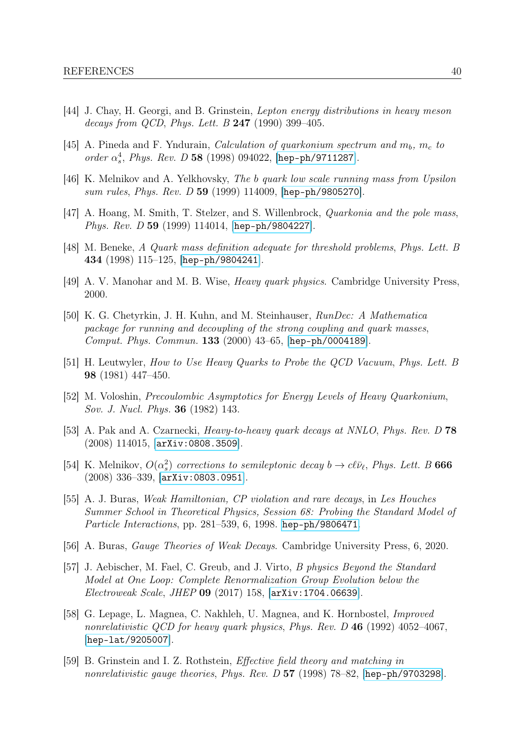[44] J. Chay, H. Georgi, and B. Grinstein, *Lepton energy distributions in heavy meson decays from QCD*, *Phys. Lett. B* **247** (1990) 399–405.

[45] A. Pineda and F. Yndurain, *Calculation of quarkonium spectrum and $m_b$, $m_c$ to order $\alpha_s^4$*, *Phys. Rev. D* **58** (1998) 094022, [hep-ph/9711287].

[46] K. Melnikov and A. Yelkhovsky, *The b quark low scale running mass from Upsilon sum rules*, *Phys. Rev. D* **59** (1999) 114009, [hep-ph/9805270].

[47] A. Hoang, M. Smith, T. Stelzer, and S. Willenbrock, *Quarkonia and the pole mass*, *Phys. Rev. D* **59** (1999) 114014, [hep-ph/9804227].

[48] M. Beneke, *A Quark mass definition adequate for threshold problems*, *Phys. Lett. B* **434** (1998) 115–125, [hep-ph/9804241].

[49] A. V. Manohar and M. B. Wise, *Heavy quark physics*. Cambridge University Press, 2000.

[50] K. G. Chetyrkin, J. H. Kuhn, and M. Steinhauser, *RunDec: A Mathematica package for running and decoupling of the strong coupling and quark masses*, *Comput. Phys. Commun.* **133** (2000) 43–65, [hep-ph/0004189].

[51] H. Leutwyler, *How to Use Heavy Quarks to Probe the QCD Vacuum*, *Phys. Lett. B* **98** (1981) 447–450.

[52] M. Voloshin, *Precoulombic Asymptotics for Energy Levels of Heavy Quarkonium*, *Sov. J. Nucl. Phys.* **36** (1982) 143.

[53] A. Pak and A. Czarnecki, *Heavy-to-heavy quark decays at NNLO*, *Phys. Rev. D* **78** (2008) 114015, [arXiv:0808.3509].

[54] K. Melnikov, *$O(\alpha_s^2)$ corrections to semileptonic decay $b \to c\ell\bar{\nu}_\ell$*, *Phys. Lett. B* **666** (2008) 336–339, [arXiv:0803.0951].

[55] A. J. Buras, *Weak Hamiltonian, CP violation and rare decays*, in *Les Houches Summer School in Theoretical Physics, Session 68: Probing the Standard Model of Particle Interactions*, pp. 281–539, 6, 1998. hep-ph/9806471.

[56] A. Buras, *Gauge Theories of Weak Decays*. Cambridge University Press, 6, 2020.

[57] J. Aebischer, M. Fael, C. Greub, and J. Virto, *B physics Beyond the Standard Model at One Loop: Complete Renormalization Group Evolution below the Electroweak Scale*, *JHEP* **09** (2017) 158, [arXiv:1704.06639].

[58] G. Lepage, L. Magnea, C. Nakhleh, U. Magnea, and K. Hornbostel, *Improved nonrelativistic QCD for heavy quark physics*, *Phys. Rev. D* **46** (1992) 4052–4067, [hep-lat/9205007].

[59] B. Grinstein and I. Z. Rothstein, *Effective field theory and matching in nonrelativistic gauge theories*, *Phys. Rev. D* **57** (1998) 78–82, [hep-ph/9703298].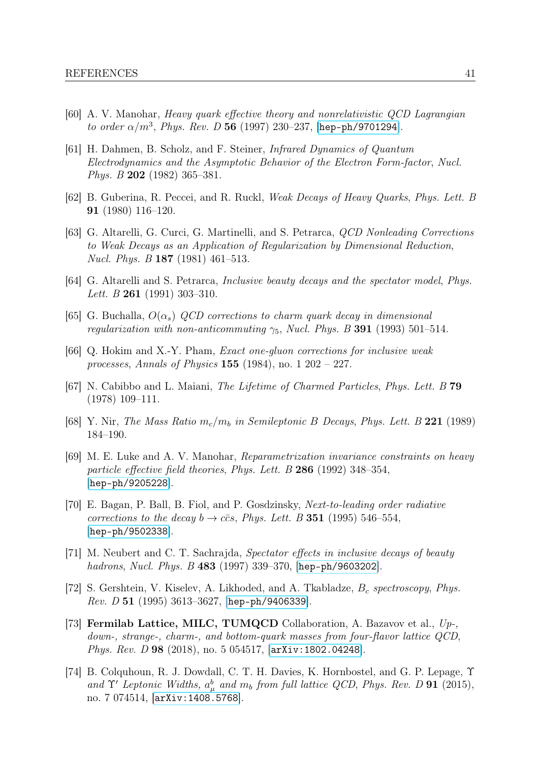[60] A. V. Manohar, *Heavy quark effective theory and nonrelativistic QCD Lagrangian to order $\alpha/m^3$*, *Phys. Rev. D* **56** (1997) 230–237, [hep-ph/9701294].

[61] H. Dahmen, B. Scholz, and F. Steiner, *Infrared Dynamics of Quantum Electrodynamics and the Asymptotic Behavior of the Electron Form-factor*, *Nucl. Phys. B* **202** (1982) 365–381.

[62] B. Guberina, R. Peccei, and R. Ruckl, *Weak Decays of Heavy Quarks*, *Phys. Lett. B* **91** (1980) 116–120.

[63] G. Altarelli, G. Curci, G. Martinelli, and S. Petrarca, *QCD Nonleading Corrections to Weak Decays as an Application of Regularization by Dimensional Reduction*, *Nucl. Phys. B* **187** (1981) 461–513.

[64] G. Altarelli and S. Petrarca, *Inclusive beauty decays and the spectator model*, *Phys. Lett. B* **261** (1991) 303–310.

[65] G. Buchalla, *$O(\alpha_s)$ QCD corrections to charm quark decay in dimensional regularization with non-anticommuting $\gamma_5$*, *Nucl. Phys. B* **391** (1993) 501–514.

[66] Q. Hokim and X.-Y. Pham, *Exact one-gluon corrections for inclusive weak processes*, *Annals of Physics* **155** (1984), no. 1 202 – 227.

[67] N. Cabibbo and L. Maiani, *The Lifetime of Charmed Particles*, *Phys. Lett. B* **79** (1978) 109–111.

[68] Y. Nir, *The Mass Ratio $m_c/m_b$ in Semileptonic B Decays*, *Phys. Lett. B* **221** (1989) 184–190.

[69] M. E. Luke and A. V. Manohar, *Reparametrization invariance constraints on heavy particle effective field theories*, *Phys. Lett. B* **286** (1992) 348–354, [hep-ph/9205228].

[70] E. Bagan, P. Ball, B. Fiol, and P. Gosdzinsky, *Next-to-leading order radiative corrections to the decay $b \to c\bar{c}s$*, *Phys. Lett. B* **351** (1995) 546–554, [hep-ph/9502338].

[71] M. Neubert and C. T. Sachrajda, *Spectator effects in inclusive decays of beauty hadrons*, *Nucl. Phys. B* **483** (1997) 339–370, [hep-ph/9603202].

[72] S. Gershtein, V. Kiselev, A. Likhoded, and A. Tkabladze, *$B_c$ spectroscopy*, *Phys. Rev. D* **51** (1995) 3613–3627, [hep-ph/9406339].

[73] **Fermilab Lattice, MILC, TUMQCD** Collaboration, A. Bazavov et al., *Up-, down-, strange-, charm-, and bottom-quark masses from four-flavor lattice QCD*, *Phys. Rev. D* **98** (2018), no. 5 054517, [arXiv:1802.04248].

[74] B. Colquhoun, R. J. Dowdall, C. T. H. Davies, K. Hornbostel, and G. P. Lepage, *$\Upsilon$ and $\Upsilon'$ Leptonic Widths, $a^b_\mu$ and $m_b$ from full lattice QCD*, *Phys. Rev. D* **91** (2015), no. 7 074514, [arXiv:1408.5768].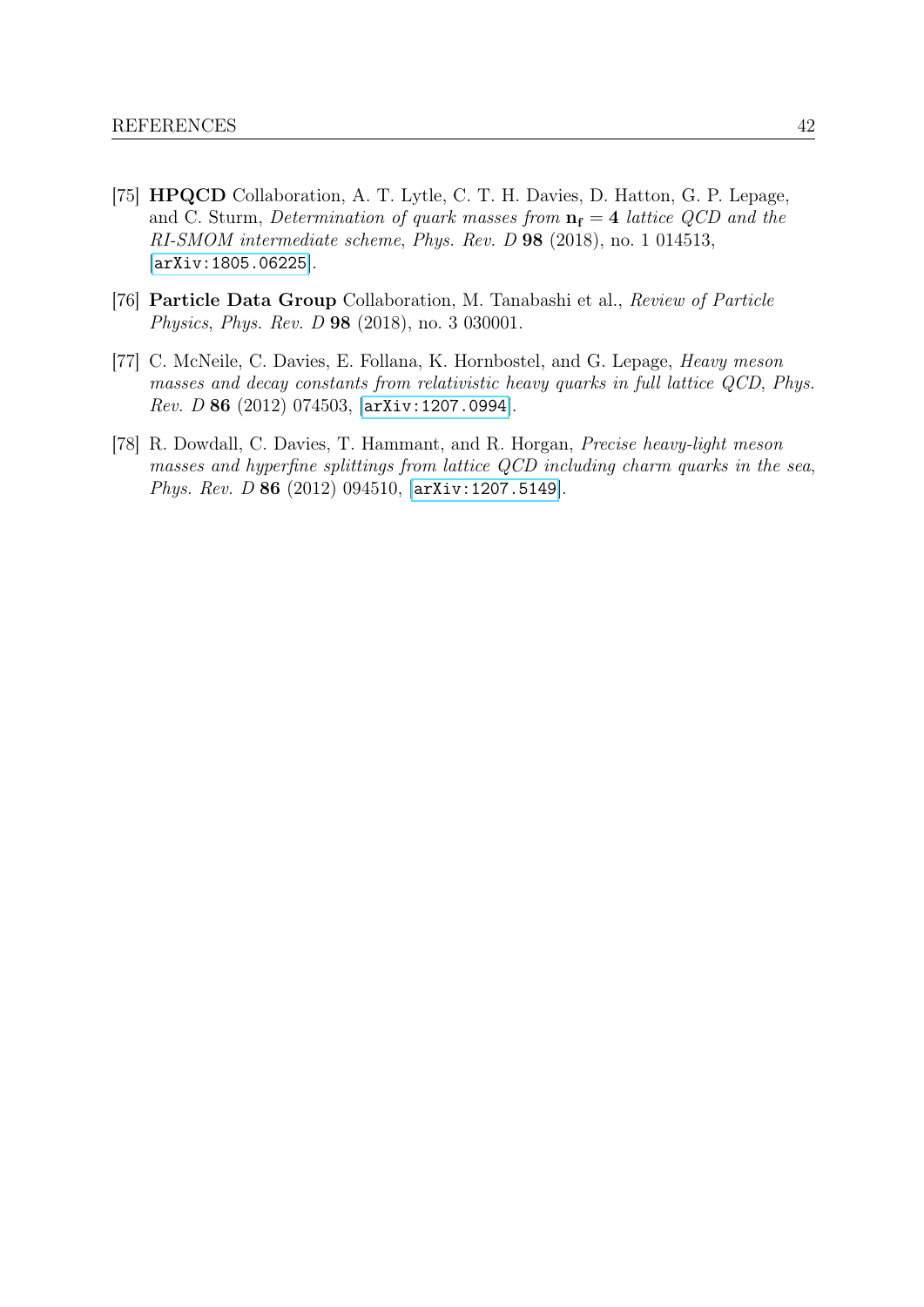[75] **HPQCD** Collaboration, A. T. Lytle, C. T. H. Davies, D. Hatton, G. P. Lepage, and C. Sturm, *Determination of quark masses from* $\mathbf{n_f = 4}$ *lattice QCD and the RI-SMOM intermediate scheme*, *Phys. Rev. D* **98** (2018), no. 1 014513, [arXiv:1805.06225].

[76] **Particle Data Group** Collaboration, M. Tanabashi et al., *Review of Particle Physics*, *Phys. Rev. D* **98** (2018), no. 3 030001.

[77] C. McNeile, C. Davies, E. Follana, K. Hornbostel, and G. Lepage, *Heavy meson masses and decay constants from relativistic heavy quarks in full lattice QCD*, *Phys. Rev. D* **86** (2012) 074503, [arXiv:1207.0994].

[78] R. Dowdall, C. Davies, T. Hammant, and R. Horgan, *Precise heavy-light meson masses and hyperfine splittings from lattice QCD including charm quarks in the sea*, *Phys. Rev. D* **86** (2012) 094510, [arXiv:1207.5149].